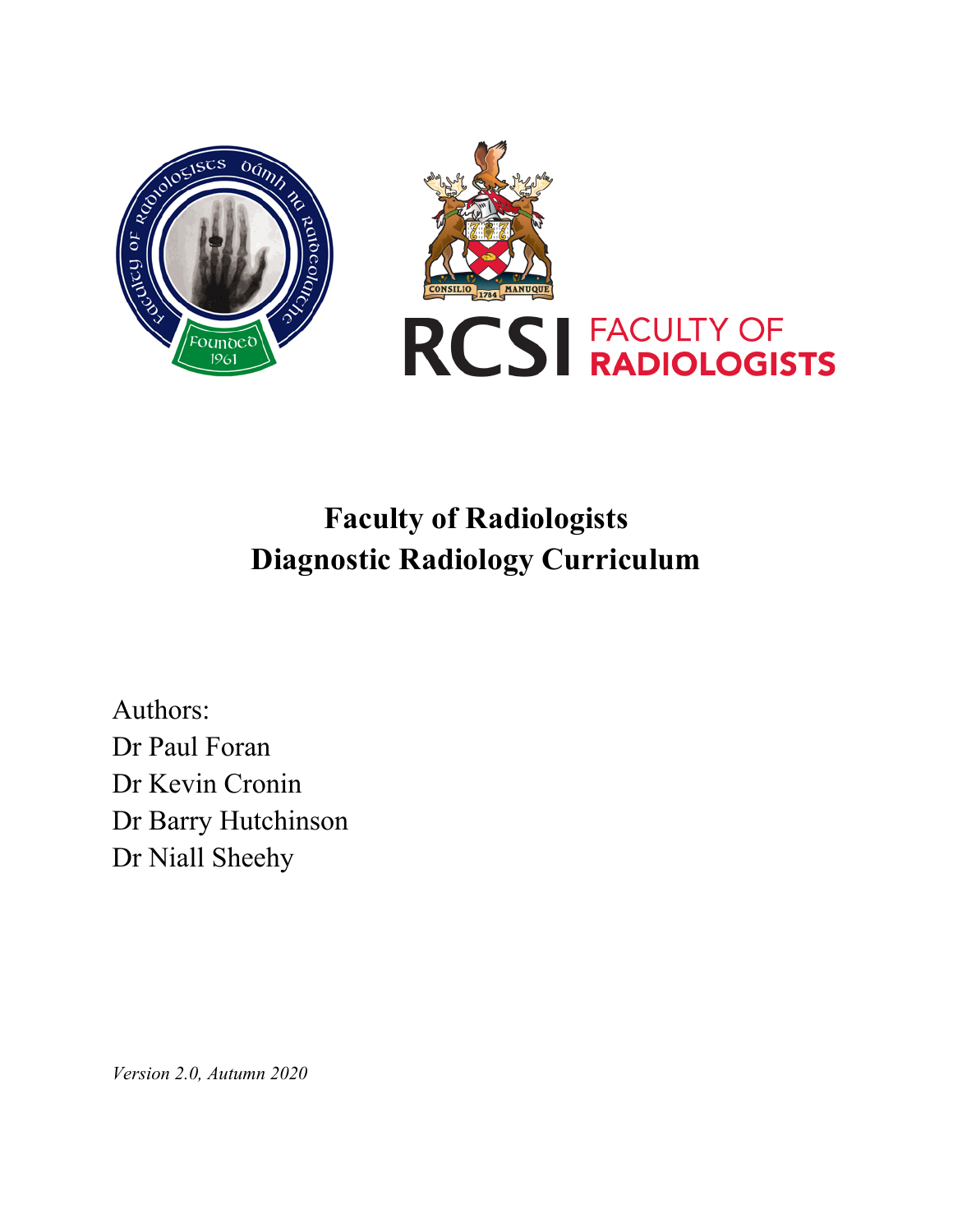# Faculty of Radiologists
# Diagnostic Radiology Curriculum

Authors:
Dr Paul Foran
Dr Kevin Cronin
Dr Barry Hutchinson
Dr Niall Sheehy

*Version 2.0, Autumn 2020*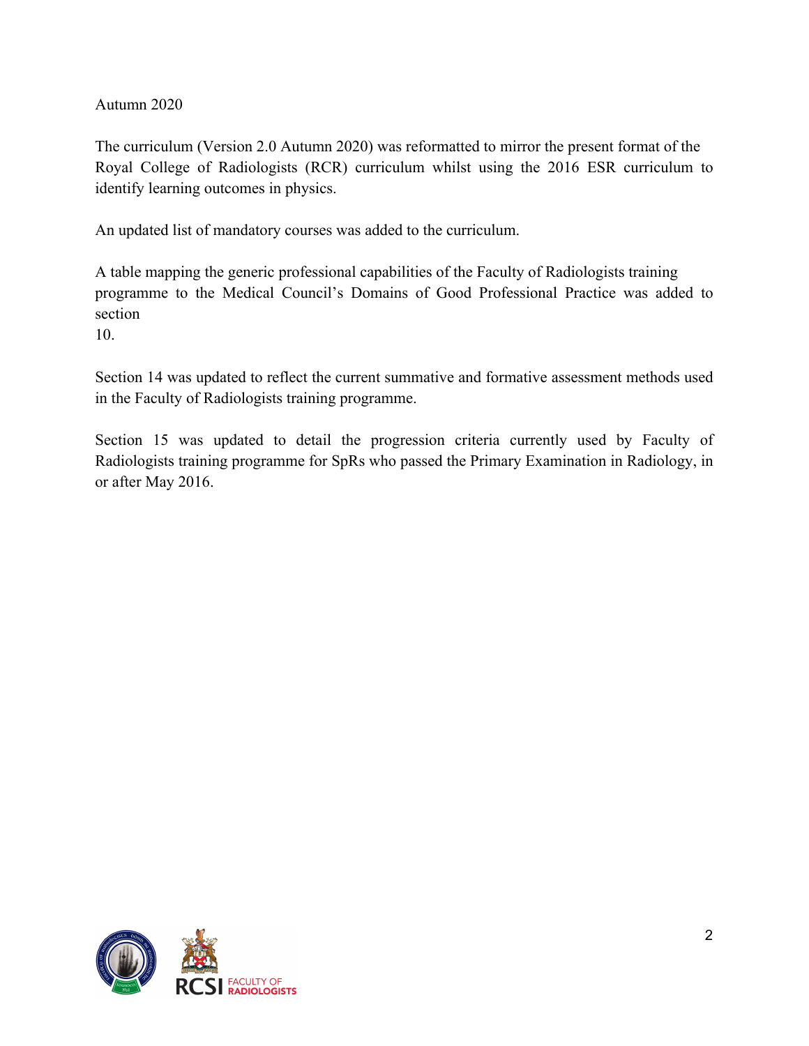Autumn 2020

The curriculum (Version 2.0 Autumn 2020) was reformatted to mirror the present format of the Royal College of Radiologists (RCR) curriculum whilst using the 2016 ESR curriculum to identify learning outcomes in physics.

An updated list of mandatory courses was added to the curriculum.

A table mapping the generic professional capabilities of the Faculty of Radiologists training programme to the Medical Council's Domains of Good Professional Practice was added to section 10.

Section 14 was updated to reflect the current summative and formative assessment methods used in the Faculty of Radiologists training programme.

Section 15 was updated to detail the progression criteria currently used by Faculty of Radiologists training programme for SpRs who passed the Primary Examination in Radiology, in or after May 2016.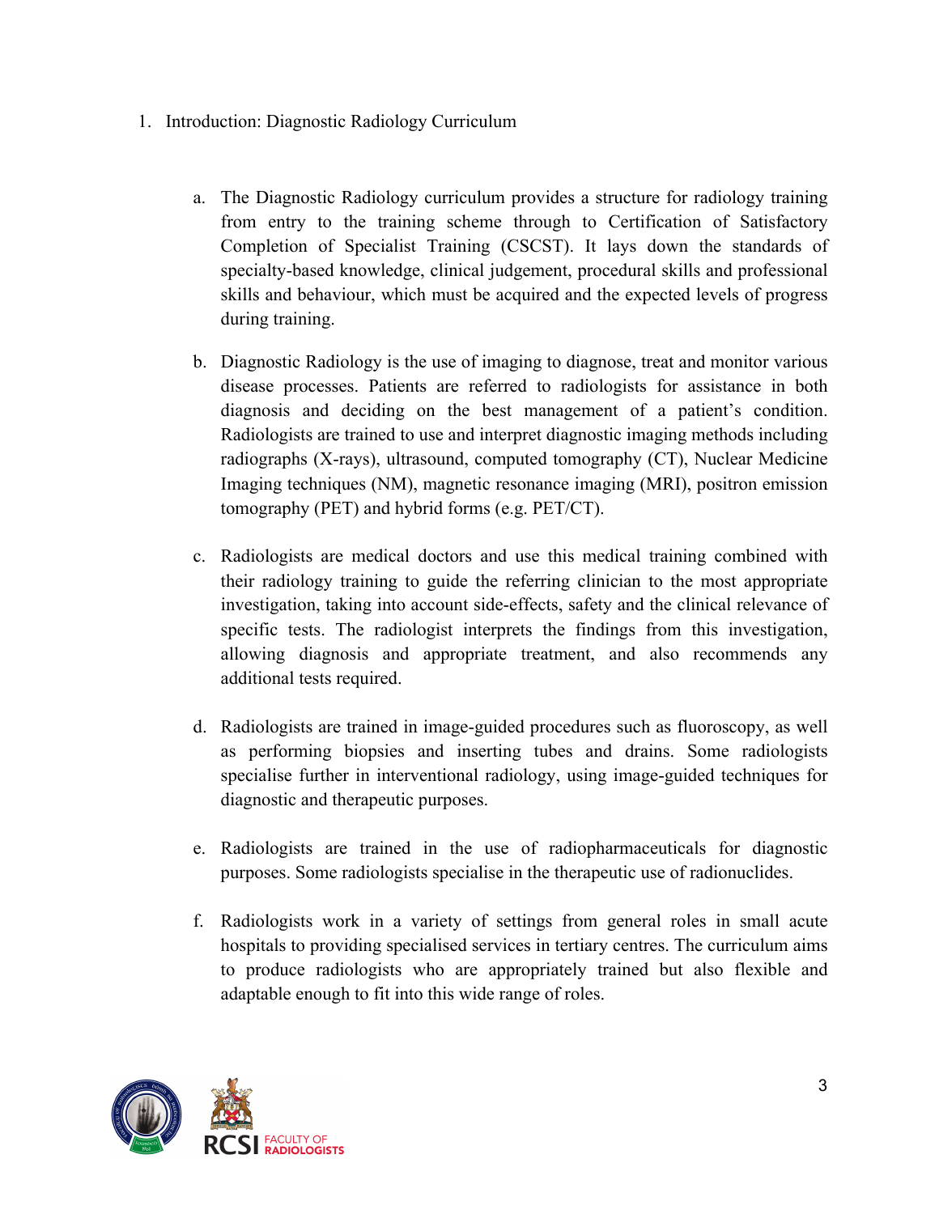1. Introduction: Diagnostic Radiology Curriculum

    a. The Diagnostic Radiology curriculum provides a structure for radiology training from entry to the training scheme through to Certification of Satisfactory Completion of Specialist Training (CSCST). It lays down the standards of specialty-based knowledge, clinical judgement, procedural skills and professional skills and behaviour, which must be acquired and the expected levels of progress during training.

    b. Diagnostic Radiology is the use of imaging to diagnose, treat and monitor various disease processes. Patients are referred to radiologists for assistance in both diagnosis and deciding on the best management of a patient's condition. Radiologists are trained to use and interpret diagnostic imaging methods including radiographs (X-rays), ultrasound, computed tomography (CT), Nuclear Medicine Imaging techniques (NM), magnetic resonance imaging (MRI), positron emission tomography (PET) and hybrid forms (e.g. PET/CT).

    c. Radiologists are medical doctors and use this medical training combined with their radiology training to guide the referring clinician to the most appropriate investigation, taking into account side-effects, safety and the clinical relevance of specific tests. The radiologist interprets the findings from this investigation, allowing diagnosis and appropriate treatment, and also recommends any additional tests required.

    d. Radiologists are trained in image-guided procedures such as fluoroscopy, as well as performing biopsies and inserting tubes and drains. Some radiologists specialise further in interventional radiology, using image-guided techniques for diagnostic and therapeutic purposes.

    e. Radiologists are trained in the use of radiopharmaceuticals for diagnostic purposes. Some radiologists specialise in the therapeutic use of radionuclides.

    f. Radiologists work in a variety of settings from general roles in small acute hospitals to providing specialised services in tertiary centres. The curriculum aims to produce radiologists who are appropriately trained but also flexible and adaptable enough to fit into this wide range of roles.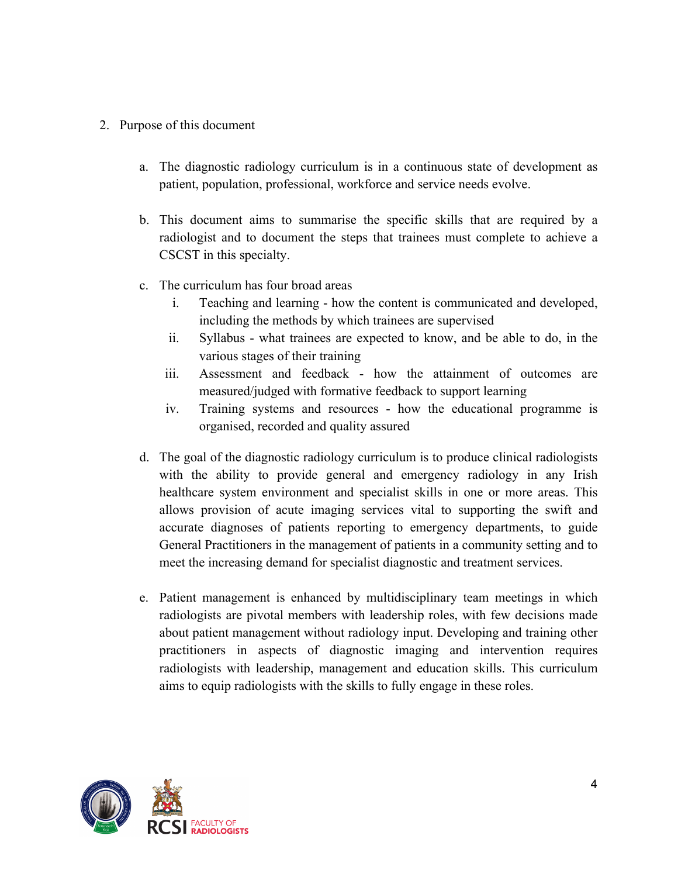2. Purpose of this document

   a. The diagnostic radiology curriculum is in a continuous state of development as patient, population, professional, workforce and service needs evolve.

   b. This document aims to summarise the specific skills that are required by a radiologist and to document the steps that trainees must complete to achieve a CSCST in this specialty.

   c. The curriculum has four broad areas
      i. Teaching and learning - how the content is communicated and developed, including the methods by which trainees are supervised
      ii. Syllabus - what trainees are expected to know, and be able to do, in the various stages of their training
      iii. Assessment and feedback - how the attainment of outcomes are measured/judged with formative feedback to support learning
      iv. Training systems and resources - how the educational programme is organised, recorded and quality assured

   d. The goal of the diagnostic radiology curriculum is to produce clinical radiologists with the ability to provide general and emergency radiology in any Irish healthcare system environment and specialist skills in one or more areas. This allows provision of acute imaging services vital to supporting the swift and accurate diagnoses of patients reporting to emergency departments, to guide General Practitioners in the management of patients in a community setting and to meet the increasing demand for specialist diagnostic and treatment services.

   e. Patient management is enhanced by multidisciplinary team meetings in which radiologists are pivotal members with leadership roles, with few decisions made about patient management without radiology input. Developing and training other practitioners in aspects of diagnostic imaging and intervention requires radiologists with leadership, management and education skills. This curriculum aims to equip radiologists with the skills to fully engage in these roles.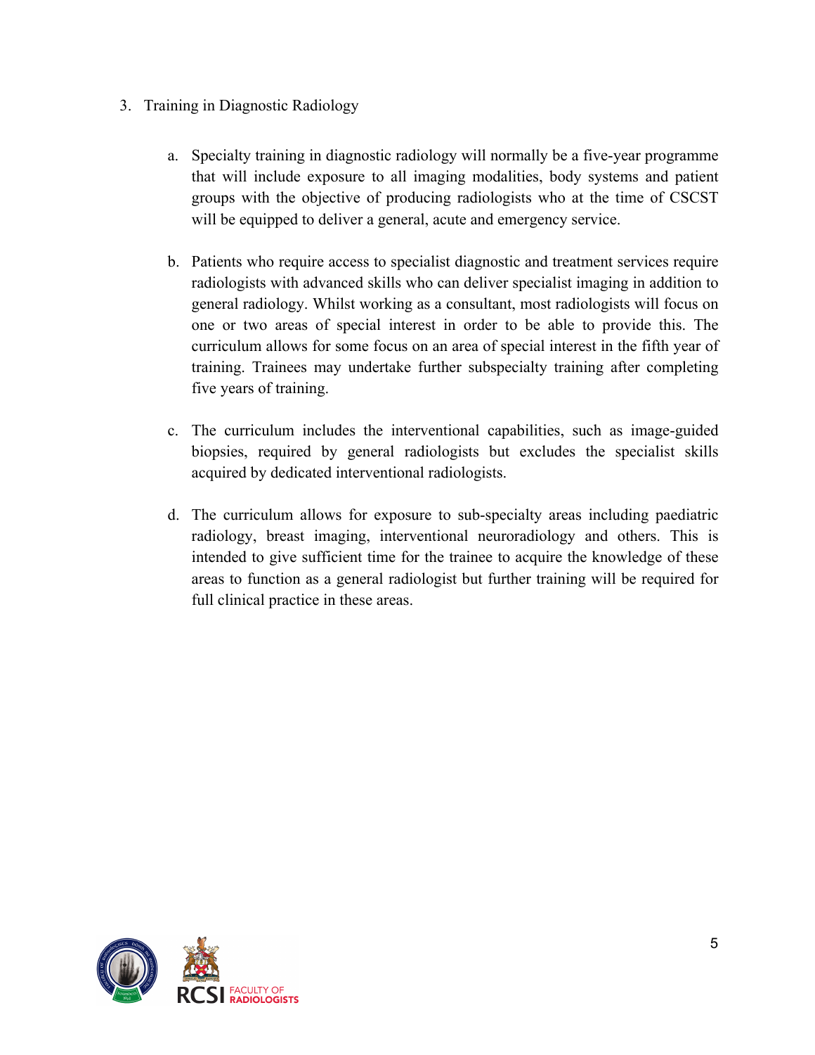3. Training in Diagnostic Radiology

   a. Specialty training in diagnostic radiology will normally be a five-year programme that will include exposure to all imaging modalities, body systems and patient groups with the objective of producing radiologists who at the time of CSCST will be equipped to deliver a general, acute and emergency service.

   b. Patients who require access to specialist diagnostic and treatment services require radiologists with advanced skills who can deliver specialist imaging in addition to general radiology. Whilst working as a consultant, most radiologists will focus on one or two areas of special interest in order to be able to provide this. The curriculum allows for some focus on an area of special interest in the fifth year of training. Trainees may undertake further subspecialty training after completing five years of training.

   c. The curriculum includes the interventional capabilities, such as image-guided biopsies, required by general radiologists but excludes the specialist skills acquired by dedicated interventional radiologists.

   d. The curriculum allows for exposure to sub-specialty areas including paediatric radiology, breast imaging, interventional neuroradiology and others. This is intended to give sufficient time for the trainee to acquire the knowledge of these areas to function as a general radiologist but further training will be required for full clinical practice in these areas.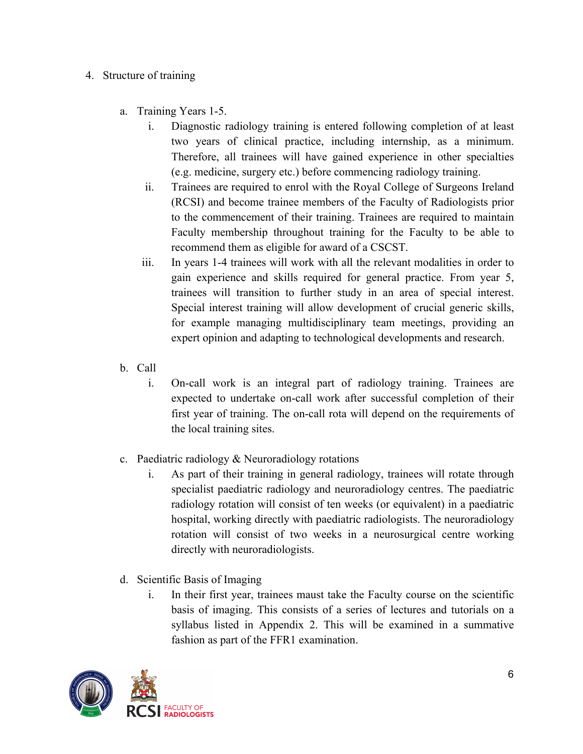4. Structure of training

   a. Training Years 1-5.

      i. Diagnostic radiology training is entered following completion of at least two years of clinical practice, including internship, as a minimum. Therefore, all trainees will have gained experience in other specialties (e.g. medicine, surgery etc.) before commencing radiology training.

      ii. Trainees are required to enrol with the Royal College of Surgeons Ireland (RCSI) and become trainee members of the Faculty of Radiologists prior to the commencement of their training. Trainees are required to maintain Faculty membership throughout training for the Faculty to be able to recommend them as eligible for award of a CSCST.

      iii. In years 1-4 trainees will work with all the relevant modalities in order to gain experience and skills required for general practice. From year 5, trainees will transition to further study in an area of special interest. Special interest training will allow development of crucial generic skills, for example managing multidisciplinary team meetings, providing an expert opinion and adapting to technological developments and research.

   b. Call

      i. On-call work is an integral part of radiology training. Trainees are expected to undertake on-call work after successful completion of their first year of training. The on-call rota will depend on the requirements of the local training sites.

   c. Paediatric radiology & Neuroradiology rotations

      i. As part of their training in general radiology, trainees will rotate through specialist paediatric radiology and neuroradiology centres. The paediatric radiology rotation will consist of ten weeks (or equivalent) in a paediatric hospital, working directly with paediatric radiologists. The neuroradiology rotation will consist of two weeks in a neurosurgical centre working directly with neuroradiologists.

   d. Scientific Basis of Imaging

      i. In their first year, trainees maust take the Faculty course on the scientific basis of imaging. This consists of a series of lectures and tutorials on a syllabus listed in Appendix 2. This will be examined in a summative fashion as part of the FFR1 examination.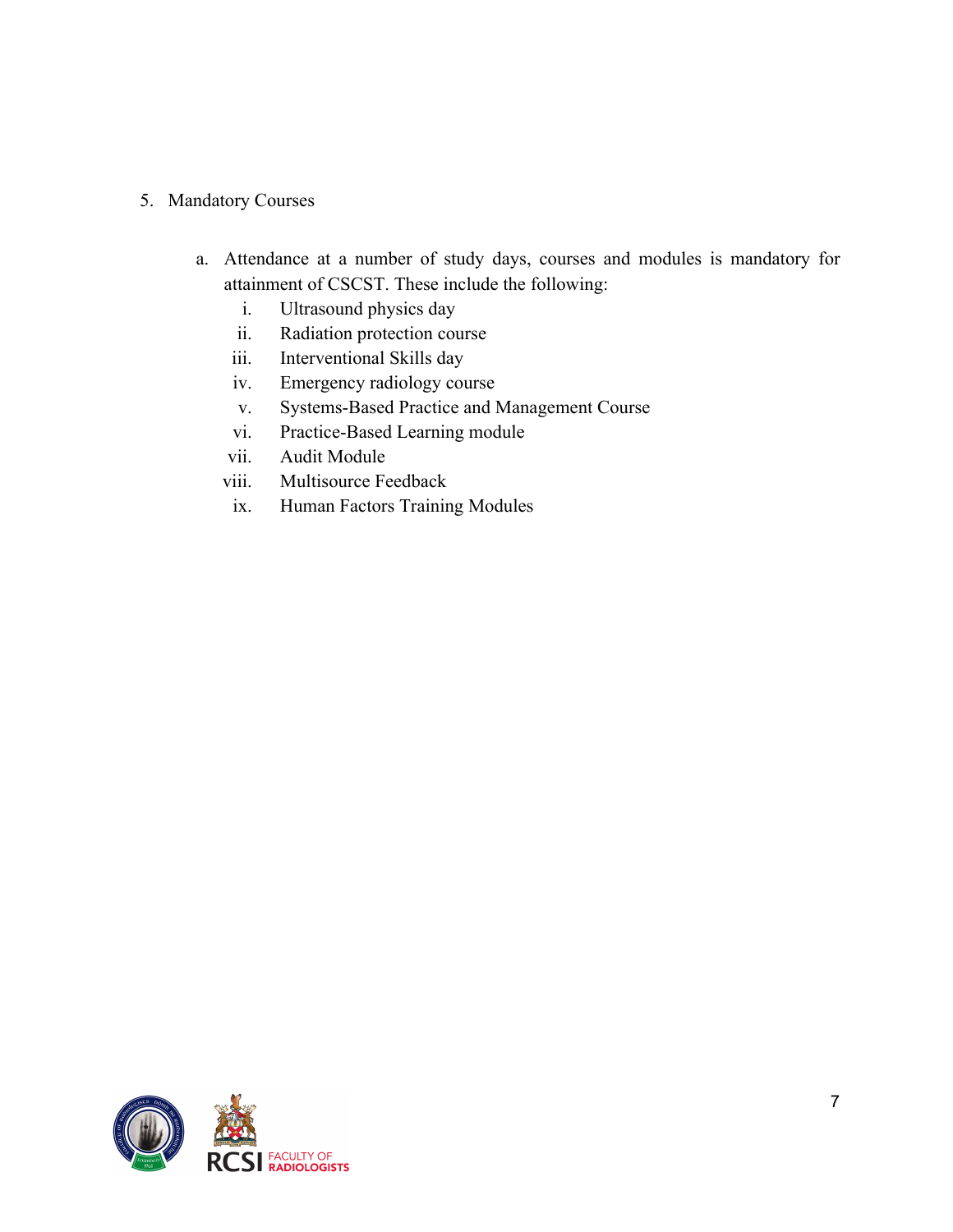5. Mandatory Courses

   a. Attendance at a number of study days, courses and modules is mandatory for attainment of CSCST. These include the following:

      i. Ultrasound physics day
      ii. Radiation protection course
      iii. Interventional Skills day
      iv. Emergency radiology course
      v. Systems-Based Practice and Management Course
      vi. Practice-Based Learning module
      vii. Audit Module
      viii. Multisource Feedback
      ix. Human Factors Training Modules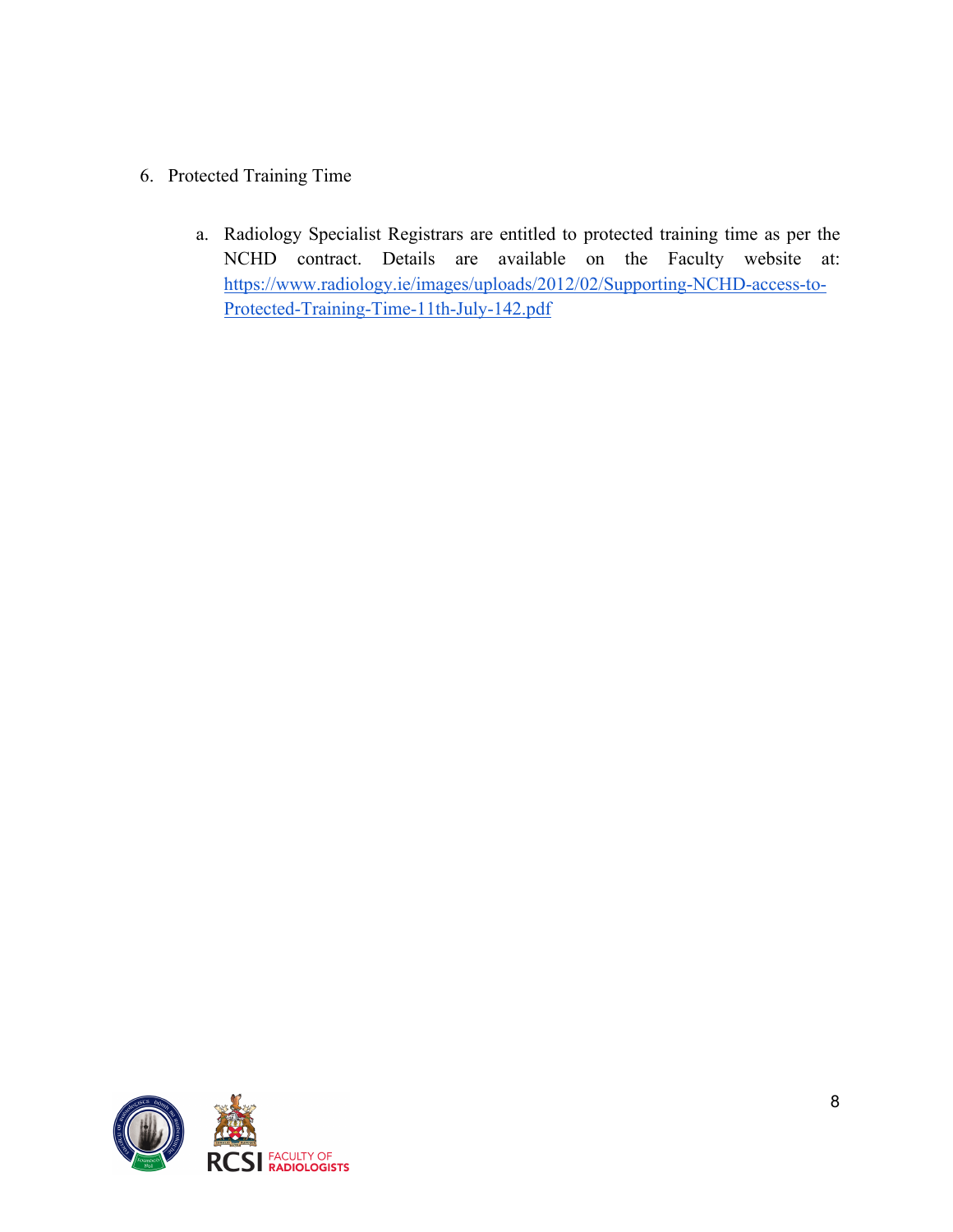6. Protected Training Time

    a. Radiology Specialist Registrars are entitled to protected training time as per the NCHD contract. Details are available on the Faculty website at: [https://www.radiology.ie/images/uploads/2012/02/Supporting-NCHD-access-to-Protected-Training-Time-11th-July-142.pdf](https://www.radiology.ie/images/uploads/2012/02/Supporting-NCHD-access-to-Protected-Training-Time-11th-July-142.pdf)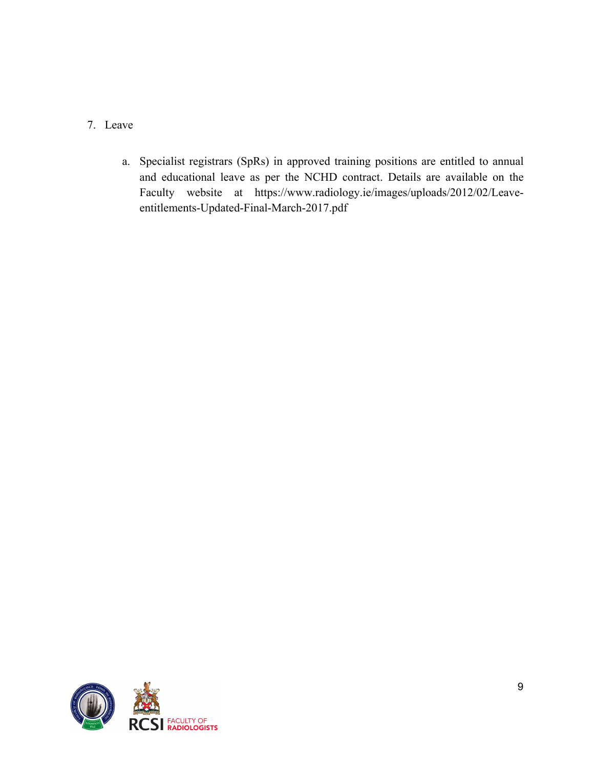7. Leave

    a. Specialist registrars (SpRs) in approved training positions are entitled to annual and educational leave as per the NCHD contract. Details are available on the Faculty website at https://www.radiology.ie/images/uploads/2012/02/Leave-entitlements-Updated-Final-March-2017.pdf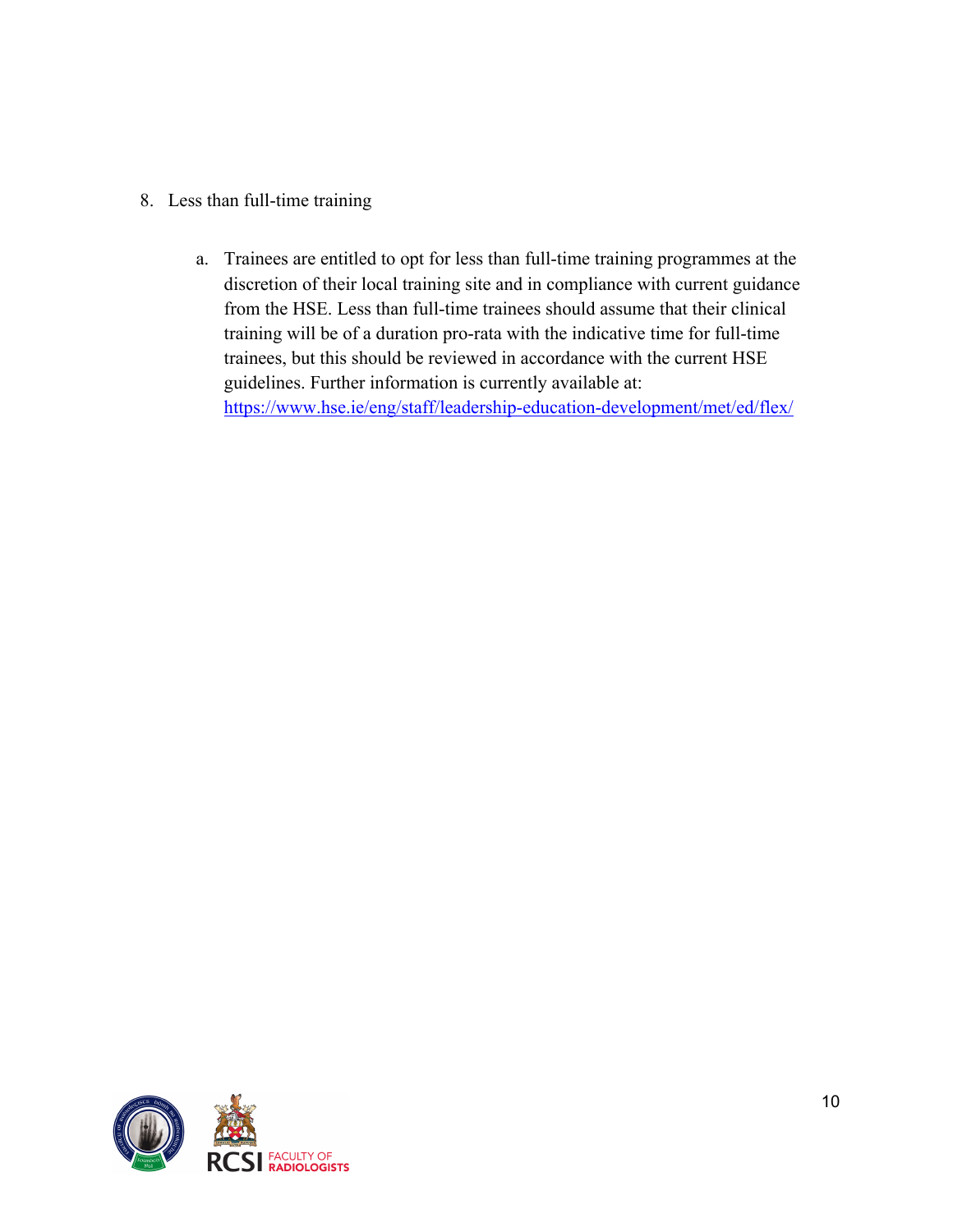8. Less than full-time training

   a. Trainees are entitled to opt for less than full-time training programmes at the discretion of their local training site and in compliance with current guidance from the HSE. Less than full-time trainees should assume that their clinical training will be of a duration pro-rata with the indicative time for full-time trainees, but this should be reviewed in accordance with the current HSE guidelines. Further information is currently available at: https://www.hse.ie/eng/staff/leadership-education-development/met/ed/flex/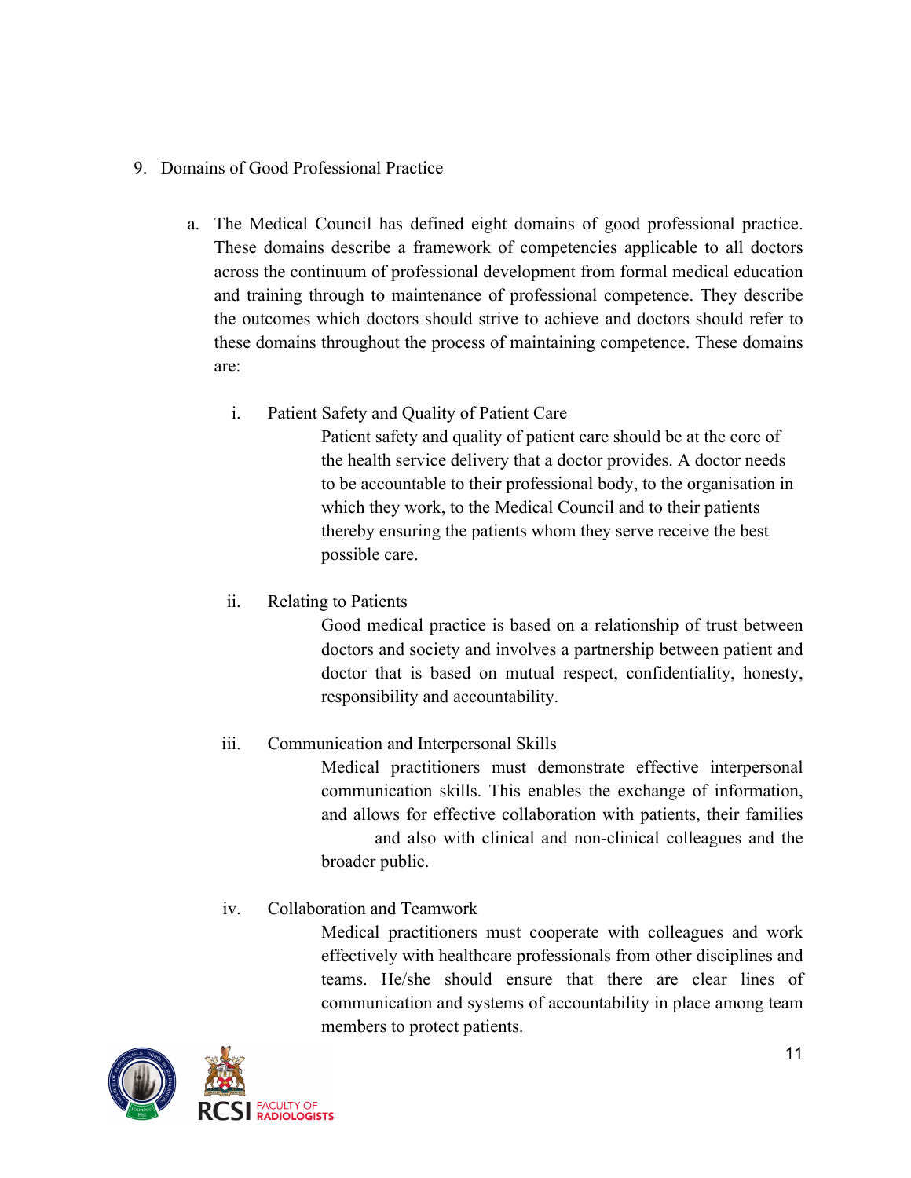9. Domains of Good Professional Practice

    a. The Medical Council has defined eight domains of good professional practice. These domains describe a framework of competencies applicable to all doctors across the continuum of professional development from formal medical education and training through to maintenance of professional competence. They describe the outcomes which doctors should strive to achieve and doctors should refer to these domains throughout the process of maintaining competence. These domains are:

        i. Patient Safety and Quality of Patient Care

            Patient safety and quality of patient care should be at the core of the health service delivery that a doctor provides. A doctor needs to be accountable to their professional body, to the organisation in which they work, to the Medical Council and to their patients thereby ensuring the patients whom they serve receive the best possible care.

        ii. Relating to Patients

            Good medical practice is based on a relationship of trust between doctors and society and involves a partnership between patient and doctor that is based on mutual respect, confidentiality, honesty, responsibility and accountability.

        iii. Communication and Interpersonal Skills

            Medical practitioners must demonstrate effective interpersonal communication skills. This enables the exchange of information, and allows for effective collaboration with patients, their families and also with clinical and non-clinical colleagues and the broader public.

        iv. Collaboration and Teamwork

            Medical practitioners must cooperate with colleagues and work effectively with healthcare professionals from other disciplines and teams. He/she should ensure that there are clear lines of communication and systems of accountability in place among team members to protect patients.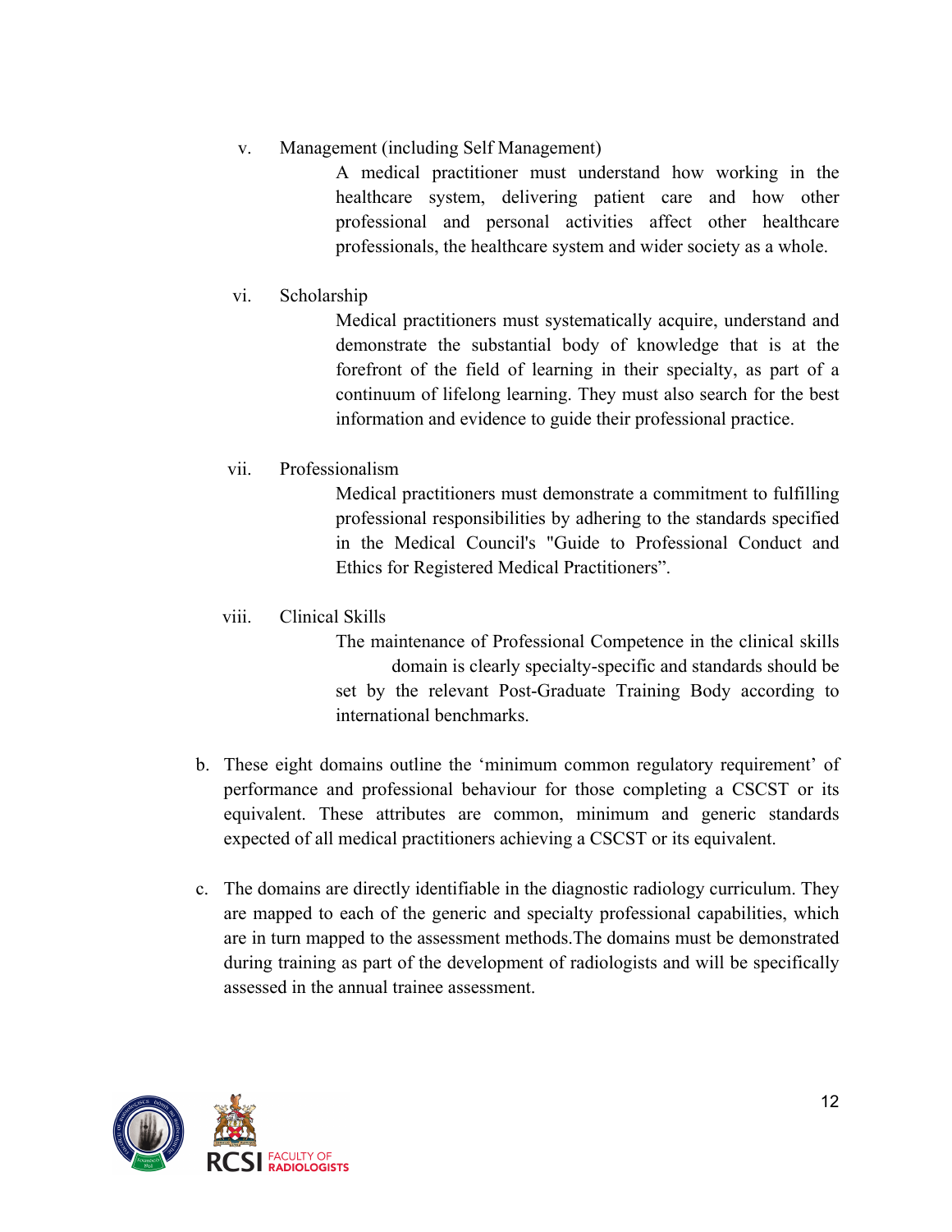v. Management (including Self Management)

   A medical practitioner must understand how working in the healthcare system, delivering patient care and how other professional and personal activities affect other healthcare professionals, the healthcare system and wider society as a whole.

vi. Scholarship

   Medical practitioners must systematically acquire, understand and demonstrate the substantial body of knowledge that is at the forefront of the field of learning in their specialty, as part of a continuum of lifelong learning. They must also search for the best information and evidence to guide their professional practice.

vii. Professionalism

   Medical practitioners must demonstrate a commitment to fulfilling professional responsibilities by adhering to the standards specified in the Medical Council's "Guide to Professional Conduct and Ethics for Registered Medical Practitioners".

viii. Clinical Skills

   The maintenance of Professional Competence in the clinical skills domain is clearly specialty-specific and standards should be set by the relevant Post-Graduate Training Body according to international benchmarks.

b. These eight domains outline the 'minimum common regulatory requirement' of performance and professional behaviour for those completing a CSCST or its equivalent. These attributes are common, minimum and generic standards expected of all medical practitioners achieving a CSCST or its equivalent.

c. The domains are directly identifiable in the diagnostic radiology curriculum. They are mapped to each of the generic and specialty professional capabilities, which are in turn mapped to the assessment methods.The domains must be demonstrated during training as part of the development of radiologists and will be specifically assessed in the annual trainee assessment.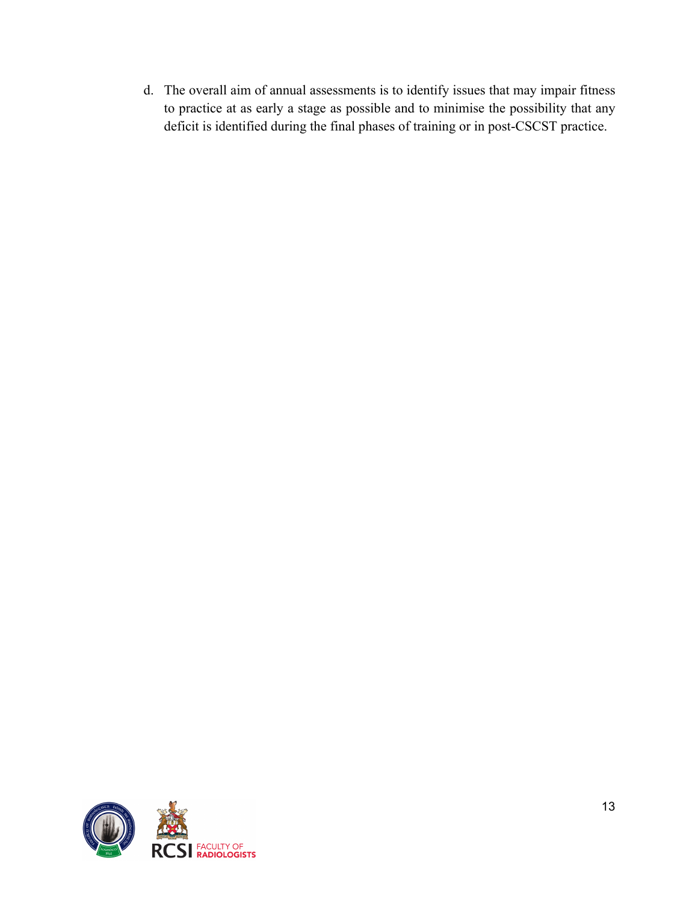d. The overall aim of annual assessments is to identify issues that may impair fitness to practice at as early a stage as possible and to minimise the possibility that any deficit is identified during the final phases of training or in post-CSCST practice.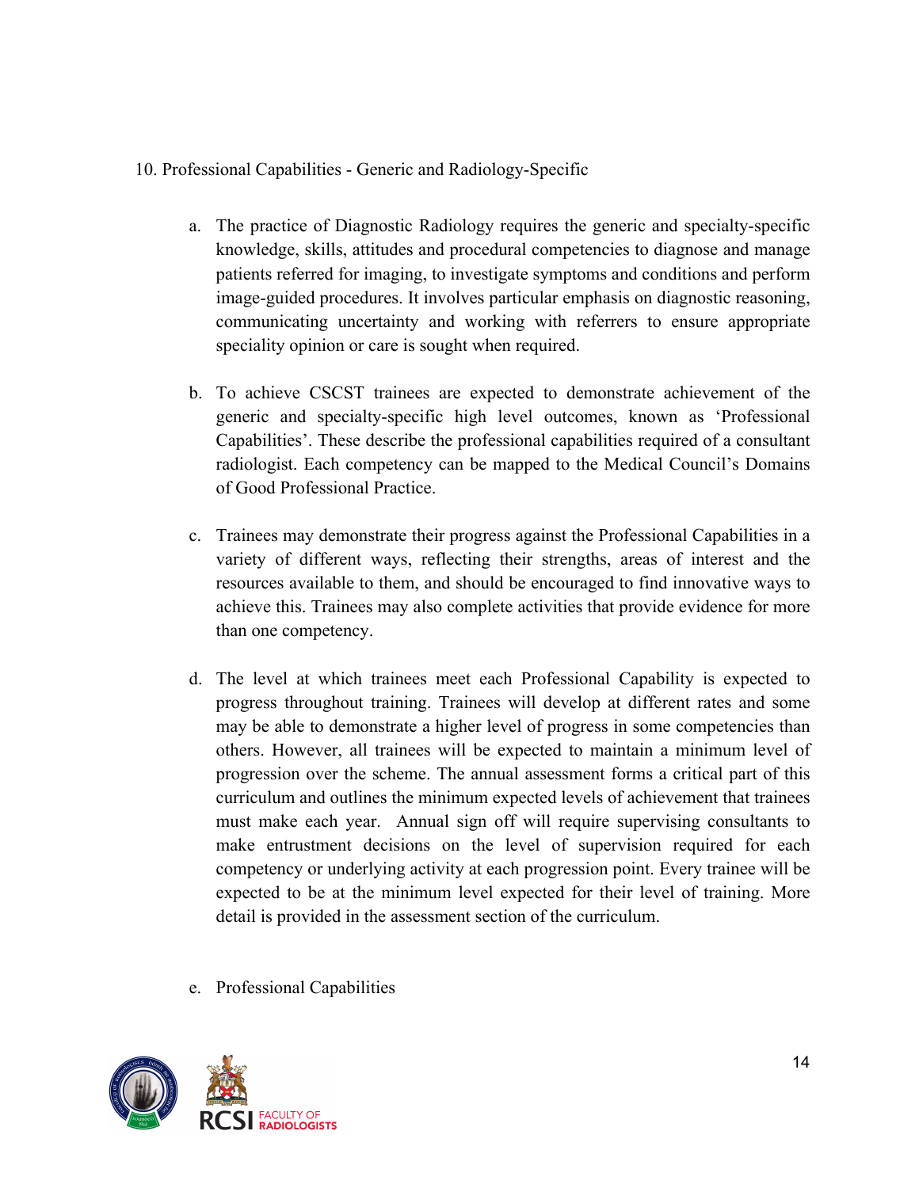## 10. Professional Capabilities - Generic and Radiology-Specific

a. The practice of Diagnostic Radiology requires the generic and specialty-specific knowledge, skills, attitudes and procedural competencies to diagnose and manage patients referred for imaging, to investigate symptoms and conditions and perform image-guided procedures. It involves particular emphasis on diagnostic reasoning, communicating uncertainty and working with referrers to ensure appropriate speciality opinion or care is sought when required.

b. To achieve CSCST trainees are expected to demonstrate achievement of the generic and specialty-specific high level outcomes, known as 'Professional Capabilities'. These describe the professional capabilities required of a consultant radiologist. Each competency can be mapped to the Medical Council's Domains of Good Professional Practice.

c. Trainees may demonstrate their progress against the Professional Capabilities in a variety of different ways, reflecting their strengths, areas of interest and the resources available to them, and should be encouraged to find innovative ways to achieve this. Trainees may also complete activities that provide evidence for more than one competency.

d. The level at which trainees meet each Professional Capability is expected to progress throughout training. Trainees will develop at different rates and some may be able to demonstrate a higher level of progress in some competencies than others. However, all trainees will be expected to maintain a minimum level of progression over the scheme. The annual assessment forms a critical part of this curriculum and outlines the minimum expected levels of achievement that trainees must make each year. Annual sign off will require supervising consultants to make entrustment decisions on the level of supervision required for each competency or underlying activity at each progression point. Every trainee will be expected to be at the minimum level expected for their level of training. More detail is provided in the assessment section of the curriculum.

e. Professional Capabilities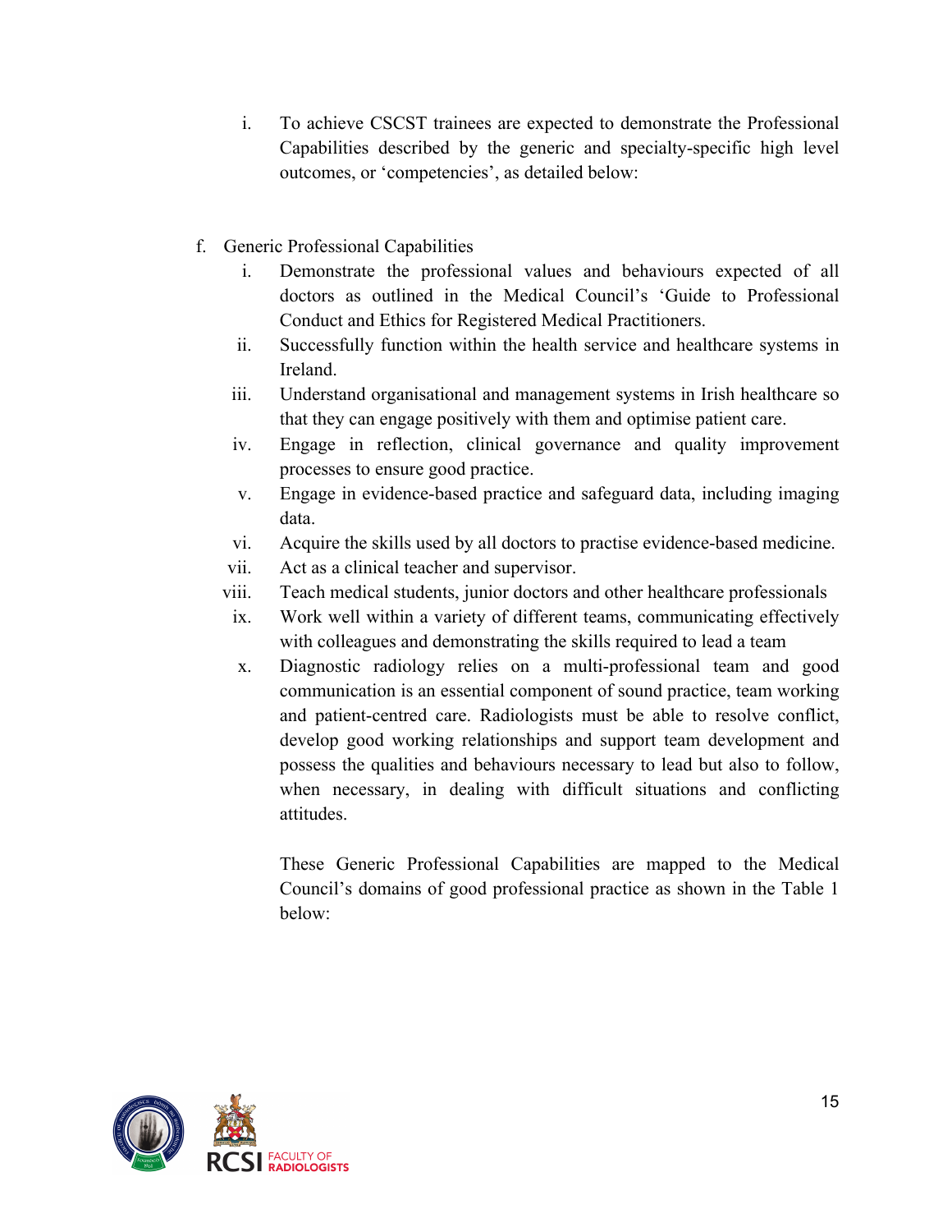i. To achieve CSCST trainees are expected to demonstrate the Professional Capabilities described by the generic and specialty-specific high level outcomes, or 'competencies', as detailed below:

f. Generic Professional Capabilities

   i. Demonstrate the professional values and behaviours expected of all doctors as outlined in the Medical Council's 'Guide to Professional Conduct and Ethics for Registered Medical Practitioners.

   ii. Successfully function within the health service and healthcare systems in Ireland.

   iii. Understand organisational and management systems in Irish healthcare so that they can engage positively with them and optimise patient care.

   iv. Engage in reflection, clinical governance and quality improvement processes to ensure good practice.

   v. Engage in evidence-based practice and safeguard data, including imaging data.

   vi. Acquire the skills used by all doctors to practise evidence-based medicine.

   vii. Act as a clinical teacher and supervisor.

   viii. Teach medical students, junior doctors and other healthcare professionals

   ix. Work well within a variety of different teams, communicating effectively with colleagues and demonstrating the skills required to lead a team

   x. Diagnostic radiology relies on a multi-professional team and good communication is an essential component of sound practice, team working and patient-centred care. Radiologists must be able to resolve conflict, develop good working relationships and support team development and possess the qualities and behaviours necessary to lead but also to follow, when necessary, in dealing with difficult situations and conflicting attitudes.

   These Generic Professional Capabilities are mapped to the Medical Council's domains of good professional practice as shown in the Table 1 below: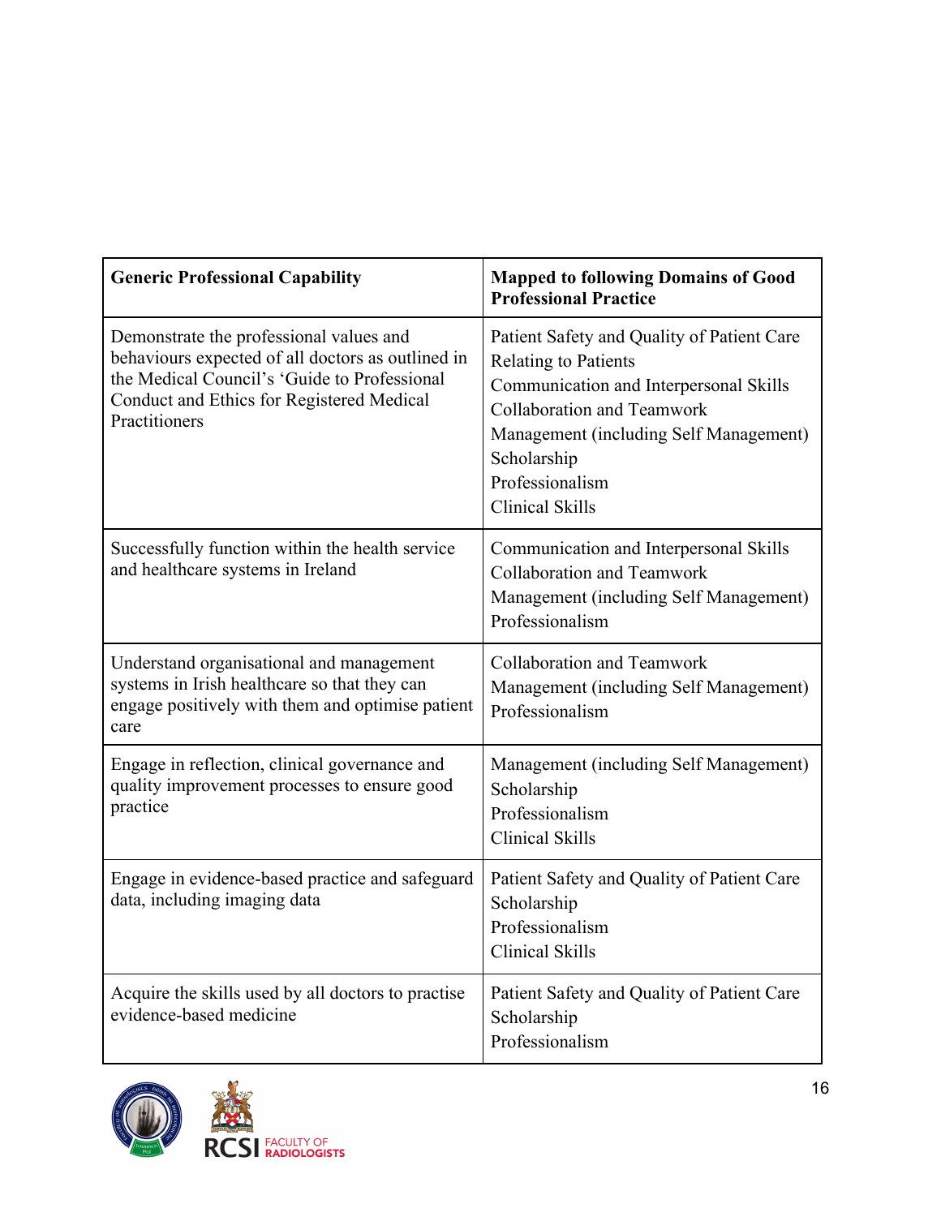| Generic Professional Capability | Mapped to following Domains of Good Professional Practice |
| --- | --- |
| Demonstrate the professional values and behaviours expected of all doctors as outlined in the Medical Council's 'Guide to Professional Conduct and Ethics for Registered Medical Practitioners | Patient Safety and Quality of Patient Care<br>Relating to Patients<br>Communication and Interpersonal Skills<br>Collaboration and Teamwork<br>Management (including Self Management)<br>Scholarship<br>Professionalism<br>Clinical Skills |
| Successfully function within the health service and healthcare systems in Ireland | Communication and Interpersonal Skills<br>Collaboration and Teamwork<br>Management (including Self Management)<br>Professionalism |
| Understand organisational and management systems in Irish healthcare so that they can engage positively with them and optimise patient care | Collaboration and Teamwork<br>Management (including Self Management)<br>Professionalism |
| Engage in reflection, clinical governance and quality improvement processes to ensure good practice | Management (including Self Management)<br>Scholarship<br>Professionalism<br>Clinical Skills |
| Engage in evidence-based practice and safeguard data, including imaging data | Patient Safety and Quality of Patient Care<br>Scholarship<br>Professionalism<br>Clinical Skills |
| Acquire the skills used by all doctors to practise evidence-based medicine | Patient Safety and Quality of Patient Care<br>Scholarship<br>Professionalism |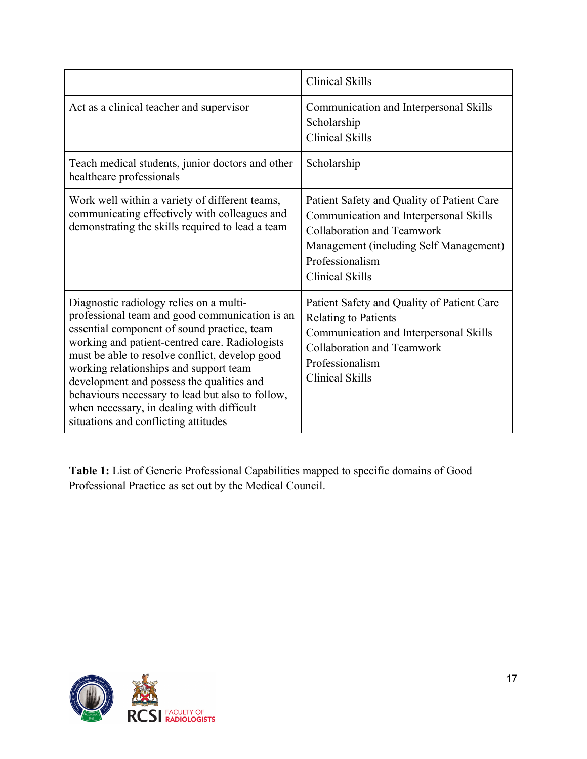| | |
|---|---|
| | Clinical Skills |
| Act as a clinical teacher and supervisor | Communication and Interpersonal Skills<br>Scholarship<br>Clinical Skills |
| Teach medical students, junior doctors and other healthcare professionals | Scholarship |
| Work well within a variety of different teams, communicating effectively with colleagues and demonstrating the skills required to lead a team | Patient Safety and Quality of Patient Care<br>Communication and Interpersonal Skills<br>Collaboration and Teamwork<br>Management (including Self Management)<br>Professionalism<br>Clinical Skills |
| Diagnostic radiology relies on a multi-professional team and good communication is an essential component of sound practice, team working and patient-centred care. Radiologists must be able to resolve conflict, develop good working relationships and support team development and possess the qualities and behaviours necessary to lead but also to follow, when necessary, in dealing with difficult situations and conflicting attitudes | Patient Safety and Quality of Patient Care<br>Relating to Patients<br>Communication and Interpersonal Skills<br>Collaboration and Teamwork<br>Professionalism<br>Clinical Skills |

**Table 1:** List of Generic Professional Capabilities mapped to specific domains of Good Professional Practice as set out by the Medical Council.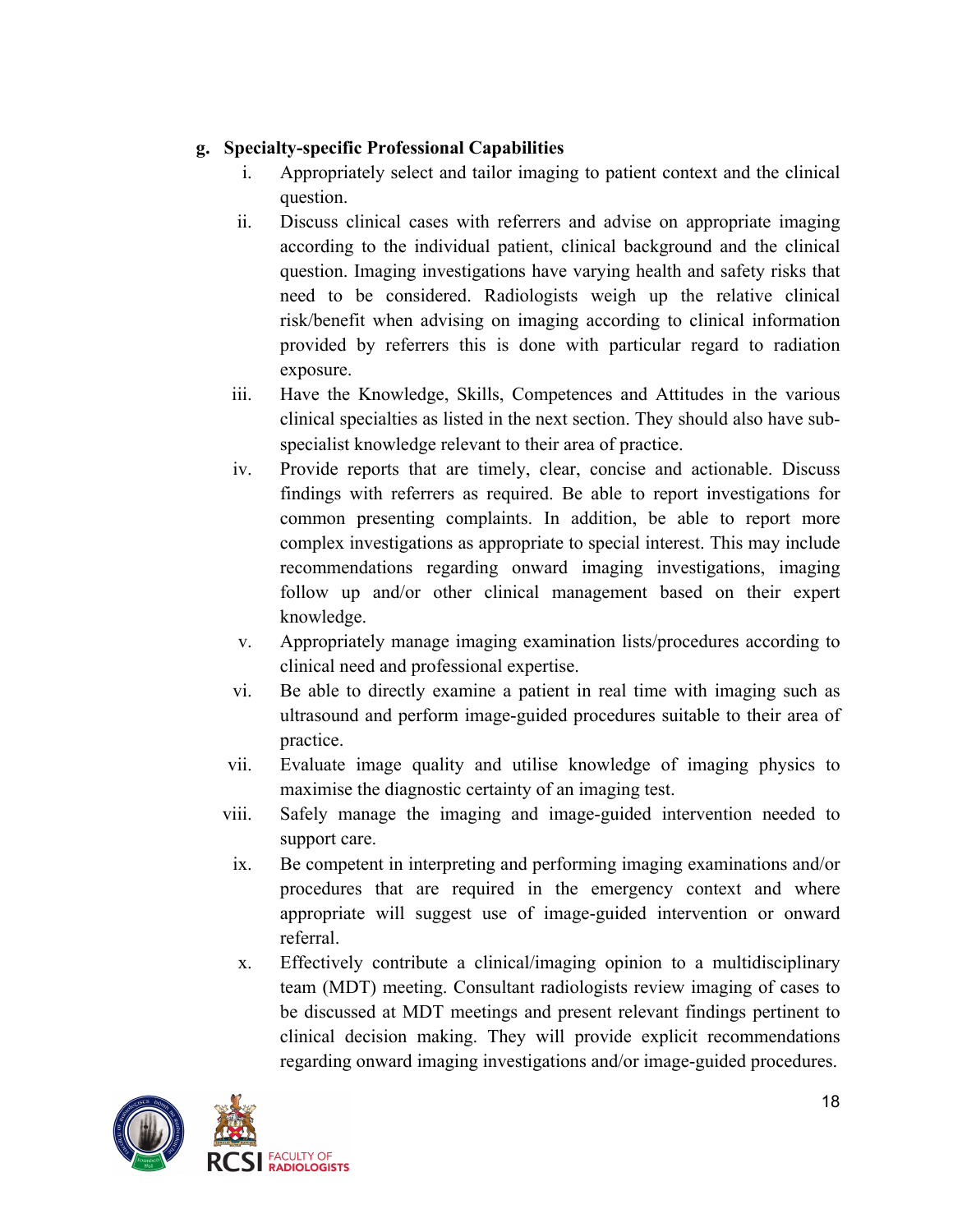**g. Specialty-specific Professional Capabilities**

i. Appropriately select and tailor imaging to patient context and the clinical question.

ii. Discuss clinical cases with referrers and advise on appropriate imaging according to the individual patient, clinical background and the clinical question. Imaging investigations have varying health and safety risks that need to be considered. Radiologists weigh up the relative clinical risk/benefit when advising on imaging according to clinical information provided by referrers this is done with particular regard to radiation exposure.

iii. Have the Knowledge, Skills, Competences and Attitudes in the various clinical specialties as listed in the next section. They should also have sub-specialist knowledge relevant to their area of practice.

iv. Provide reports that are timely, clear, concise and actionable. Discuss findings with referrers as required. Be able to report investigations for common presenting complaints. In addition, be able to report more complex investigations as appropriate to special interest. This may include recommendations regarding onward imaging investigations, imaging follow up and/or other clinical management based on their expert knowledge.

v. Appropriately manage imaging examination lists/procedures according to clinical need and professional expertise.

vi. Be able to directly examine a patient in real time with imaging such as ultrasound and perform image-guided procedures suitable to their area of practice.

vii. Evaluate image quality and utilise knowledge of imaging physics to maximise the diagnostic certainty of an imaging test.

viii. Safely manage the imaging and image-guided intervention needed to support care.

ix. Be competent in interpreting and performing imaging examinations and/or procedures that are required in the emergency context and where appropriate will suggest use of image-guided intervention or onward referral.

x. Effectively contribute a clinical/imaging opinion to a multidisciplinary team (MDT) meeting. Consultant radiologists review imaging of cases to be discussed at MDT meetings and present relevant findings pertinent to clinical decision making. They will provide explicit recommendations regarding onward imaging investigations and/or image-guided procedures.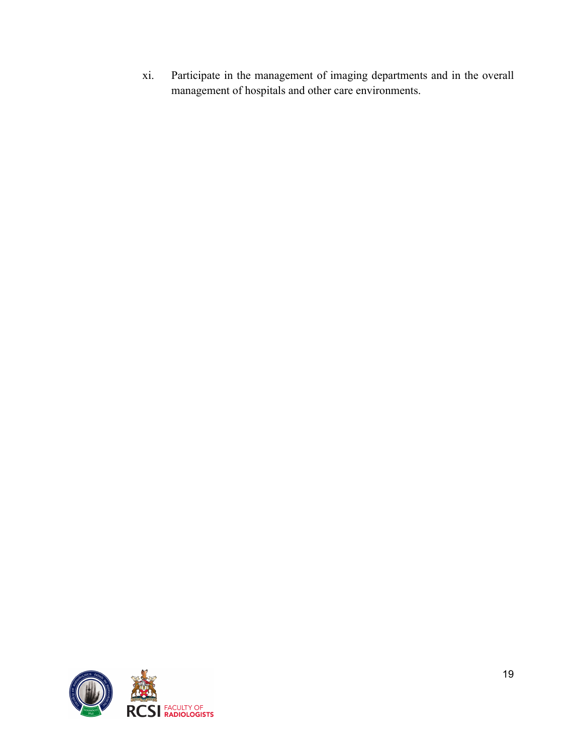xi. Participate in the management of imaging departments and in the overall management of hospitals and other care environments.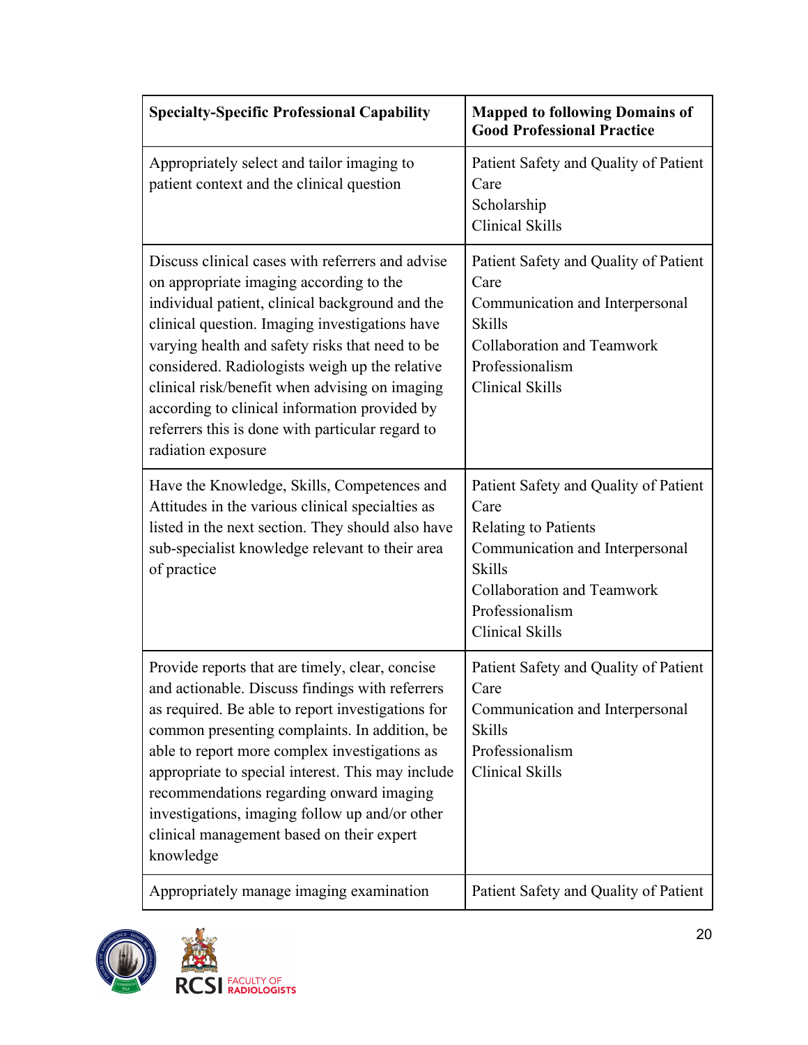| Specialty-Specific Professional Capability | Mapped to following Domains of Good Professional Practice |
|---|---|
| Appropriately select and tailor imaging to patient context and the clinical question | Patient Safety and Quality of Patient Care<br>Scholarship<br>Clinical Skills |
| Discuss clinical cases with referrers and advise on appropriate imaging according to the individual patient, clinical background and the clinical question. Imaging investigations have varying health and safety risks that need to be considered. Radiologists weigh up the relative clinical risk/benefit when advising on imaging according to clinical information provided by referrers this is done with particular regard to radiation exposure | Patient Safety and Quality of Patient Care<br>Communication and Interpersonal Skills<br>Collaboration and Teamwork<br>Professionalism<br>Clinical Skills |
| Have the Knowledge, Skills, Competences and Attitudes in the various clinical specialties as listed in the next section. They should also have sub-specialist knowledge relevant to their area of practice | Patient Safety and Quality of Patient Care<br>Relating to Patients<br>Communication and Interpersonal Skills<br>Collaboration and Teamwork<br>Professionalism<br>Clinical Skills |
| Provide reports that are timely, clear, concise and actionable. Discuss findings with referrers as required. Be able to report investigations for common presenting complaints. In addition, be able to report more complex investigations as appropriate to special interest. This may include recommendations regarding onward imaging investigations, imaging follow up and/or other clinical management based on their expert knowledge | Patient Safety and Quality of Patient Care<br>Communication and Interpersonal Skills<br>Professionalism<br>Clinical Skills |
| Appropriately manage imaging examination | Patient Safety and Quality of Patient |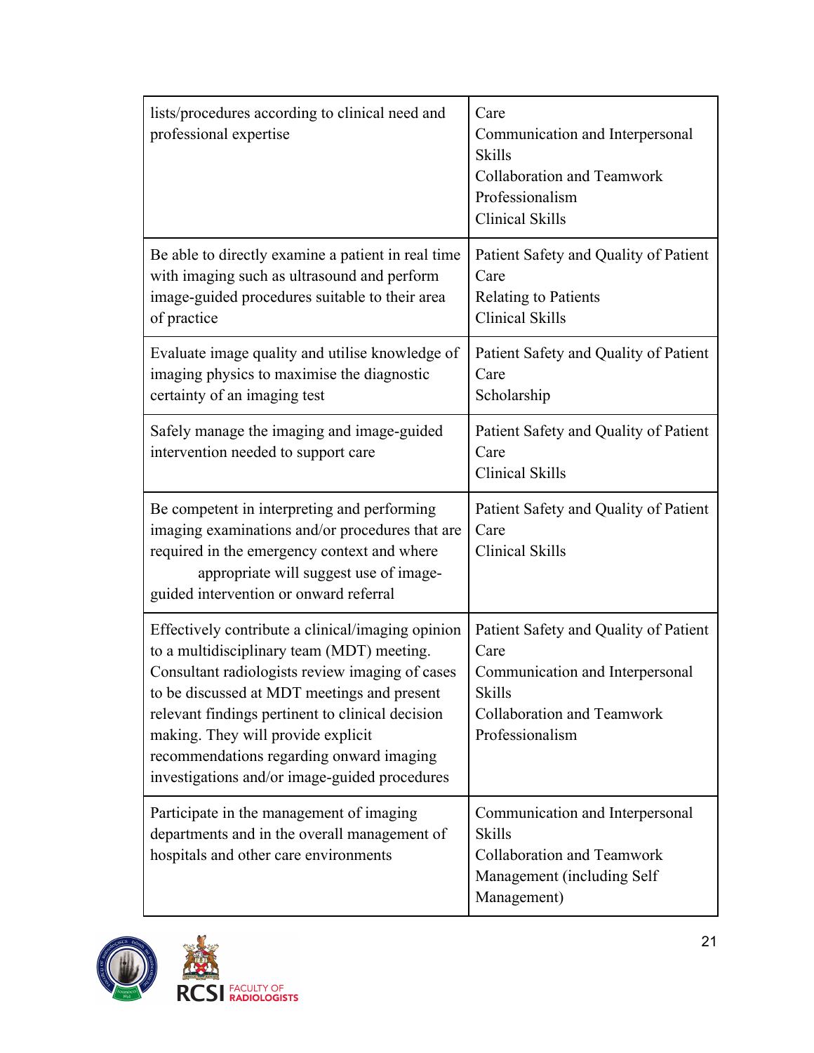| | |
|---|---|
| lists/procedures according to clinical need and professional expertise | Care<br>Communication and Interpersonal Skills<br>Collaboration and Teamwork<br>Professionalism<br>Clinical Skills |
| Be able to directly examine a patient in real time with imaging such as ultrasound and perform image-guided procedures suitable to their area of practice | Patient Safety and Quality of Patient Care<br>Relating to Patients<br>Clinical Skills |
| Evaluate image quality and utilise knowledge of imaging physics to maximise the diagnostic certainty of an imaging test | Patient Safety and Quality of Patient Care<br>Scholarship |
| Safely manage the imaging and image-guided intervention needed to support care | Patient Safety and Quality of Patient Care<br>Clinical Skills |
| Be competent in interpreting and performing imaging examinations and/or procedures that are required in the emergency context and where appropriate will suggest use of image-guided intervention or onward referral | Patient Safety and Quality of Patient Care<br>Clinical Skills |
| Effectively contribute a clinical/imaging opinion to a multidisciplinary team (MDT) meeting. Consultant radiologists review imaging of cases to be discussed at MDT meetings and present relevant findings pertinent to clinical decision making. They will provide explicit recommendations regarding onward imaging investigations and/or image-guided procedures | Patient Safety and Quality of Patient Care<br>Communication and Interpersonal Skills<br>Collaboration and Teamwork<br>Professionalism |
| Participate in the management of imaging departments and in the overall management of hospitals and other care environments | Communication and Interpersonal Skills<br>Collaboration and Teamwork<br>Management (including Self Management) |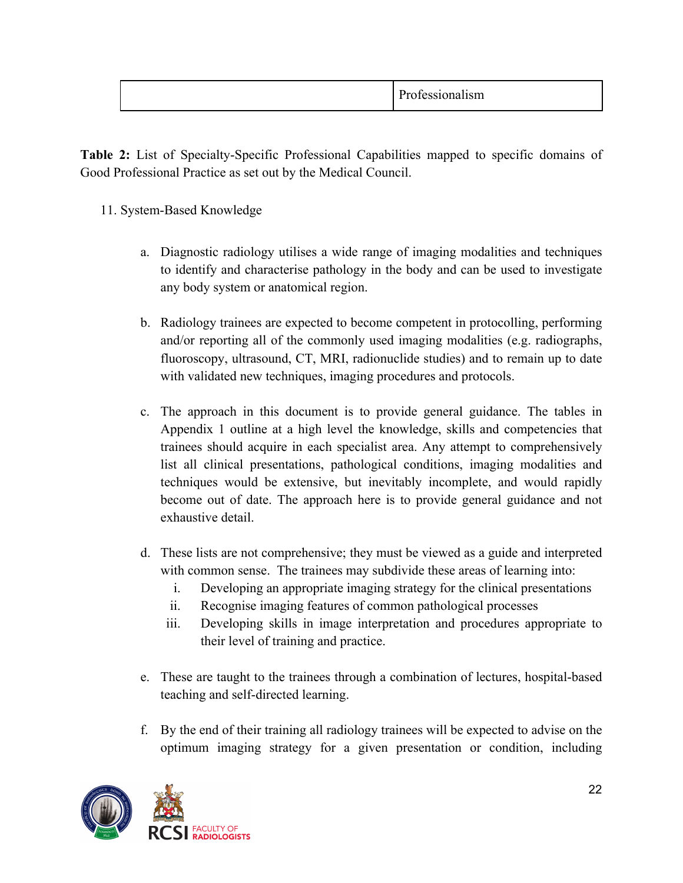|  | Professionalism |
|---|---|

**Table 2:** List of Specialty-Specific Professional Capabilities mapped to specific domains of Good Professional Practice as set out by the Medical Council.

11. System-Based Knowledge

    a. Diagnostic radiology utilises a wide range of imaging modalities and techniques to identify and characterise pathology in the body and can be used to investigate any body system or anatomical region.

    b. Radiology trainees are expected to become competent in protocolling, performing and/or reporting all of the commonly used imaging modalities (e.g. radiographs, fluoroscopy, ultrasound, CT, MRI, radionuclide studies) and to remain up to date with validated new techniques, imaging procedures and protocols.

    c. The approach in this document is to provide general guidance. The tables in Appendix 1 outline at a high level the knowledge, skills and competencies that trainees should acquire in each specialist area. Any attempt to comprehensively list all clinical presentations, pathological conditions, imaging modalities and techniques would be extensive, but inevitably incomplete, and would rapidly become out of date. The approach here is to provide general guidance and not exhaustive detail.

    d. These lists are not comprehensive; they must be viewed as a guide and interpreted with common sense. The trainees may subdivide these areas of learning into:
        i. Developing an appropriate imaging strategy for the clinical presentations
        ii. Recognise imaging features of common pathological processes
        iii. Developing skills in image interpretation and procedures appropriate to their level of training and practice.

    e. These are taught to the trainees through a combination of lectures, hospital-based teaching and self-directed learning.

    f. By the end of their training all radiology trainees will be expected to advise on the optimum imaging strategy for a given presentation or condition, including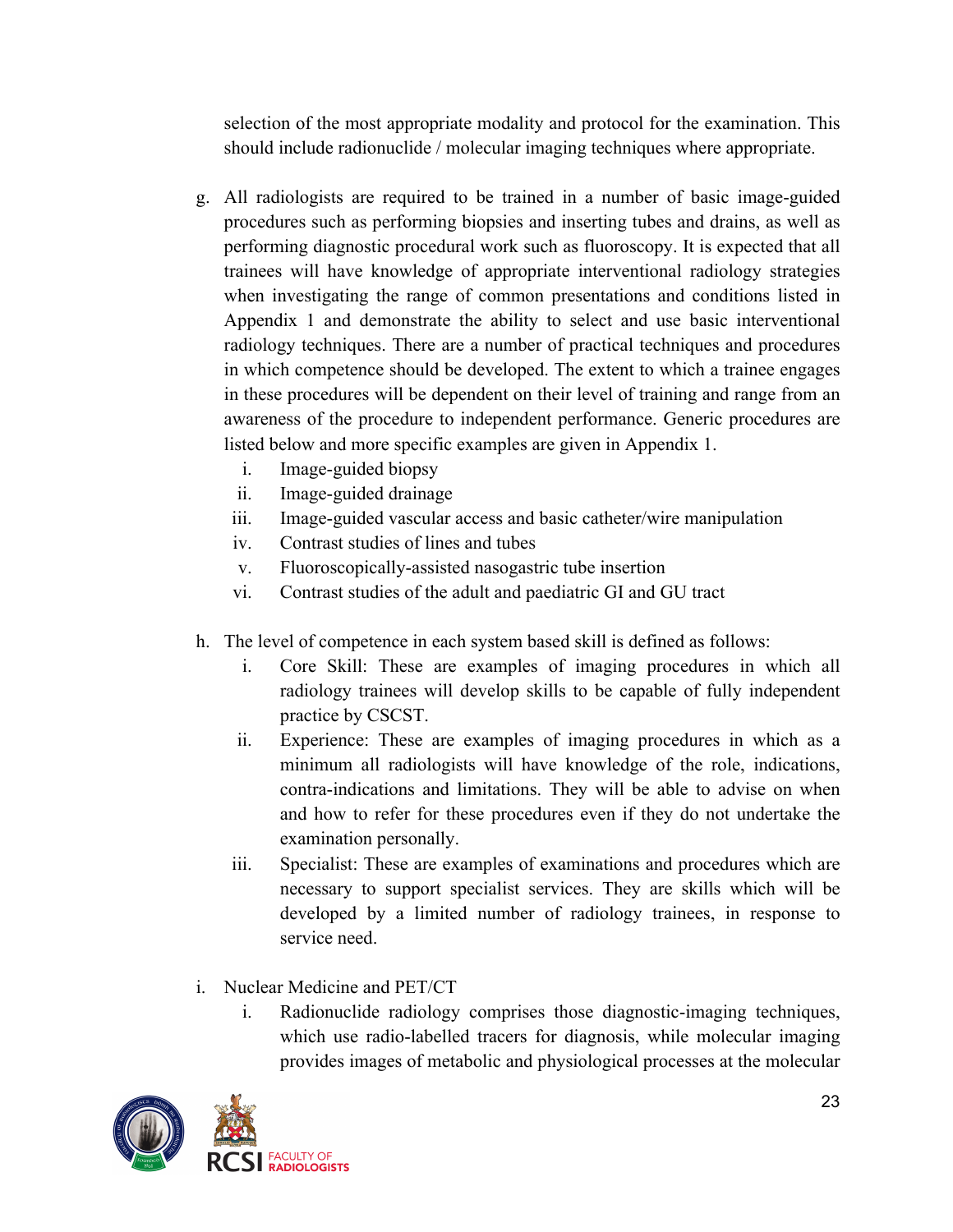selection of the most appropriate modality and protocol for the examination. This should include radionuclide / molecular imaging techniques where appropriate.

g. All radiologists are required to be trained in a number of basic image-guided procedures such as performing biopsies and inserting tubes and drains, as well as performing diagnostic procedural work such as fluoroscopy. It is expected that all trainees will have knowledge of appropriate interventional radiology strategies when investigating the range of common presentations and conditions listed in Appendix 1 and demonstrate the ability to select and use basic interventional radiology techniques. There are a number of practical techniques and procedures in which competence should be developed. The extent to which a trainee engages in these procedures will be dependent on their level of training and range from an awareness of the procedure to independent performance. Generic procedures are listed below and more specific examples are given in Appendix 1.
   i. Image-guided biopsy
   ii. Image-guided drainage
   iii. Image-guided vascular access and basic catheter/wire manipulation
   iv. Contrast studies of lines and tubes
   v. Fluoroscopically-assisted nasogastric tube insertion
   vi. Contrast studies of the adult and paediatric GI and GU tract

h. The level of competence in each system based skill is defined as follows:
   i. Core Skill: These are examples of imaging procedures in which all radiology trainees will develop skills to be capable of fully independent practice by CSCST.
   ii. Experience: These are examples of imaging procedures in which as a minimum all radiologists will have knowledge of the role, indications, contra-indications and limitations. They will be able to advise on when and how to refer for these procedures even if they do not undertake the examination personally.
   iii. Specialist: These are examples of examinations and procedures which are necessary to support specialist services. They are skills which will be developed by a limited number of radiology trainees, in response to service need.

i. Nuclear Medicine and PET/CT
   i. Radionuclide radiology comprises those diagnostic-imaging techniques, which use radio-labelled tracers for diagnosis, while molecular imaging provides images of metabolic and physiological processes at the molecular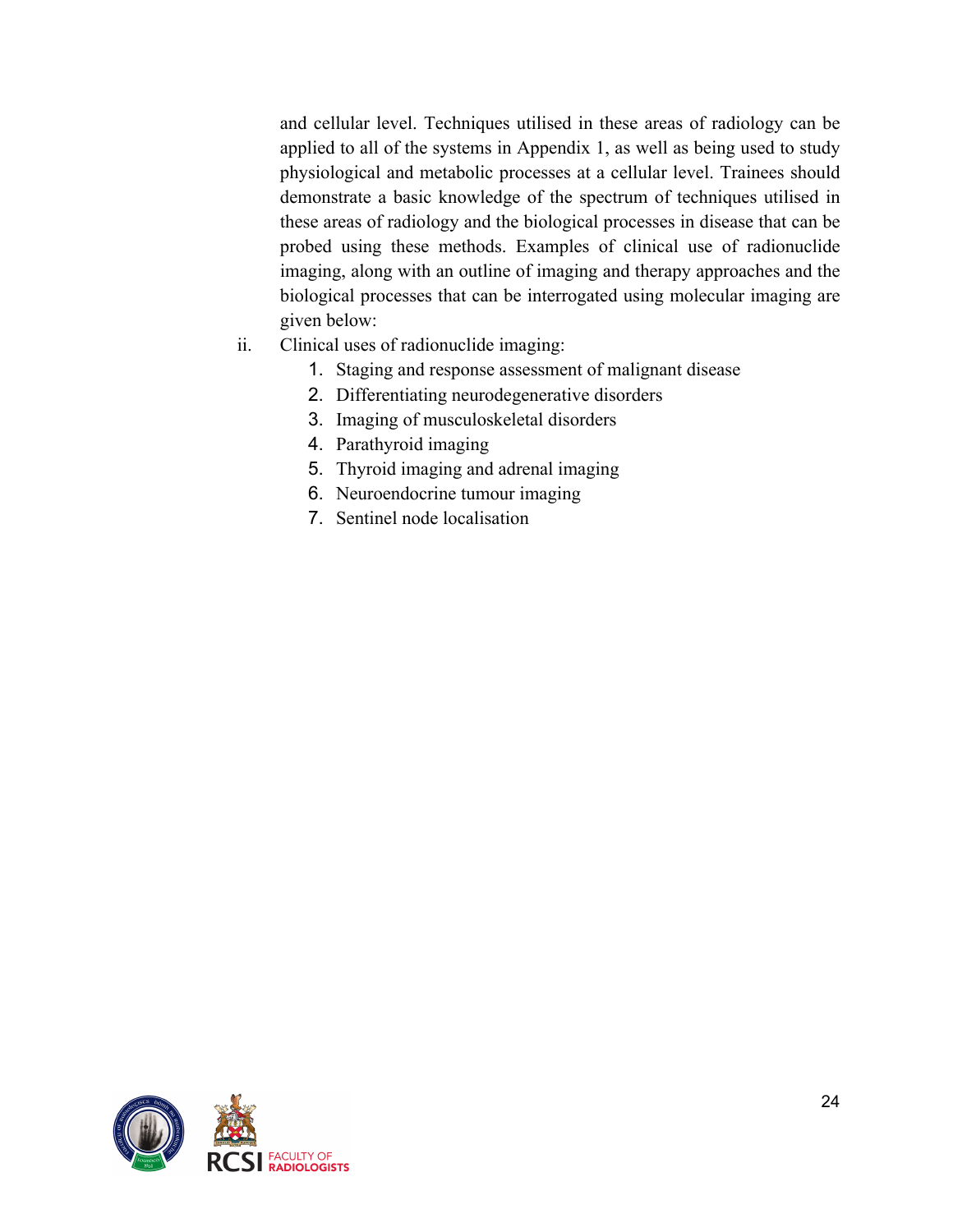and cellular level. Techniques utilised in these areas of radiology can be applied to all of the systems in Appendix 1, as well as being used to study physiological and metabolic processes at a cellular level. Trainees should demonstrate a basic knowledge of the spectrum of techniques utilised in these areas of radiology and the biological processes in disease that can be probed using these methods. Examples of clinical use of radionuclide imaging, along with an outline of imaging and therapy approaches and the biological processes that can be interrogated using molecular imaging are given below:

ii. Clinical uses of radionuclide imaging:
   1. Staging and response assessment of malignant disease
   2. Differentiating neurodegenerative disorders
   3. Imaging of musculoskeletal disorders
   4. Parathyroid imaging
   5. Thyroid imaging and adrenal imaging
   6. Neuroendocrine tumour imaging
   7. Sentinel node localisation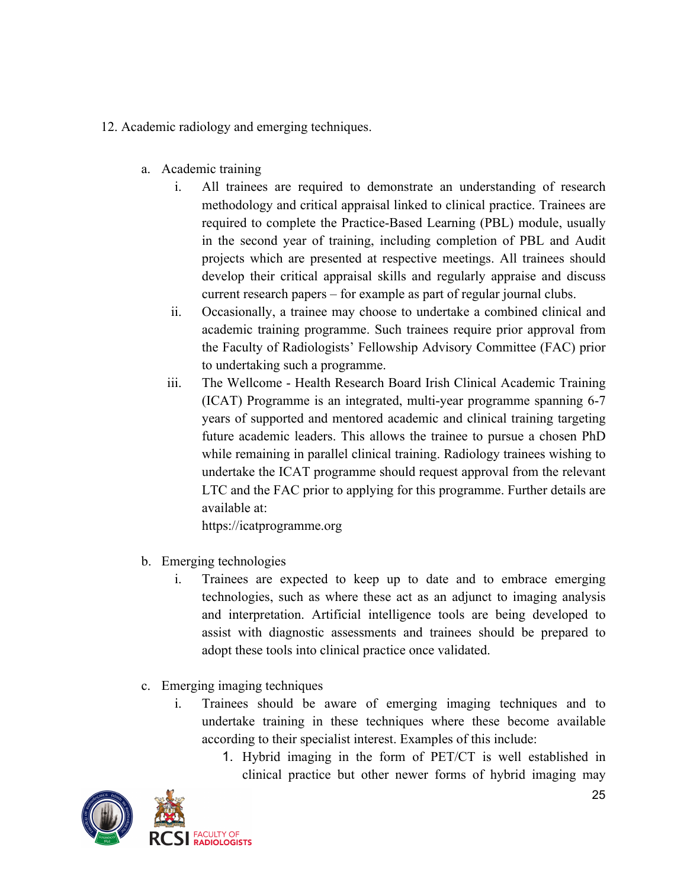12. Academic radiology and emerging techniques.

   a. Academic training

      i. All trainees are required to demonstrate an understanding of research methodology and critical appraisal linked to clinical practice. Trainees are required to complete the Practice-Based Learning (PBL) module, usually in the second year of training, including completion of PBL and Audit projects which are presented at respective meetings. All trainees should develop their critical appraisal skills and regularly appraise and discuss current research papers – for example as part of regular journal clubs.

      ii. Occasionally, a trainee may choose to undertake a combined clinical and academic training programme. Such trainees require prior approval from the Faculty of Radiologists' Fellowship Advisory Committee (FAC) prior to undertaking such a programme.

      iii. The Wellcome - Health Research Board Irish Clinical Academic Training (ICAT) Programme is an integrated, multi-year programme spanning 6-7 years of supported and mentored academic and clinical training targeting future academic leaders. This allows the trainee to pursue a chosen PhD while remaining in parallel clinical training. Radiology trainees wishing to undertake the ICAT programme should request approval from the relevant LTC and the FAC prior to applying for this programme. Further details are available at:
      https://icatprogramme.org

   b. Emerging technologies

      i. Trainees are expected to keep up to date and to embrace emerging technologies, such as where these act as an adjunct to imaging analysis and interpretation. Artificial intelligence tools are being developed to assist with diagnostic assessments and trainees should be prepared to adopt these tools into clinical practice once validated.

   c. Emerging imaging techniques

      i. Trainees should be aware of emerging imaging techniques and to undertake training in these techniques where these become available according to their specialist interest. Examples of this include:

         1. Hybrid imaging in the form of PET/CT is well established in clinical practice but other newer forms of hybrid imaging may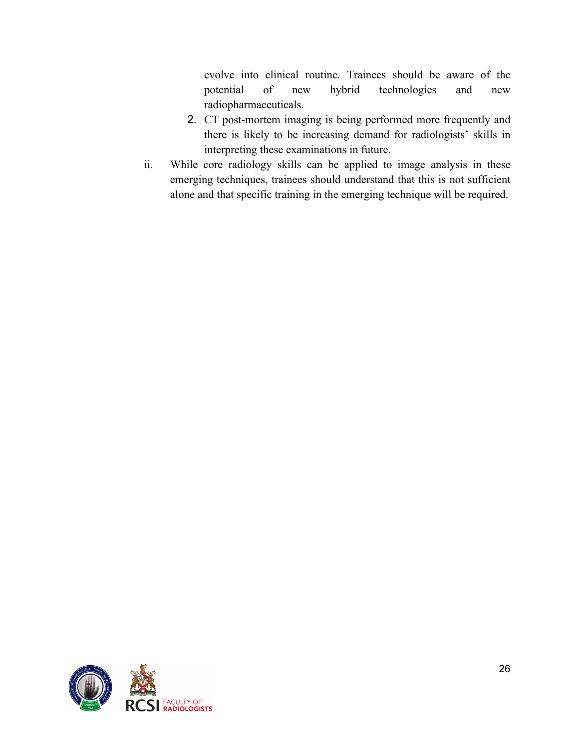evolve into clinical routine. Trainees should be aware of the potential of new hybrid technologies and new radiopharmaceuticals.

2. CT post-mortem imaging is being performed more frequently and there is likely to be increasing demand for radiologists' skills in interpreting these examinations in future.

ii. While core radiology skills can be applied to image analysis in these emerging techniques, trainees should understand that this is not sufficient alone and that specific training in the emerging technique will be required.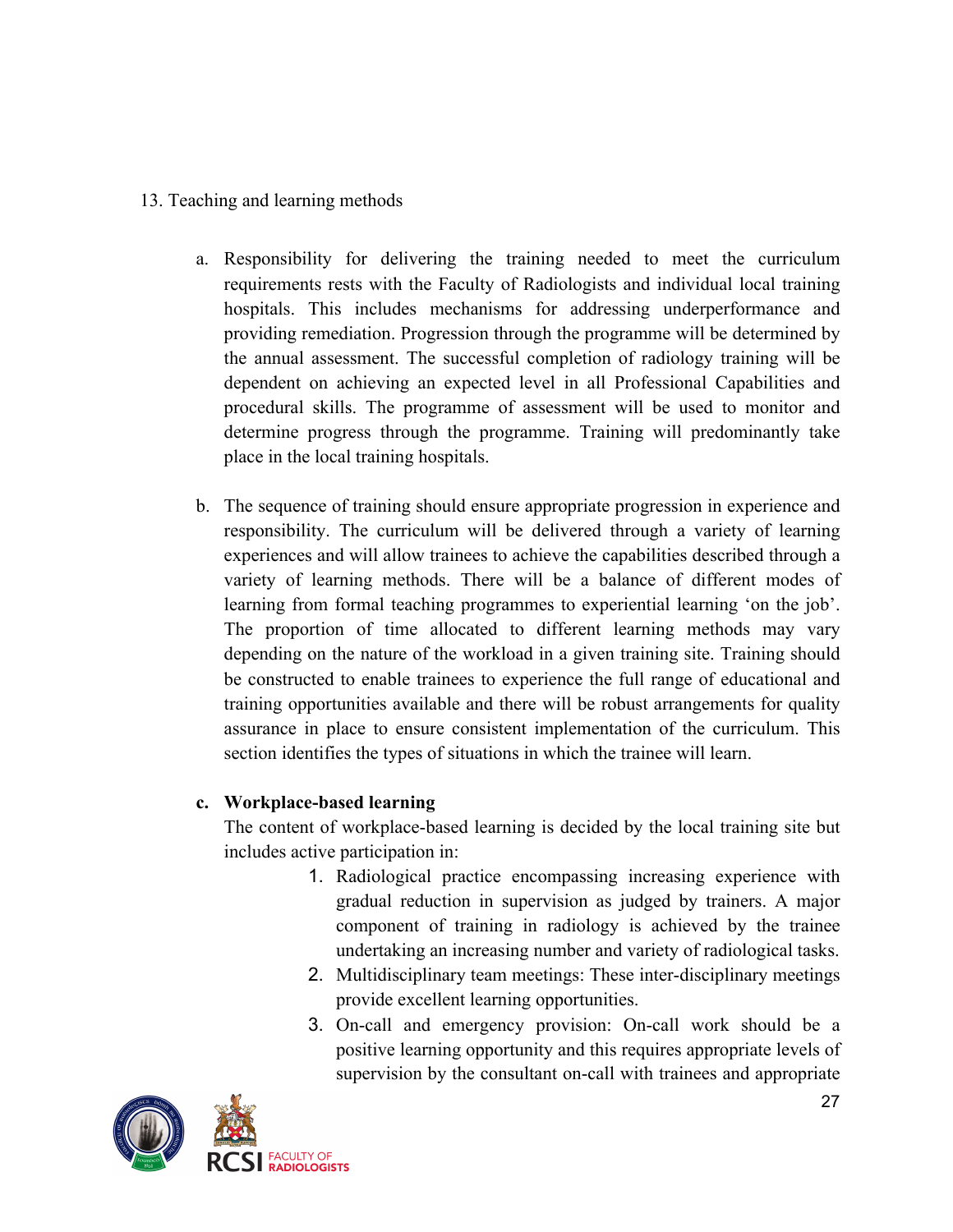13. Teaching and learning methods

a. Responsibility for delivering the training needed to meet the curriculum requirements rests with the Faculty of Radiologists and individual local training hospitals. This includes mechanisms for addressing underperformance and providing remediation. Progression through the programme will be determined by the annual assessment. The successful completion of radiology training will be dependent on achieving an expected level in all Professional Capabilities and procedural skills. The programme of assessment will be used to monitor and determine progress through the programme. Training will predominantly take place in the local training hospitals.

b. The sequence of training should ensure appropriate progression in experience and responsibility. The curriculum will be delivered through a variety of learning experiences and will allow trainees to achieve the capabilities described through a variety of learning methods. There will be a balance of different modes of learning from formal teaching programmes to experiential learning 'on the job'. The proportion of time allocated to different learning methods may vary depending on the nature of the workload in a given training site. Training should be constructed to enable trainees to experience the full range of educational and training opportunities available and there will be robust arrangements for quality assurance in place to ensure consistent implementation of the curriculum. This section identifies the types of situations in which the trainee will learn.

c. **Workplace-based learning**

The content of workplace-based learning is decided by the local training site but includes active participation in:

1. Radiological practice encompassing increasing experience with gradual reduction in supervision as judged by trainers. A major component of training in radiology is achieved by the trainee undertaking an increasing number and variety of radiological tasks.
2. Multidisciplinary team meetings: These inter-disciplinary meetings provide excellent learning opportunities.
3. On-call and emergency provision: On-call work should be a positive learning opportunity and this requires appropriate levels of supervision by the consultant on-call with trainees and appropriate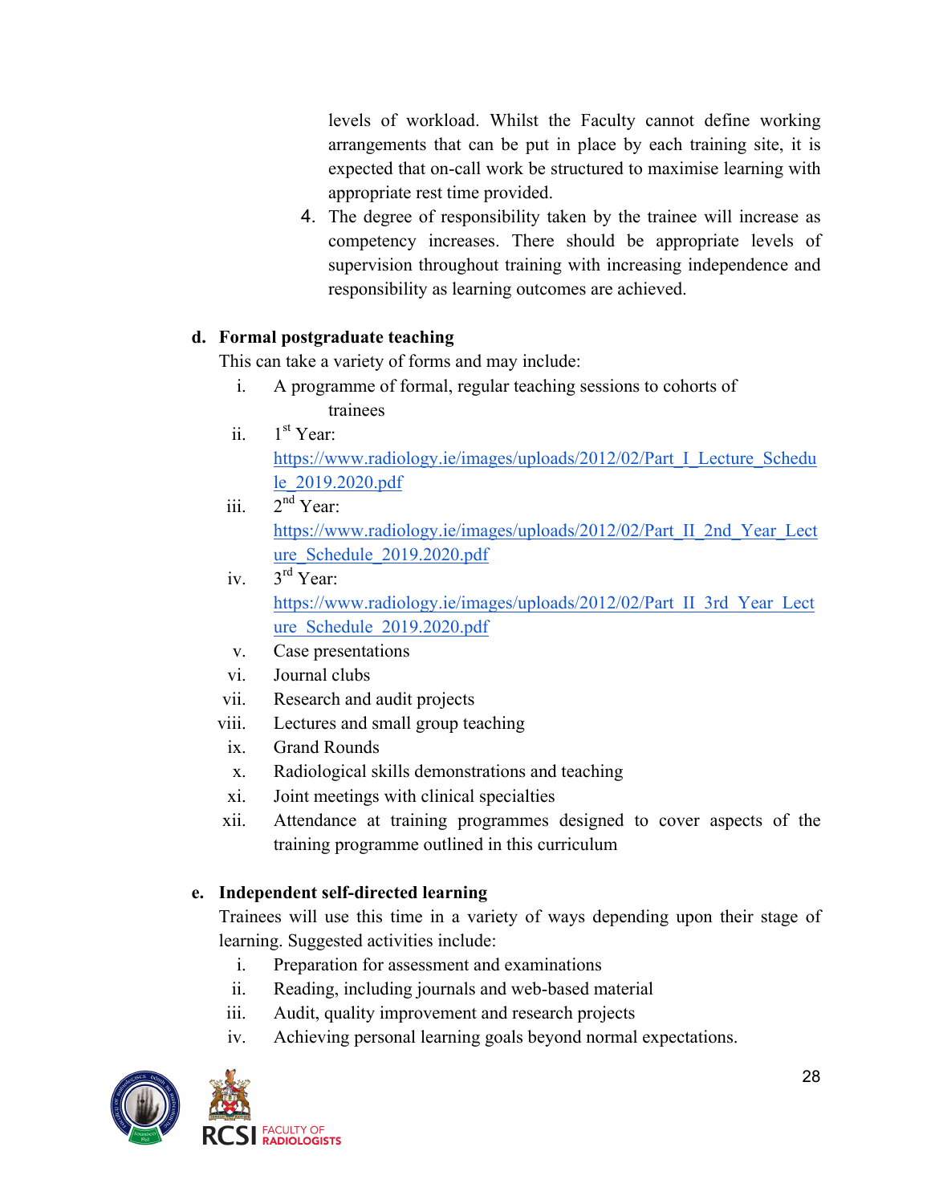levels of workload. Whilst the Faculty cannot define working arrangements that can be put in place by each training site, it is expected that on-call work be structured to maximise learning with appropriate rest time provided.

4. The degree of responsibility taken by the trainee will increase as competency increases. There should be appropriate levels of supervision throughout training with increasing independence and responsibility as learning outcomes are achieved.

**d. Formal postgraduate teaching**

This can take a variety of forms and may include:

i. A programme of formal, regular teaching sessions to cohorts of trainees

ii. 1st Year: https://www.radiology.ie/images/uploads/2012/02/Part_I_Lecture_Schedule_2019.2020.pdf

iii. 2nd Year: https://www.radiology.ie/images/uploads/2012/02/Part_II_2nd_Year_Lecture_Schedule_2019.2020.pdf

iv. 3rd Year: https://www.radiology.ie/images/uploads/2012/02/Part_II_3rd_Year_Lecture_Schedule_2019.2020.pdf

v. Case presentations

vi. Journal clubs

vii. Research and audit projects

viii. Lectures and small group teaching

ix. Grand Rounds

x. Radiological skills demonstrations and teaching

xi. Joint meetings with clinical specialties

xii. Attendance at training programmes designed to cover aspects of the training programme outlined in this curriculum

**e. Independent self-directed learning**

Trainees will use this time in a variety of ways depending upon their stage of learning. Suggested activities include:

i. Preparation for assessment and examinations

ii. Reading, including journals and web-based material

iii. Audit, quality improvement and research projects

iv. Achieving personal learning goals beyond normal expectations.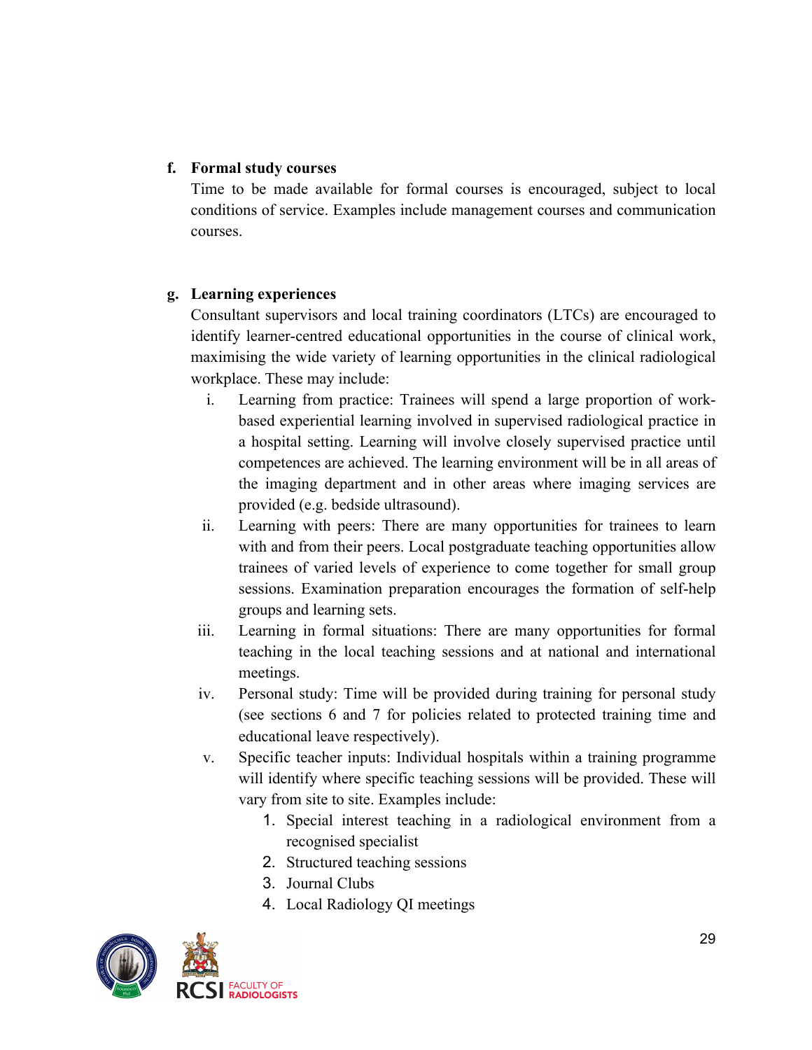**f. Formal study courses**

Time to be made available for formal courses is encouraged, subject to local conditions of service. Examples include management courses and communication courses.

**g. Learning experiences**

Consultant supervisors and local training coordinators (LTCs) are encouraged to identify learner-centred educational opportunities in the course of clinical work, maximising the wide variety of learning opportunities in the clinical radiological workplace. These may include:

i. Learning from practice: Trainees will spend a large proportion of work-based experiential learning involved in supervised radiological practice in a hospital setting. Learning will involve closely supervised practice until competences are achieved. The learning environment will be in all areas of the imaging department and in other areas where imaging services are provided (e.g. bedside ultrasound).

ii. Learning with peers: There are many opportunities for trainees to learn with and from their peers. Local postgraduate teaching opportunities allow trainees of varied levels of experience to come together for small group sessions. Examination preparation encourages the formation of self-help groups and learning sets.

iii. Learning in formal situations: There are many opportunities for formal teaching in the local teaching sessions and at national and international meetings.

iv. Personal study: Time will be provided during training for personal study (see sections 6 and 7 for policies related to protected training time and educational leave respectively).

v. Specific teacher inputs: Individual hospitals within a training programme will identify where specific teaching sessions will be provided. These will vary from site to site. Examples include:

   1. Special interest teaching in a radiological environment from a recognised specialist
   2. Structured teaching sessions
   3. Journal Clubs
   4. Local Radiology QI meetings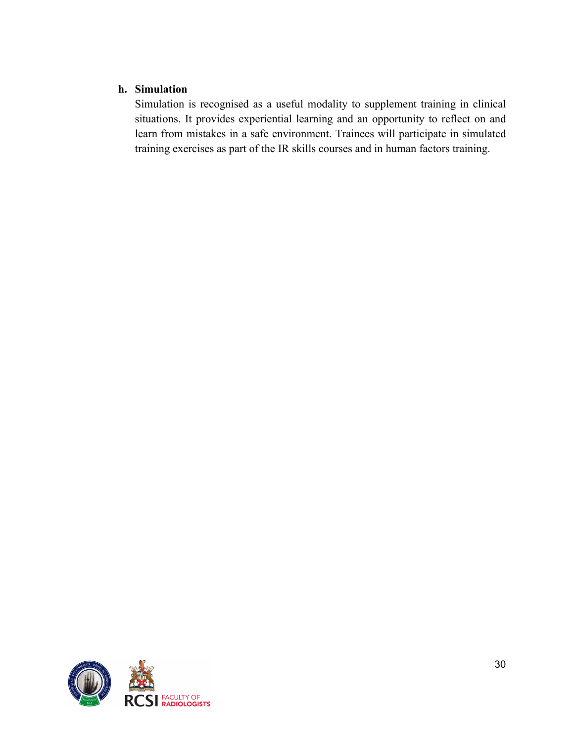### h. Simulation

Simulation is recognised as a useful modality to supplement training in clinical situations. It provides experiential learning and an opportunity to reflect on and learn from mistakes in a safe environment. Trainees will participate in simulated training exercises as part of the IR skills courses and in human factors training.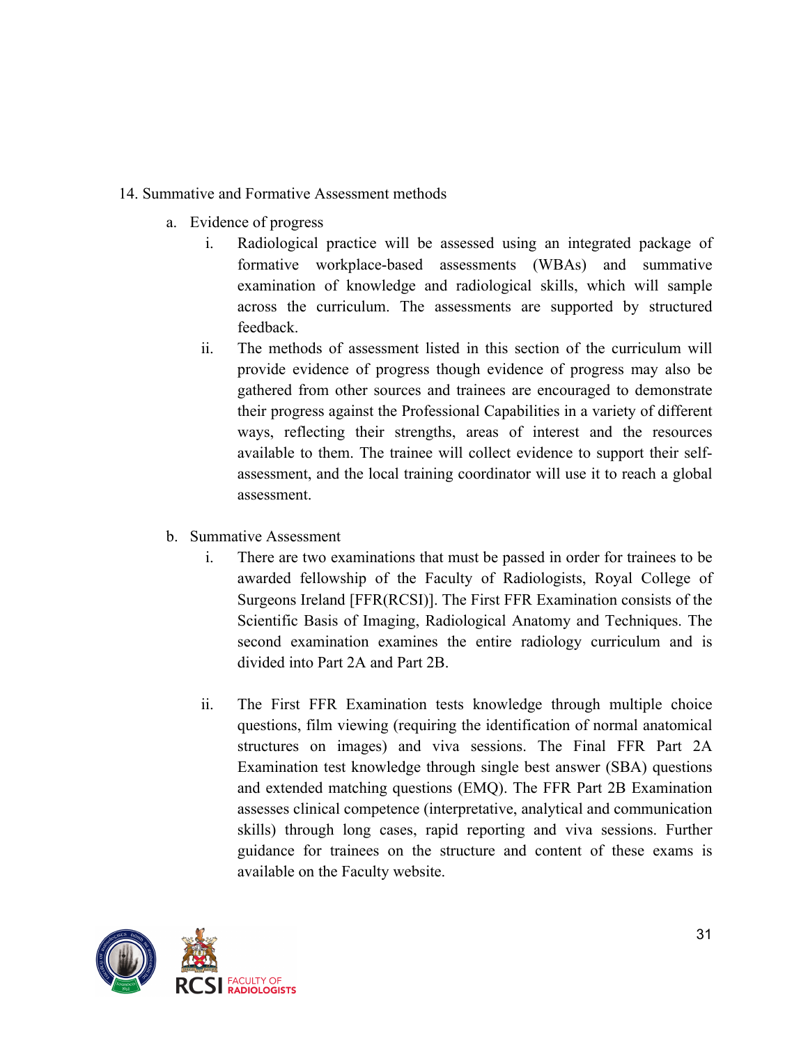## 14. Summative and Formative Assessment methods

a. Evidence of progress

   i. Radiological practice will be assessed using an integrated package of formative workplace-based assessments (WBAs) and summative examination of knowledge and radiological skills, which will sample across the curriculum. The assessments are supported by structured feedback.

   ii. The methods of assessment listed in this section of the curriculum will provide evidence of progress though evidence of progress may also be gathered from other sources and trainees are encouraged to demonstrate their progress against the Professional Capabilities in a variety of different ways, reflecting their strengths, areas of interest and the resources available to them. The trainee will collect evidence to support their self-assessment, and the local training coordinator will use it to reach a global assessment.

b. Summative Assessment

   i. There are two examinations that must be passed in order for trainees to be awarded fellowship of the Faculty of Radiologists, Royal College of Surgeons Ireland [FFR(RCSI)]. The First FFR Examination consists of the Scientific Basis of Imaging, Radiological Anatomy and Techniques. The second examination examines the entire radiology curriculum and is divided into Part 2A and Part 2B.

   ii. The First FFR Examination tests knowledge through multiple choice questions, film viewing (requiring the identification of normal anatomical structures on images) and viva sessions. The Final FFR Part 2A Examination test knowledge through single best answer (SBA) questions and extended matching questions (EMQ). The FFR Part 2B Examination assesses clinical competence (interpretative, analytical and communication skills) through long cases, rapid reporting and viva sessions. Further guidance for trainees on the structure and content of these exams is available on the Faculty website.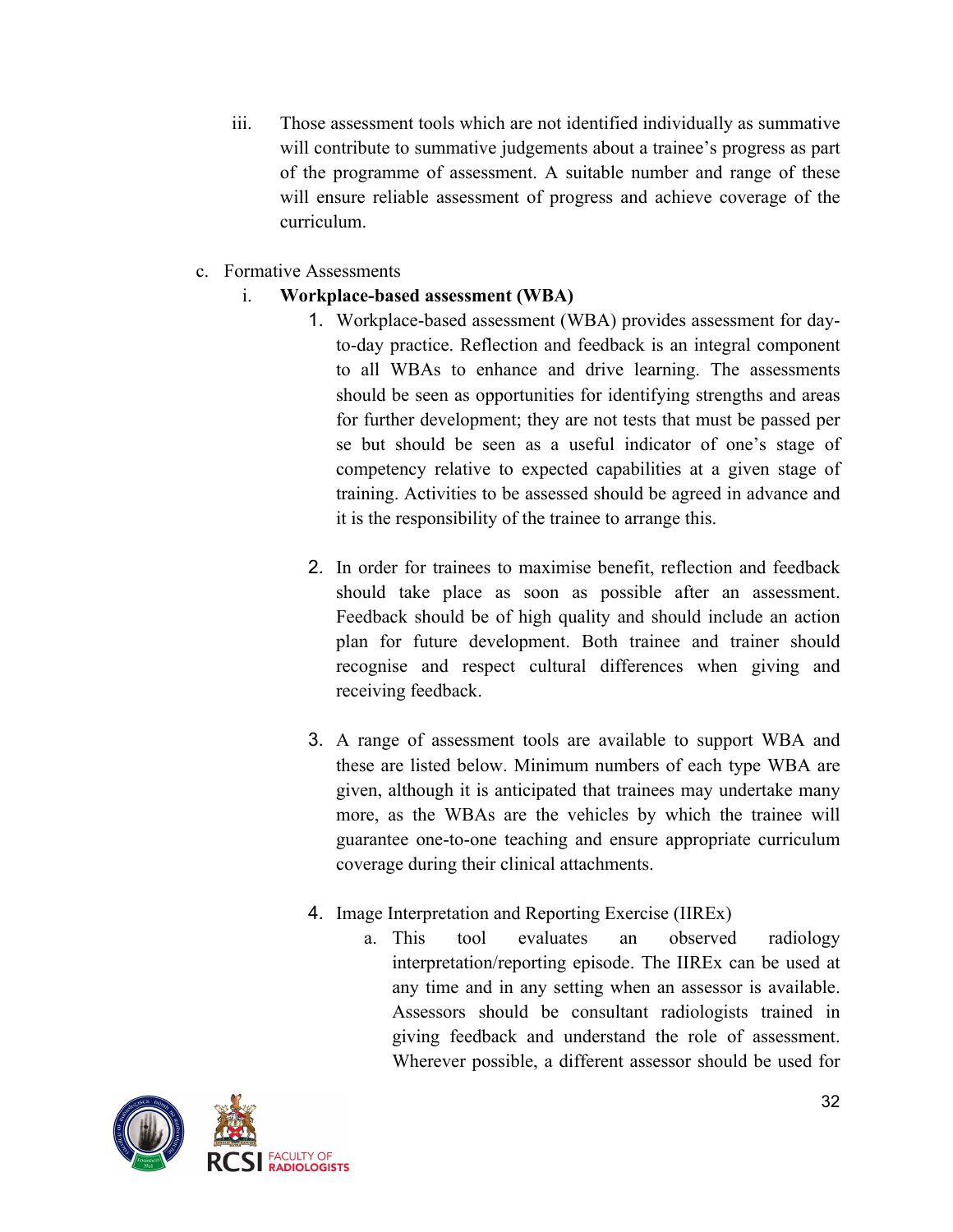iii. Those assessment tools which are not identified individually as summative will contribute to summative judgements about a trainee's progress as part of the programme of assessment. A suitable number and range of these will ensure reliable assessment of progress and achieve coverage of the curriculum.

c. Formative Assessments

   i. **Workplace-based assessment (WBA)**

      1. Workplace-based assessment (WBA) provides assessment for day-to-day practice. Reflection and feedback is an integral component to all WBAs to enhance and drive learning. The assessments should be seen as opportunities for identifying strengths and areas for further development; they are not tests that must be passed per se but should be seen as a useful indicator of one's stage of competency relative to expected capabilities at a given stage of training. Activities to be assessed should be agreed in advance and it is the responsibility of the trainee to arrange this.

      2. In order for trainees to maximise benefit, reflection and feedback should take place as soon as possible after an assessment. Feedback should be of high quality and should include an action plan for future development. Both trainee and trainer should recognise and respect cultural differences when giving and receiving feedback.

      3. A range of assessment tools are available to support WBA and these are listed below. Minimum numbers of each type WBA are given, although it is anticipated that trainees may undertake many more, as the WBAs are the vehicles by which the trainee will guarantee one-to-one teaching and ensure appropriate curriculum coverage during their clinical attachments.

      4. Image Interpretation and Reporting Exercise (IIREx)

         a. This tool evaluates an observed radiology interpretation/reporting episode. The IIREx can be used at any time and in any setting when an assessor is available. Assessors should be consultant radiologists trained in giving feedback and understand the role of assessment. Wherever possible, a different assessor should be used for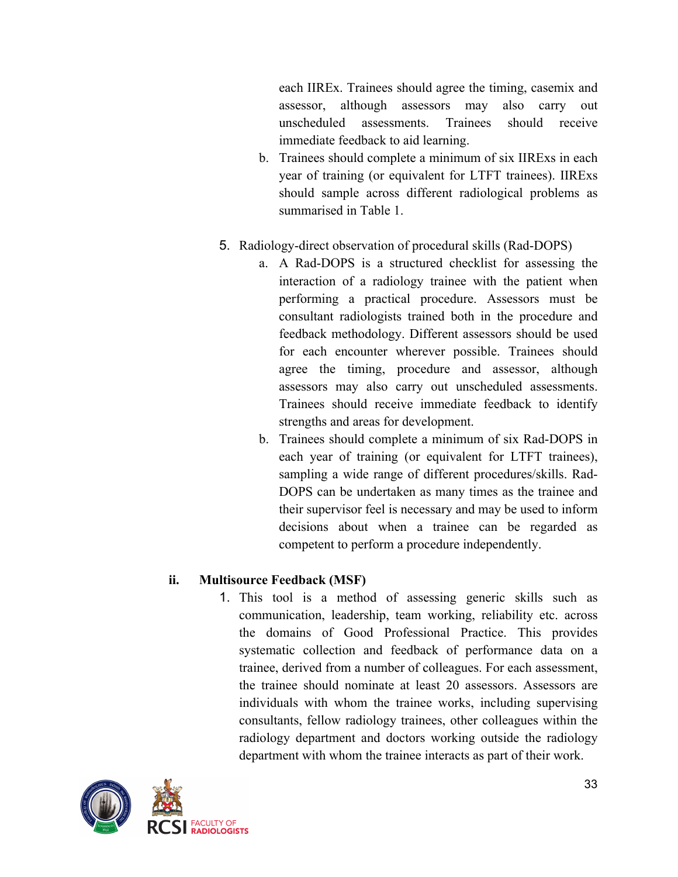each IIREx. Trainees should agree the timing, casemix and assessor, although assessors may also carry out unscheduled assessments. Trainees should receive immediate feedback to aid learning.

   b. Trainees should complete a minimum of six IIRExs in each year of training (or equivalent for LTFT trainees). IIRExs should sample across different radiological problems as summarised in Table 1.

5. Radiology-direct observation of procedural skills (Rad-DOPS)
   a. A Rad-DOPS is a structured checklist for assessing the interaction of a radiology trainee with the patient when performing a practical procedure. Assessors must be consultant radiologists trained both in the procedure and feedback methodology. Different assessors should be used for each encounter wherever possible. Trainees should agree the timing, procedure and assessor, although assessors may also carry out unscheduled assessments. Trainees should receive immediate feedback to identify strengths and areas for development.
   b. Trainees should complete a minimum of six Rad-DOPS in each year of training (or equivalent for LTFT trainees), sampling a wide range of different procedures/skills. Rad-DOPS can be undertaken as many times as the trainee and their supervisor feel is necessary and may be used to inform decisions about when a trainee can be regarded as competent to perform a procedure independently.

**ii. Multisource Feedback (MSF)**

1. This tool is a method of assessing generic skills such as communication, leadership, team working, reliability etc. across the domains of Good Professional Practice. This provides systematic collection and feedback of performance data on a trainee, derived from a number of colleagues. For each assessment, the trainee should nominate at least 20 assessors. Assessors are individuals with whom the trainee works, including supervising consultants, fellow radiology trainees, other colleagues within the radiology department and doctors working outside the radiology department with whom the trainee interacts as part of their work.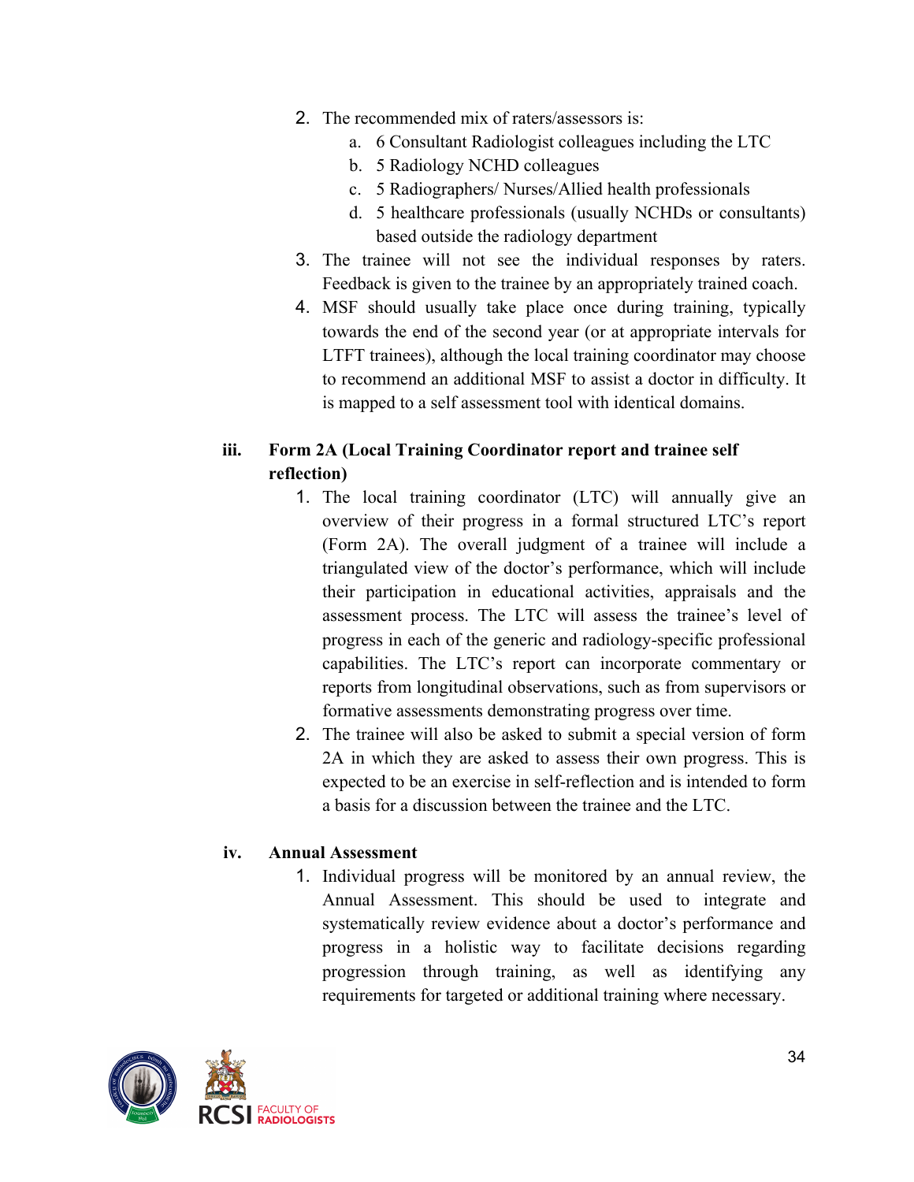2. The recommended mix of raters/assessors is:
    a. 6 Consultant Radiologist colleagues including the LTC
    b. 5 Radiology NCHD colleagues
    c. 5 Radiographers/ Nurses/Allied health professionals
    d. 5 healthcare professionals (usually NCHDs or consultants) based outside the radiology department
3. The trainee will not see the individual responses by raters. Feedback is given to the trainee by an appropriately trained coach.
4. MSF should usually take place once during training, typically towards the end of the second year (or at appropriate intervals for LTFT trainees), although the local training coordinator may choose to recommend an additional MSF to assist a doctor in difficulty. It is mapped to a self assessment tool with identical domains.

### iii. Form 2A (Local Training Coordinator report and trainee self reflection)

1. The local training coordinator (LTC) will annually give an overview of their progress in a formal structured LTC's report (Form 2A). The overall judgment of a trainee will include a triangulated view of the doctor's performance, which will include their participation in educational activities, appraisals and the assessment process. The LTC will assess the trainee's level of progress in each of the generic and radiology-specific professional capabilities. The LTC's report can incorporate commentary or reports from longitudinal observations, such as from supervisors or formative assessments demonstrating progress over time.
2. The trainee will also be asked to submit a special version of form 2A in which they are asked to assess their own progress. This is expected to be an exercise in self-reflection and is intended to form a basis for a discussion between the trainee and the LTC.

### iv. Annual Assessment

1. Individual progress will be monitored by an annual review, the Annual Assessment. This should be used to integrate and systematically review evidence about a doctor's performance and progress in a holistic way to facilitate decisions regarding progression through training, as well as identifying any requirements for targeted or additional training where necessary.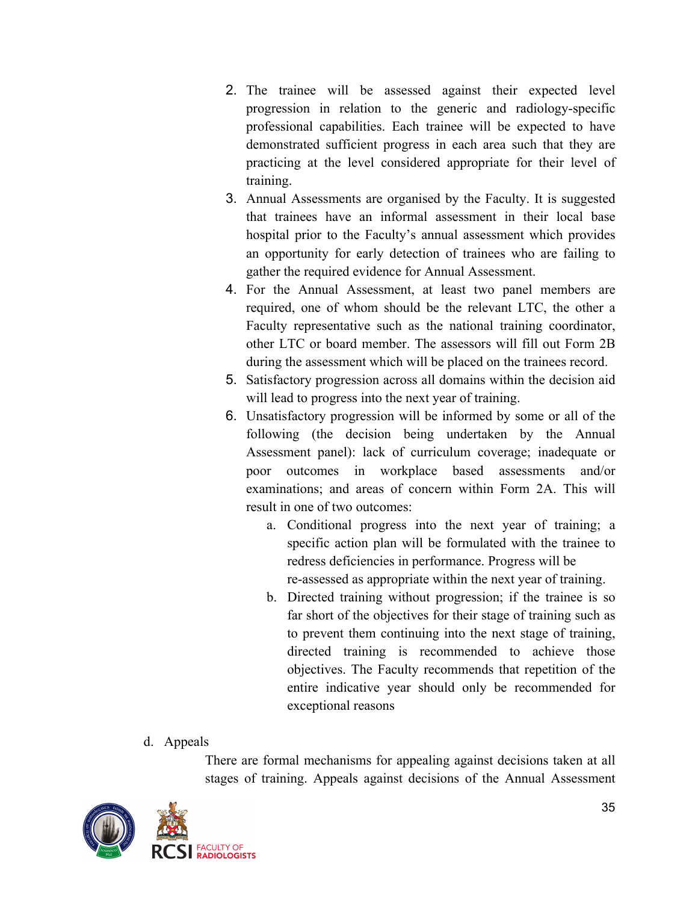2. The trainee will be assessed against their expected level progression in relation to the generic and radiology-specific professional capabilities. Each trainee will be expected to have demonstrated sufficient progress in each area such that they are practicing at the level considered appropriate for their level of training.
3. Annual Assessments are organised by the Faculty. It is suggested that trainees have an informal assessment in their local base hospital prior to the Faculty's annual assessment which provides an opportunity for early detection of trainees who are failing to gather the required evidence for Annual Assessment.
4. For the Annual Assessment, at least two panel members are required, one of whom should be the relevant LTC, the other a Faculty representative such as the national training coordinator, other LTC or board member. The assessors will fill out Form 2B during the assessment which will be placed on the trainees record.
5. Satisfactory progression across all domains within the decision aid will lead to progress into the next year of training.
6. Unsatisfactory progression will be informed by some or all of the following (the decision being undertaken by the Annual Assessment panel): lack of curriculum coverage; inadequate or poor outcomes in workplace based assessments and/or examinations; and areas of concern within Form 2A. This will result in one of two outcomes:
   a. Conditional progress into the next year of training; a specific action plan will be formulated with the trainee to redress deficiencies in performance. Progress will be re-assessed as appropriate within the next year of training.
   b. Directed training without progression; if the trainee is so far short of the objectives for their stage of training such as to prevent them continuing into the next stage of training, directed training is recommended to achieve those objectives. The Faculty recommends that repetition of the entire indicative year should only be recommended for exceptional reasons

d. Appeals

There are formal mechanisms for appealing against decisions taken at all stages of training. Appeals against decisions of the Annual Assessment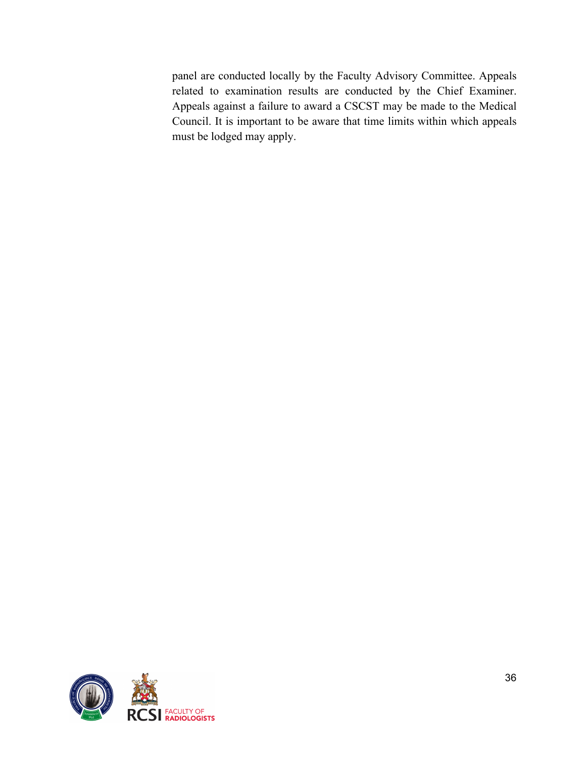panel are conducted locally by the Faculty Advisory Committee. Appeals related to examination results are conducted by the Chief Examiner. Appeals against a failure to award a CSCST may be made to the Medical Council. It is important to be aware that time limits within which appeals must be lodged may apply.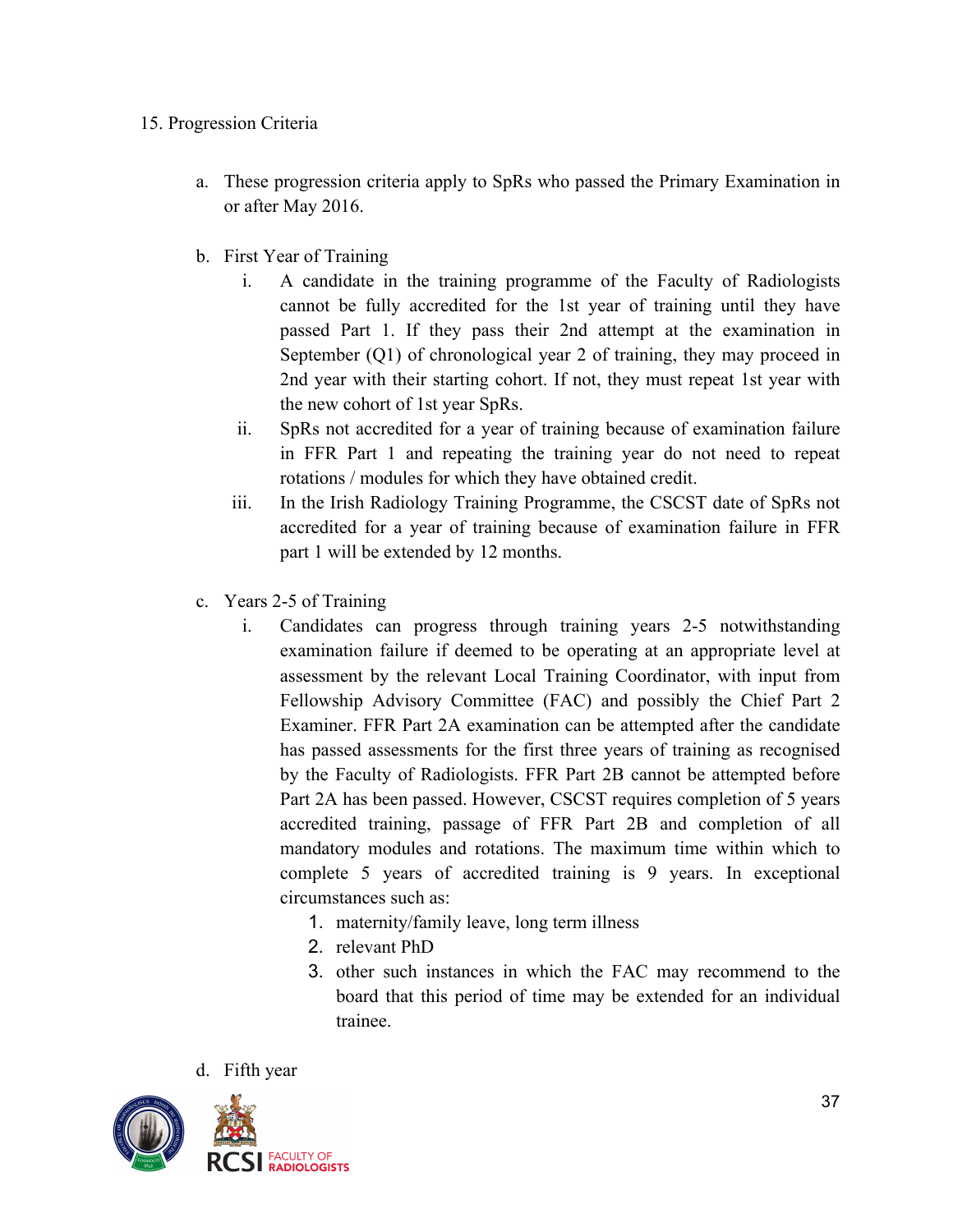## 15. Progression Criteria

a. These progression criteria apply to SpRs who passed the Primary Examination in or after May 2016.

b. First Year of Training

   i. A candidate in the training programme of the Faculty of Radiologists cannot be fully accredited for the 1st year of training until they have passed Part 1. If they pass their 2nd attempt at the examination in September (Q1) of chronological year 2 of training, they may proceed in 2nd year with their starting cohort. If not, they must repeat 1st year with the new cohort of 1st year SpRs.

   ii. SpRs not accredited for a year of training because of examination failure in FFR Part 1 and repeating the training year do not need to repeat rotations / modules for which they have obtained credit.

   iii. In the Irish Radiology Training Programme, the CSCST date of SpRs not accredited for a year of training because of examination failure in FFR part 1 will be extended by 12 months.

c. Years 2-5 of Training

   i. Candidates can progress through training years 2-5 notwithstanding examination failure if deemed to be operating at an appropriate level at assessment by the relevant Local Training Coordinator, with input from Fellowship Advisory Committee (FAC) and possibly the Chief Part 2 Examiner. FFR Part 2A examination can be attempted after the candidate has passed assessments for the first three years of training as recognised by the Faculty of Radiologists. FFR Part 2B cannot be attempted before Part 2A has been passed. However, CSCST requires completion of 5 years accredited training, passage of FFR Part 2B and completion of all mandatory modules and rotations. The maximum time within which to complete 5 years of accredited training is 9 years. In exceptional circumstances such as:

      1. maternity/family leave, long term illness
      2. relevant PhD
      3. other such instances in which the FAC may recommend to the board that this period of time may be extended for an individual trainee.

d. Fifth year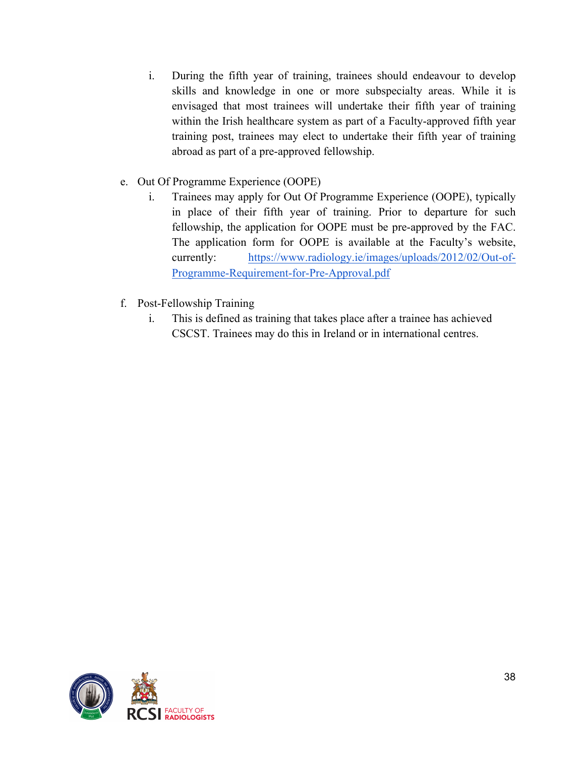i. During the fifth year of training, trainees should endeavour to develop skills and knowledge in one or more subspecialty areas. While it is envisaged that most trainees will undertake their fifth year of training within the Irish healthcare system as part of a Faculty-approved fifth year training post, trainees may elect to undertake their fifth year of training abroad as part of a pre-approved fellowship.

e. Out Of Programme Experience (OOPE)
   i. Trainees may apply for Out Of Programme Experience (OOPE), typically in place of their fifth year of training. Prior to departure for such fellowship, the application for OOPE must be pre-approved by the FAC. The application form for OOPE is available at the Faculty's website, currently: [https://www.radiology.ie/images/uploads/2012/02/Out-of-Programme-Requirement-for-Pre-Approval.pdf](https://www.radiology.ie/images/uploads/2012/02/Out-of-Programme-Requirement-for-Pre-Approval.pdf)

f. Post-Fellowship Training
   i. This is defined as training that takes place after a trainee has achieved CSCST. Trainees may do this in Ireland or in international centres.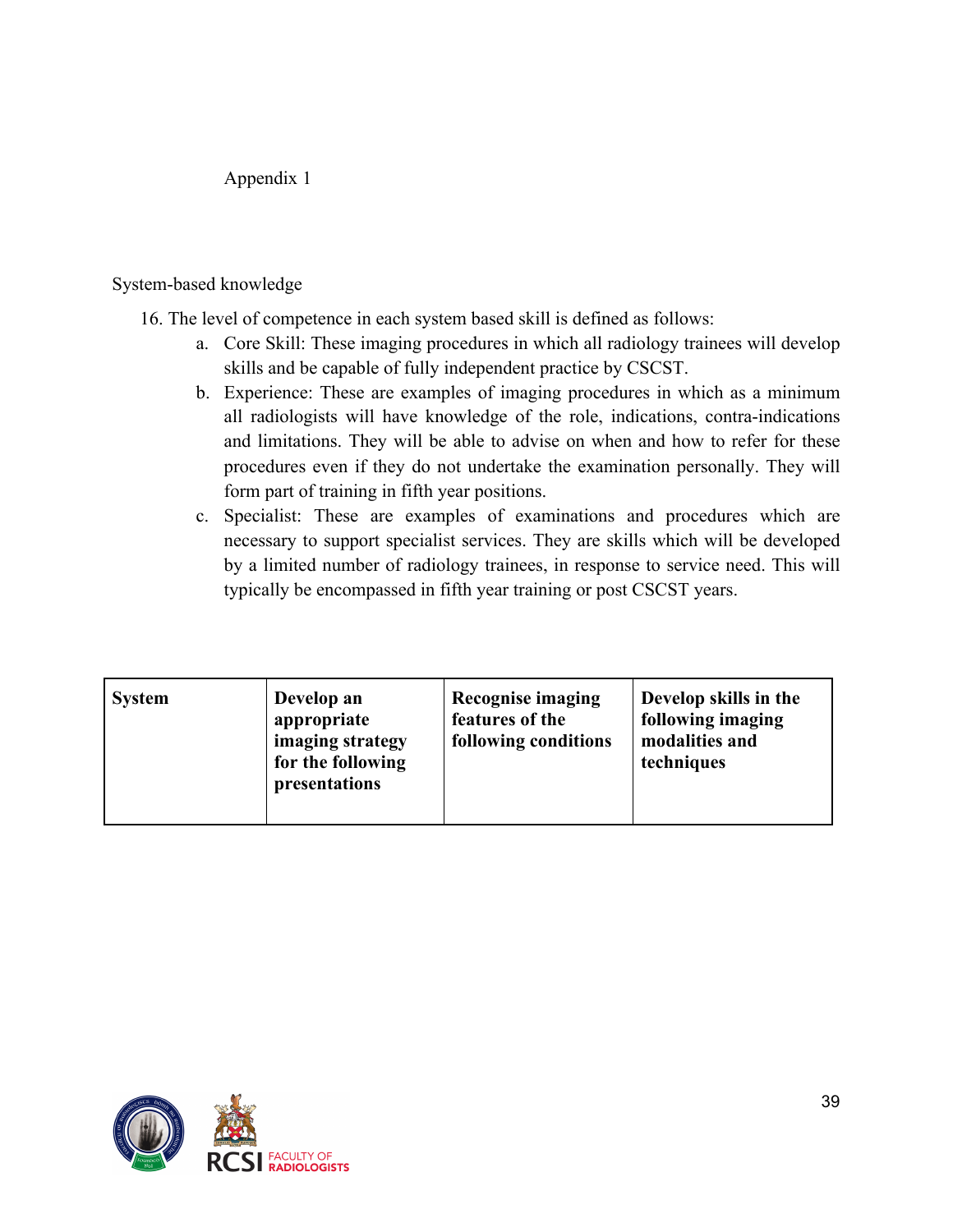# Appendix 1

## System-based knowledge

16. The level of competence in each system based skill is defined as follows:
    a. Core Skill: These imaging procedures in which all radiology trainees will develop skills and be capable of fully independent practice by CSCST.
    b. Experience: These are examples of imaging procedures in which as a minimum all radiologists will have knowledge of the role, indications, contra-indications and limitations. They will be able to advise on when and how to refer for these procedures even if they do not undertake the examination personally. They will form part of training in fifth year positions.
    c. Specialist: These are examples of examinations and procedures which are necessary to support specialist services. They are skills which will be developed by a limited number of radiology trainees, in response to service need. This will typically be encompassed in fifth year training or post CSCST years.

| **System** | **Develop an appropriate imaging strategy for the following presentations** | **Recognise imaging features of the following conditions** | **Develop skills in the following imaging modalities and techniques** |
|---|---|---|---|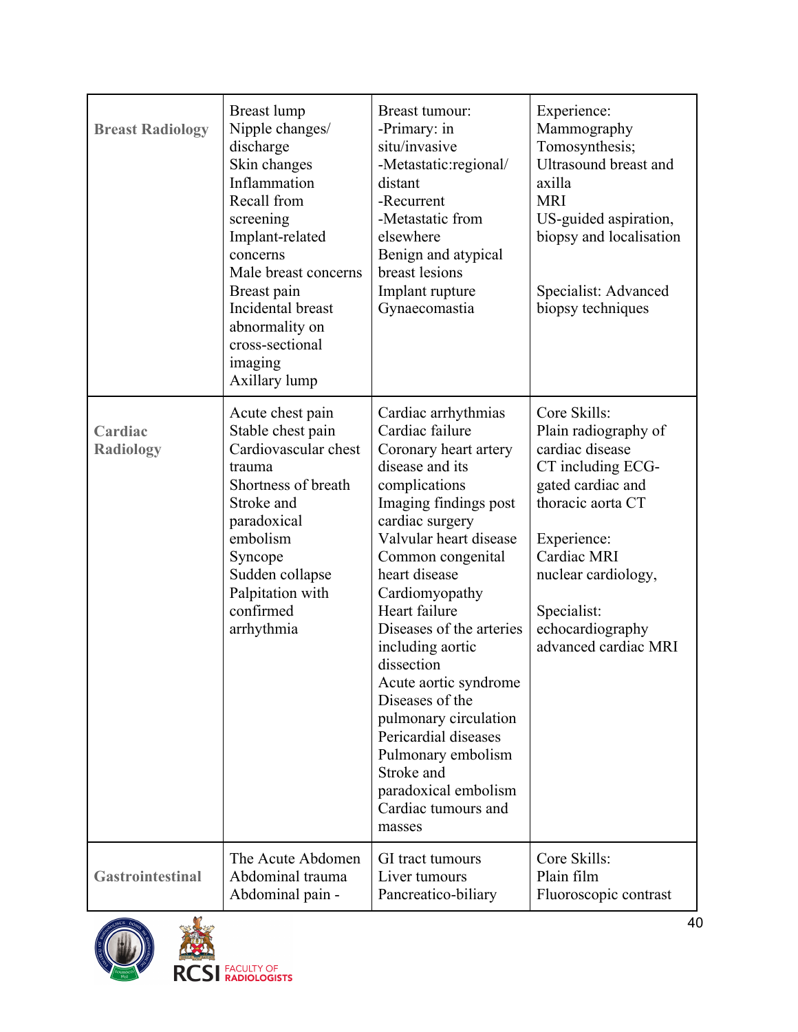| | | | |
|---|---|---|---|
| **Breast Radiology** | Breast lump<br>Nipple changes/ discharge<br>Skin changes<br>Inflammation<br>Recall from screening<br>Implant-related concerns<br>Male breast concerns<br>Breast pain<br>Incidental breast abnormality on cross-sectional imaging<br>Axillary lump | Breast tumour:<br>-Primary: in situ/invasive<br>-Metastatic:regional/ distant<br>-Recurrent<br>-Metastatic from elsewhere<br>Benign and atypical breast lesions<br>Implant rupture<br>Gynaecomastia | Experience:<br>Mammography<br>Tomosynthesis;<br>Ultrasound breast and axilla<br>MRI<br>US-guided aspiration, biopsy and localisation<br><br>Specialist: Advanced biopsy techniques |
| **Cardiac Radiology** | Acute chest pain<br>Stable chest pain<br>Cardiovascular chest trauma<br>Shortness of breath<br>Stroke and paradoxical embolism<br>Syncope<br>Sudden collapse<br>Palpitation with confirmed arrhythmia | Cardiac arrhythmias<br>Cardiac failure<br>Coronary heart artery disease and its complications<br>Imaging findings post cardiac surgery<br>Valvular heart disease<br>Common congenital heart disease<br>Cardiomyopathy<br>Heart failure<br>Diseases of the arteries including aortic dissection<br>Acute aortic syndrome<br>Diseases of the pulmonary circulation<br>Pericardial diseases<br>Pulmonary embolism<br>Stroke and paradoxical embolism<br>Cardiac tumours and masses | Core Skills:<br>Plain radiography of cardiac disease<br>CT including ECG-gated cardiac and thoracic aorta CT<br><br>Experience:<br>Cardiac MRI<br>nuclear cardiology,<br><br>Specialist:<br>echocardiography<br>advanced cardiac MRI |
| **Gastrointestinal** | The Acute Abdomen<br>Abdominal trauma<br>Abdominal pain - | GI tract tumours<br>Liver tumours<br>Pancreatico-biliary | Core Skills:<br>Plain film<br>Fluoroscopic contrast |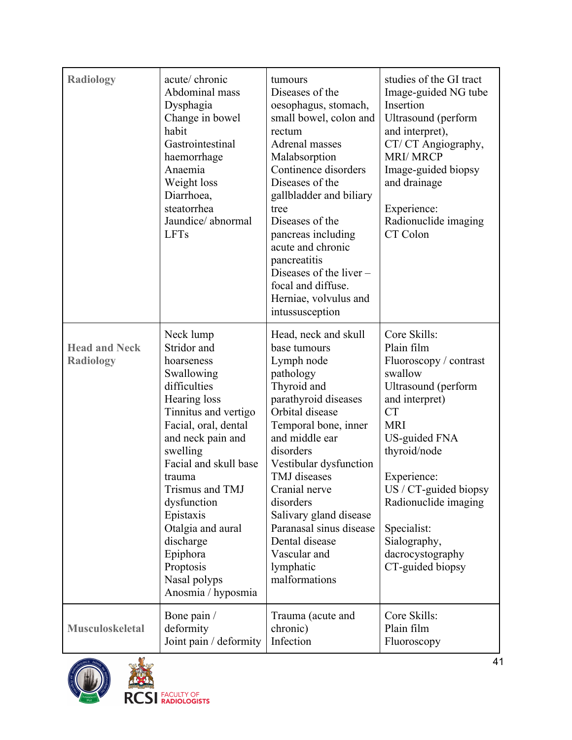| | | | |
|---|---|---|---|
| Radiology | acute/ chronic<br>Abdominal mass<br>Dysphagia<br>Change in bowel habit<br>Gastrointestinal haemorrhage<br>Anaemia<br>Weight loss<br>Diarrhoea, steatorrhea<br>Jaundice/ abnormal LFTs | tumours<br>Diseases of the oesophagus, stomach, small bowel, colon and rectum<br>Adrenal masses<br>Malabsorption<br>Continence disorders<br>Diseases of the gallbladder and biliary tree<br>Diseases of the pancreas including acute and chronic pancreatitis<br>Diseases of the liver – focal and diffuse.<br>Herniae, volvulus and intussusception | studies of the GI tract<br>Image-guided NG tube Insertion<br>Ultrasound (perform and interpret),<br>CT/ CT Angiography,<br>MRI/ MRCP<br>Image-guided biopsy and drainage<br><br>Experience:<br>Radionuclide imaging<br>CT Colon |
| Head and Neck Radiology | Neck lump<br>Stridor and hoarseness<br>Swallowing difficulties<br>Hearing loss<br>Tinnitus and vertigo<br>Facial, oral, dental and neck pain and swelling<br>Facial and skull base trauma<br>Trismus and TMJ dysfunction<br>Epistaxis<br>Otalgia and aural discharge<br>Epiphora<br>Proptosis<br>Nasal polyps<br>Anosmia / hyposmia | Head, neck and skull base tumours<br>Lymph node pathology<br>Thyroid and parathyroid diseases<br>Orbital disease<br>Temporal bone, inner and middle ear disorders<br>Vestibular dysfunction<br>TMJ diseases<br>Cranial nerve disorders<br>Salivary gland disease<br>Paranasal sinus disease<br>Dental disease<br>Vascular and lymphatic malformations | Core Skills:<br>Plain film<br>Fluoroscopy / contrast swallow<br>Ultrasound (perform and interpret)<br>CT<br>MRI<br>US-guided FNA thyroid/node<br><br>Experience:<br>US / CT-guided biopsy<br>Radionuclide imaging<br><br>Specialist:<br>Sialography, dacrocystography<br>CT-guided biopsy |
| Musculoskeletal | Bone pain / deformity<br>Joint pain / deformity | Trauma (acute and chronic)<br>Infection | Core Skills:<br>Plain film<br>Fluoroscopy |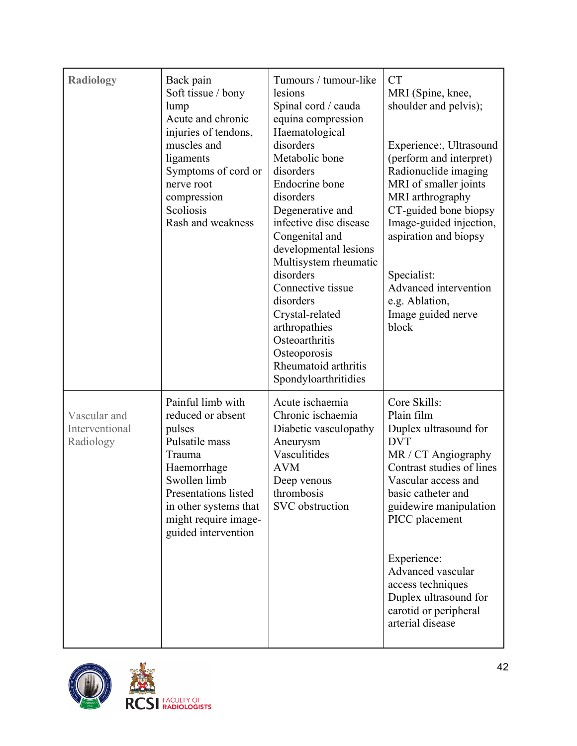| | | | |
|---|---|---|---|
| **Radiology** | Back pain<br>Soft tissue / bony lump<br>Acute and chronic injuries of tendons, muscles and ligaments<br>Symptoms of cord or nerve root compression<br>Scoliosis<br>Rash and weakness | Tumours / tumour-like lesions<br>Spinal cord / cauda equina compression<br>Haematological disorders<br>Metabolic bone disorders<br>Endocrine bone disorders<br>Degenerative and infective disc disease<br>Congenital and developmental lesions<br>Multisystem rheumatic disorders<br>Connective tissue disorders<br>Crystal-related arthropathies<br>Osteoarthritis<br>Osteoporosis<br>Rheumatoid arthritis<br>Spondyloarthritidies | CT<br>MRI (Spine, knee, shoulder and pelvis);<br><br>Experience:, Ultrasound (perform and interpret)<br>Radionuclide imaging<br>MRI of smaller joints<br>MRI arthrography<br>CT-guided bone biopsy<br>Image-guided injection, aspiration and biopsy<br><br>Specialist:<br>Advanced intervention e.g. Ablation,<br>Image guided nerve block |
| Vascular and Interventional Radiology | Painful limb with reduced or absent pulses<br>Pulsatile mass<br>Trauma<br>Haemorrhage<br>Swollen limb<br>Presentations listed in other systems that might require image-guided intervention | Acute ischaemia<br>Chronic ischaemia<br>Diabetic vasculopathy<br>Aneurysm<br>Vasculitides<br>AVM<br>Deep venous thrombosis<br>SVC obstruction | Core Skills:<br>Plain film<br>Duplex ultrasound for DVT<br>MR / CT Angiography<br>Contrast studies of lines<br>Vascular access and basic catheter and guidewire manipulation<br>PICC placement<br><br>Experience:<br>Advanced vascular access techniques<br>Duplex ultrasound for carotid or peripheral arterial disease |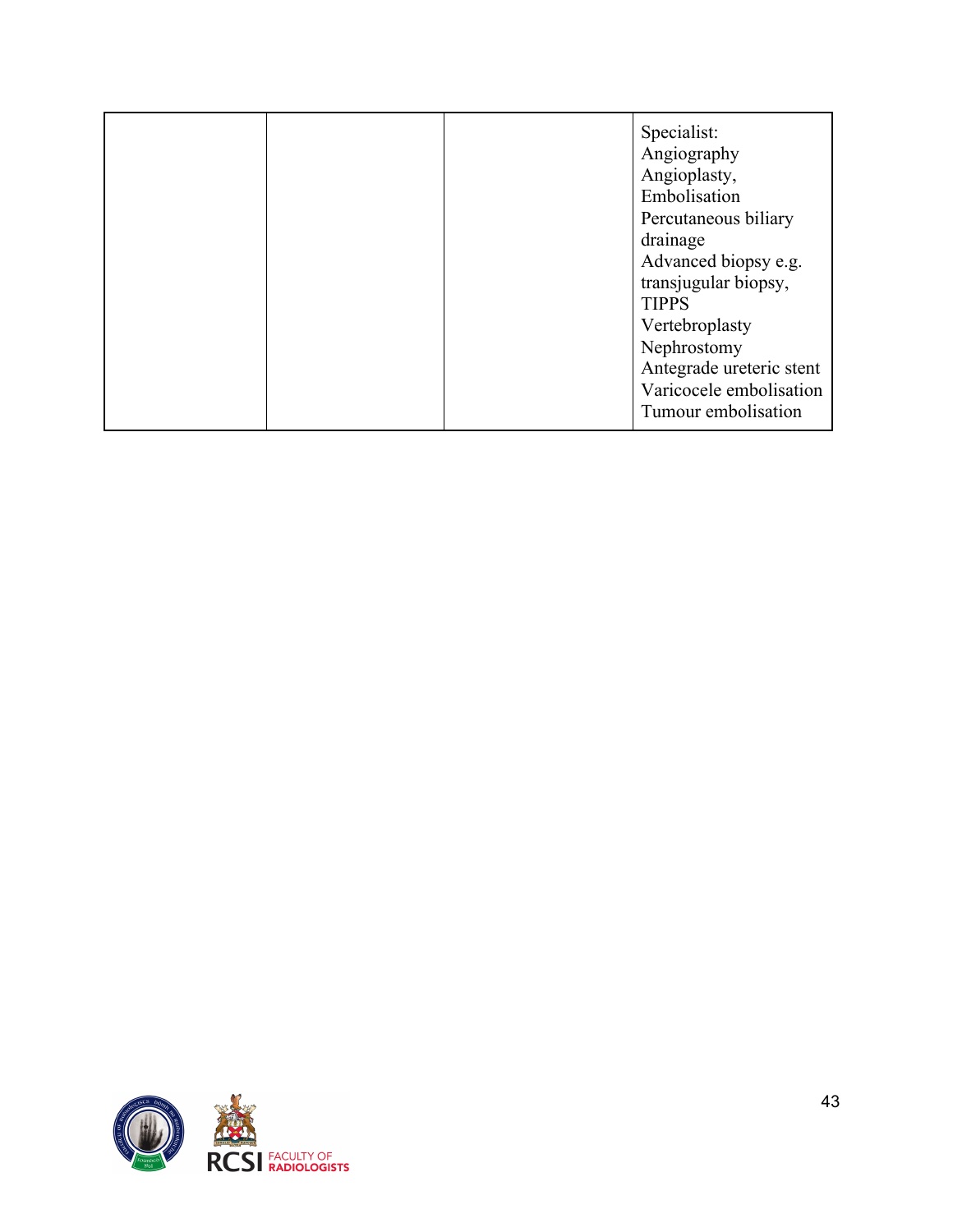| | | | |
|---|---|---|---|
| | | | Specialist:<br>Angiography<br>Angioplasty,<br>Embolisation<br>Percutaneous biliary drainage<br>Advanced biopsy e.g. transjugular biopsy,<br>TIPPS<br>Vertebroplasty<br>Nephrostomy<br>Antegrade ureteric stent<br>Varicocele embolisation<br>Tumour embolisation |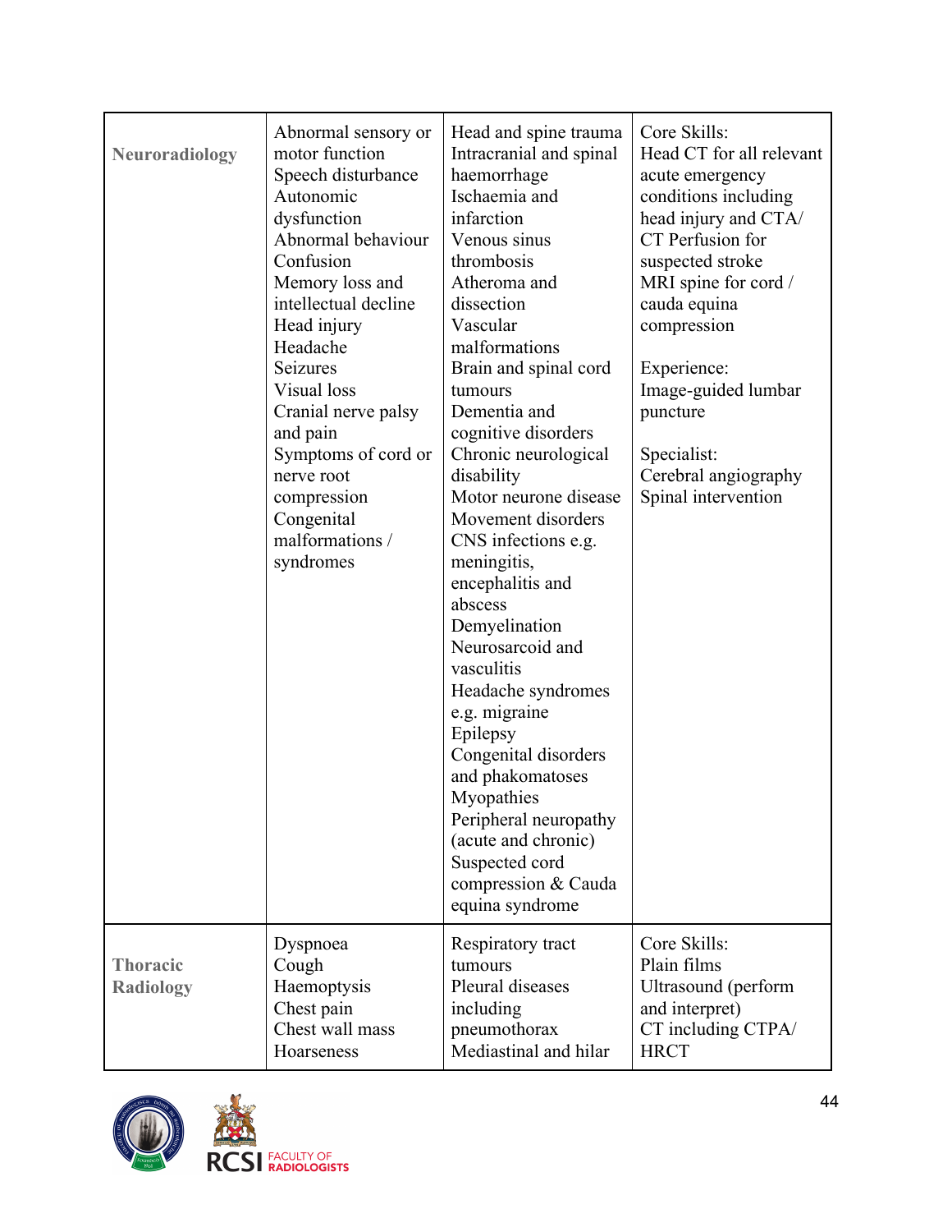| | | | |
|---|---|---|---|
| **Neuroradiology** | Abnormal sensory or motor function<br>Speech disturbance<br>Autonomic dysfunction<br>Abnormal behaviour<br>Confusion<br>Memory loss and intellectual decline<br>Head injury<br>Headache<br>Seizures<br>Visual loss<br>Cranial nerve palsy and pain<br>Symptoms of cord or nerve root compression<br>Congenital malformations / syndromes | Head and spine trauma<br>Intracranial and spinal haemorrhage<br>Ischaemia and infarction<br>Venous sinus thrombosis<br>Atheroma and dissection<br>Vascular malformations<br>Brain and spinal cord tumours<br>Dementia and cognitive disorders<br>Chronic neurological disability<br>Motor neurone disease<br>Movement disorders<br>CNS infections e.g. meningitis, encephalitis and abscess<br>Demyelination<br>Neurosarcoid and vasculitis<br>Headache syndromes e.g. migraine<br>Epilepsy<br>Congenital disorders and phakomatoses<br>Myopathies<br>Peripheral neuropathy (acute and chronic)<br>Suspected cord compression & Cauda equina syndrome | Core Skills:<br>Head CT for all relevant acute emergency conditions including head injury and CTA/ CT Perfusion for suspected stroke<br>MRI spine for cord / cauda equina compression<br><br>Experience:<br>Image-guided lumbar puncture<br><br>Specialist:<br>Cerebral angiography<br>Spinal intervention |
| **Thoracic Radiology** | Dyspnoea<br>Cough<br>Haemoptysis<br>Chest pain<br>Chest wall mass<br>Hoarseness | Respiratory tract tumours<br>Pleural diseases including pneumothorax<br>Mediastinal and hilar | Core Skills:<br>Plain films<br>Ultrasound (perform and interpret)<br>CT including CTPA/ HRCT |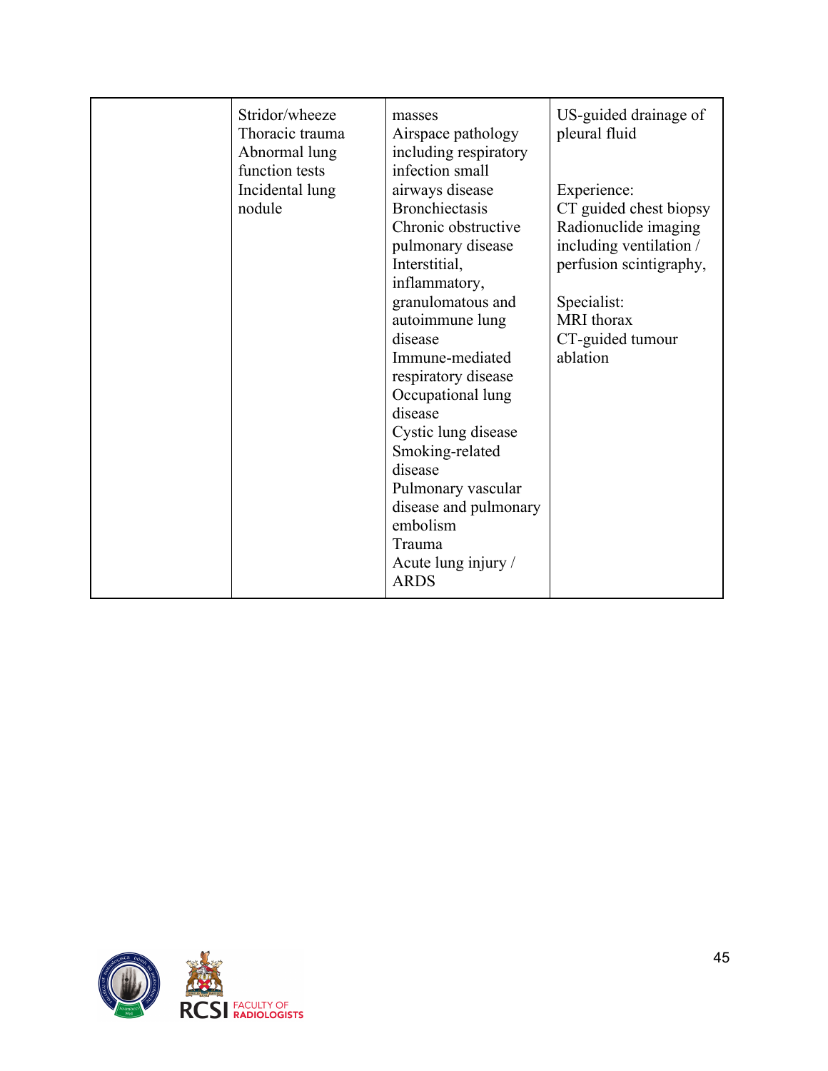| | | | |
|---|---|---|---|
| | Stridor/wheeze<br>Thoracic trauma<br>Abnormal lung function tests<br>Incidental lung nodule | masses<br>Airspace pathology including respiratory infection small airways disease<br>Bronchiectasis<br>Chronic obstructive pulmonary disease<br>Interstitial, inflammatory, granulomatous and autoimmune lung disease<br>Immune-mediated respiratory disease<br>Occupational lung disease<br>Cystic lung disease<br>Smoking-related disease<br>Pulmonary vascular disease and pulmonary embolism<br>Trauma<br>Acute lung injury / ARDS | US-guided drainage of pleural fluid<br><br>Experience:<br>CT guided chest biopsy<br>Radionuclide imaging including ventilation / perfusion scintigraphy,<br><br>Specialist:<br>MRI thorax<br>CT-guided tumour ablation |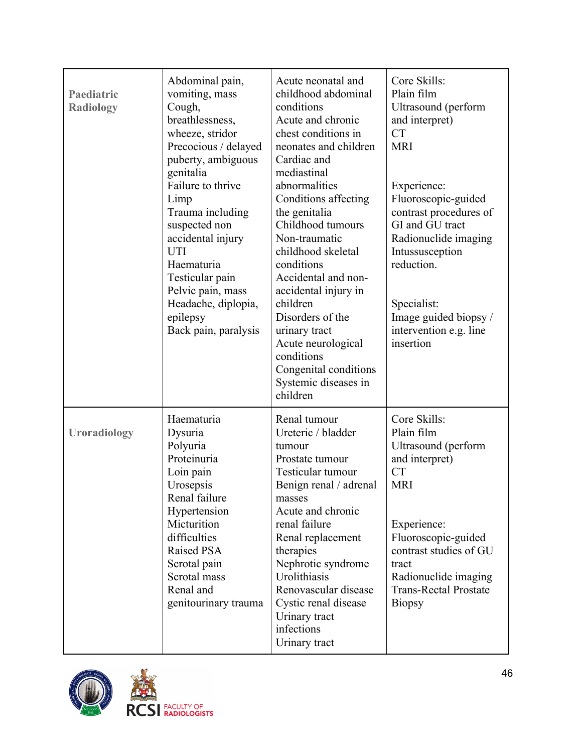| | | | |
|---|---|---|---|
| **Paediatric Radiology** | Abdominal pain, vomiting, mass<br>Cough, breathlessness, wheeze, stridor<br>Precocious / delayed puberty, ambiguous genitalia<br>Failure to thrive<br>Limp<br>Trauma including suspected non accidental injury<br>UTI<br>Haematuria<br>Testicular pain<br>Pelvic pain, mass<br>Headache, diplopia, epilepsy<br>Back pain, paralysis | Acute neonatal and childhood abdominal conditions<br>Acute and chronic chest conditions in neonates and children<br>Cardiac and mediastinal abnormalities<br>Conditions affecting the genitalia<br>Childhood tumours<br>Non-traumatic childhood skeletal conditions<br>Accidental and non-accidental injury in children<br>Disorders of the urinary tract<br>Acute neurological conditions<br>Congenital conditions<br>Systemic diseases in children | Core Skills:<br>Plain film<br>Ultrasound (perform and interpret)<br>CT<br>MRI<br><br>Experience:<br>Fluoroscopic-guided contrast procedures of GI and GU tract<br>Radionuclide imaging<br>Intussusception reduction.<br><br>Specialist:<br>Image guided biopsy / intervention e.g. line insertion |
| **Uroradiology** | Haematuria<br>Dysuria<br>Polyuria<br>Proteinuria<br>Loin pain<br>Urosepsis<br>Renal failure<br>Hypertension<br>Micturition difficulties<br>Raised PSA<br>Scrotal pain<br>Scrotal mass<br>Renal and genitourinary trauma | Renal tumour<br>Ureteric / bladder tumour<br>Prostate tumour<br>Testicular tumour<br>Benign renal / adrenal masses<br>Acute and chronic renal failure<br>Renal replacement therapies<br>Nephrotic syndrome<br>Urolithiasis<br>Renovascular disease<br>Cystic renal disease<br>Urinary tract infections<br>Urinary tract | Core Skills:<br>Plain film<br>Ultrasound (perform and interpret)<br>CT<br>MRI<br><br>Experience:<br>Fluoroscopic-guided contrast studies of GU tract<br>Radionuclide imaging<br>Trans-Rectal Prostate Biopsy |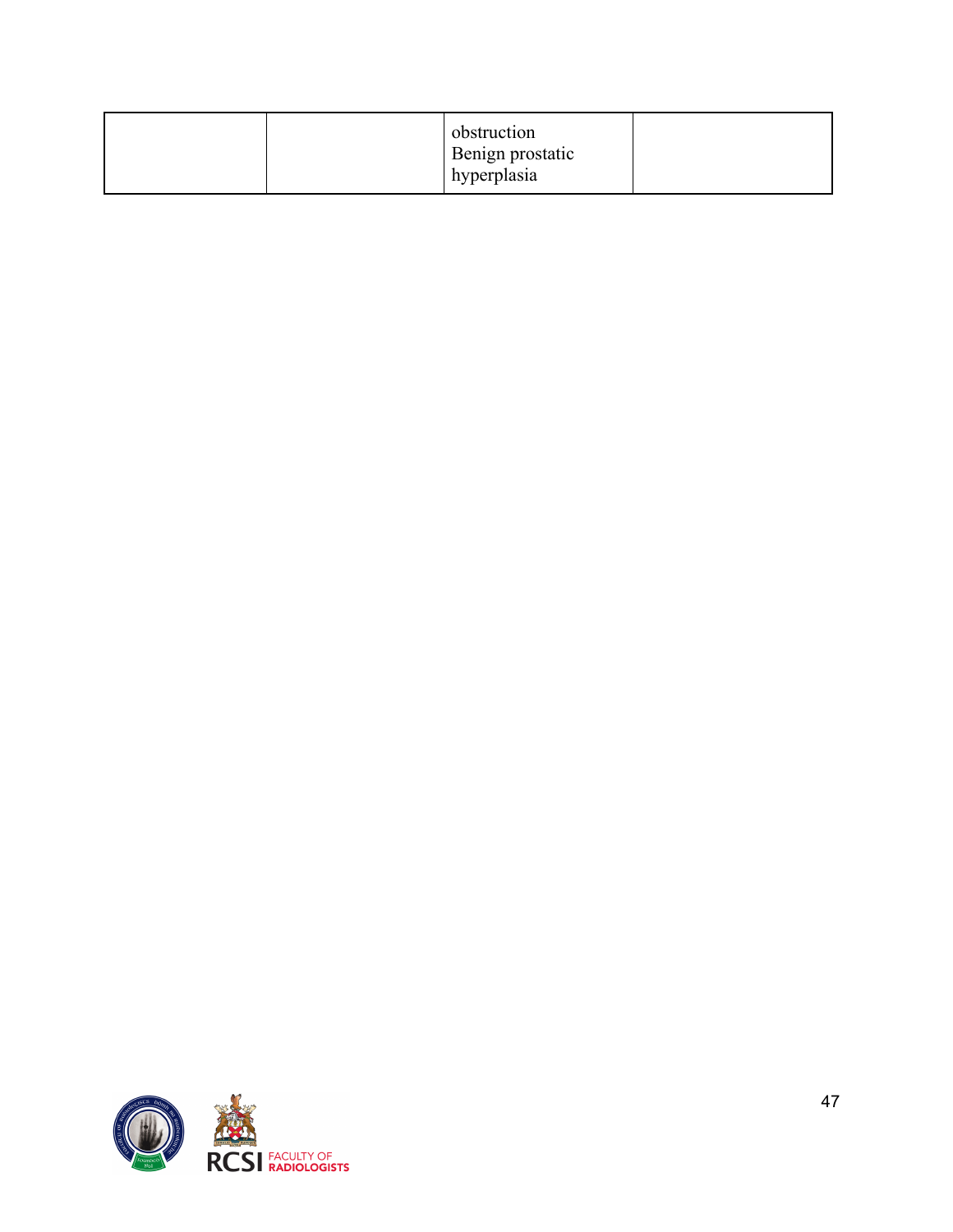| | | obstruction<br>Benign prostatic<br>hyperplasia | |
|---|---|---|---|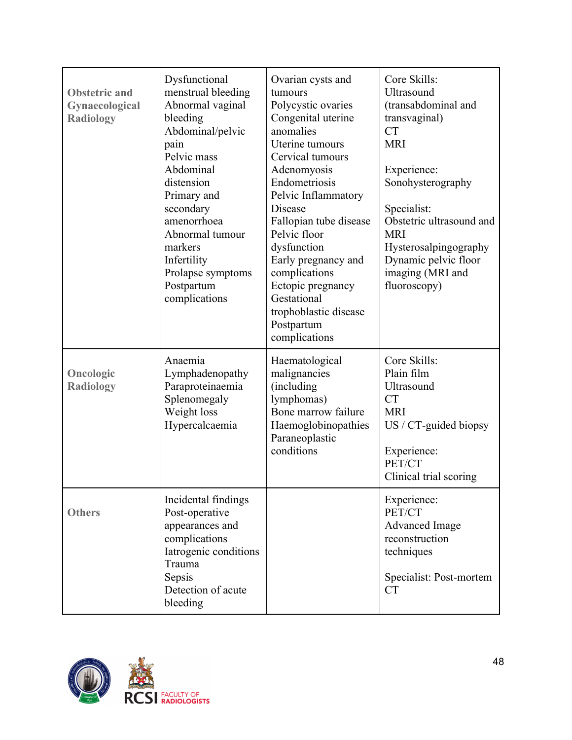| | | | |
|---|---|---|---|
| **Obstetric and Gynaecological Radiology** | Dysfunctional menstrual bleeding<br>Abnormal vaginal bleeding<br>Abdominal/pelvic pain<br>Pelvic mass<br>Abdominal distension<br>Primary and secondary amenorrhoea<br>Abnormal tumour markers<br>Infertility<br>Prolapse symptoms<br>Postpartum complications | Ovarian cysts and tumours<br>Polycystic ovaries<br>Congenital uterine anomalies<br>Uterine tumours<br>Cervical tumours<br>Adenomyosis<br>Endometriosis<br>Pelvic Inflammatory Disease<br>Fallopian tube disease<br>Pelvic floor dysfunction<br>Early pregnancy and complications<br>Ectopic pregnancy<br>Gestational trophoblastic disease<br>Postpartum complications | Core Skills:<br>Ultrasound (transabdominal and transvaginal)<br>CT<br>MRI<br><br>Experience:<br>Sonohysterography<br><br>Specialist:<br>Obstetric ultrasound and MRI<br>Hysterosalpingography<br>Dynamic pelvic floor imaging (MRI and fluoroscopy) |
| **Oncologic Radiology** | Anaemia<br>Lymphadenopathy<br>Paraproteinaemia<br>Splenomegaly<br>Weight loss<br>Hypercalcaemia | Haematological malignancies (including lymphomas)<br>Bone marrow failure<br>Haemoglobinopathies<br>Paraneoplastic conditions | Core Skills:<br>Plain film<br>Ultrasound<br>CT<br>MRI<br>US / CT-guided biopsy<br><br>Experience:<br>PET/CT<br>Clinical trial scoring |
| **Others** | Incidental findings<br>Post-operative appearances and complications<br>Iatrogenic conditions<br>Trauma<br>Sepsis<br>Detection of acute bleeding | | Experience:<br>PET/CT<br>Advanced Image reconstruction techniques<br><br>Specialist: Post-mortem CT |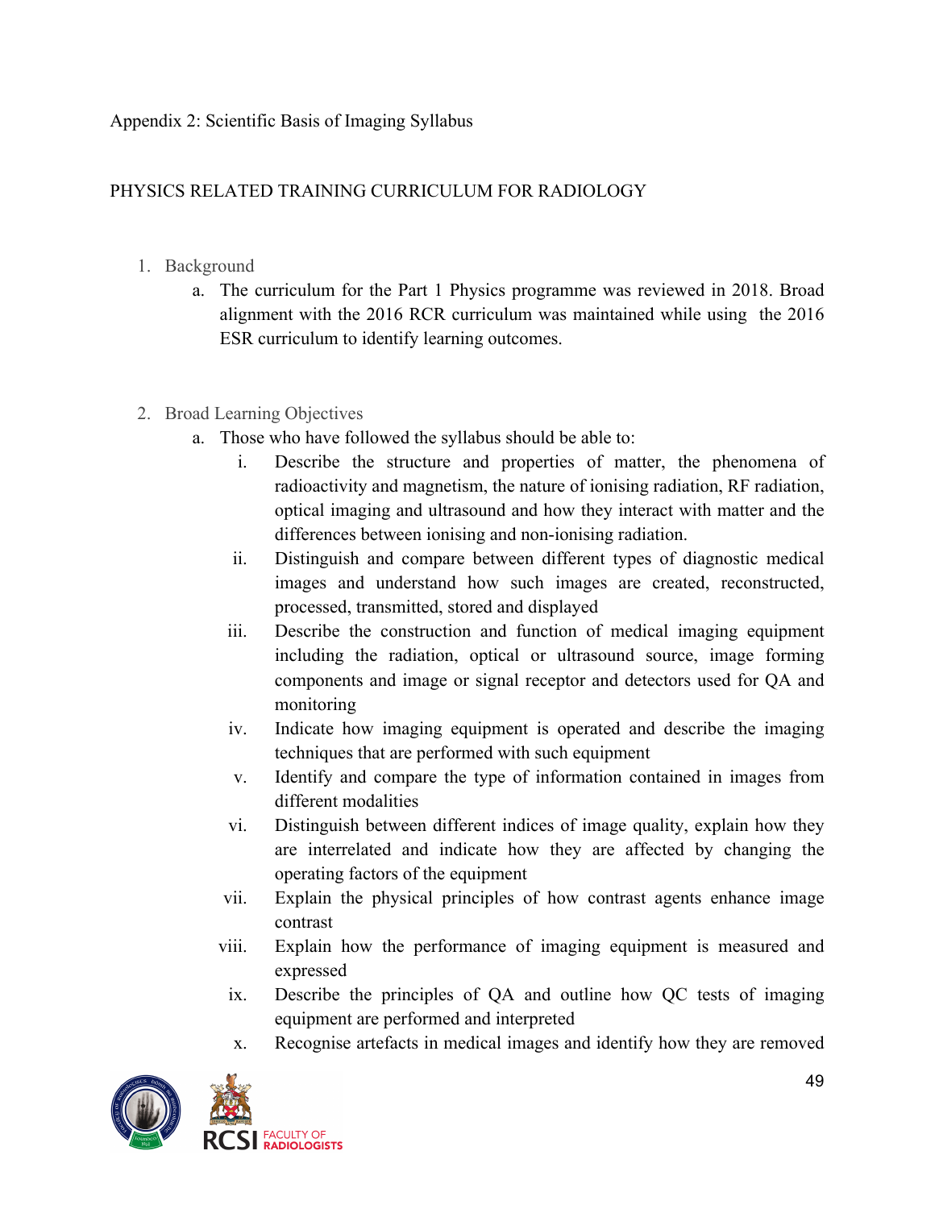Appendix 2: Scientific Basis of Imaging Syllabus

# PHYSICS RELATED TRAINING CURRICULUM FOR RADIOLOGY

1. Background
    a. The curriculum for the Part 1 Physics programme was reviewed in 2018. Broad alignment with the 2016 RCR curriculum was maintained while using the 2016 ESR curriculum to identify learning outcomes.

2. Broad Learning Objectives
    a. Those who have followed the syllabus should be able to:
        i. Describe the structure and properties of matter, the phenomena of radioactivity and magnetism, the nature of ionising radiation, RF radiation, optical imaging and ultrasound and how they interact with matter and the differences between ionising and non-ionising radiation.
        ii. Distinguish and compare between different types of diagnostic medical images and understand how such images are created, reconstructed, processed, transmitted, stored and displayed
        iii. Describe the construction and function of medical imaging equipment including the radiation, optical or ultrasound source, image forming components and image or signal receptor and detectors used for QA and monitoring
        iv. Indicate how imaging equipment is operated and describe the imaging techniques that are performed with such equipment
        v. Identify and compare the type of information contained in images from different modalities
        vi. Distinguish between different indices of image quality, explain how they are interrelated and indicate how they are affected by changing the operating factors of the equipment
        vii. Explain the physical principles of how contrast agents enhance image contrast
        viii. Explain how the performance of imaging equipment is measured and expressed
        ix. Describe the principles of QA and outline how QC tests of imaging equipment are performed and interpreted
        x. Recognise artefacts in medical images and identify how they are removed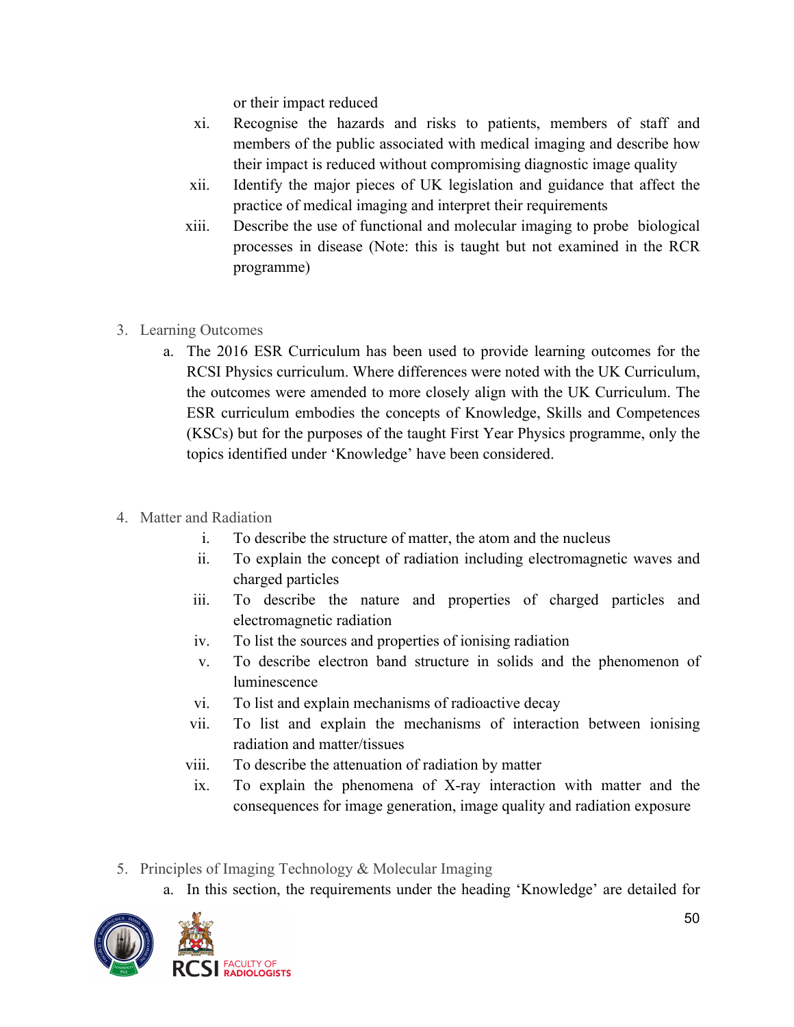or their impact reduced

xi. Recognise the hazards and risks to patients, members of staff and members of the public associated with medical imaging and describe how their impact is reduced without compromising diagnostic image quality

xii. Identify the major pieces of UK legislation and guidance that affect the practice of medical imaging and interpret their requirements

xiii. Describe the use of functional and molecular imaging to probe biological processes in disease (Note: this is taught but not examined in the RCR programme)

3. Learning Outcomes

   a. The 2016 ESR Curriculum has been used to provide learning outcomes for the RCSI Physics curriculum. Where differences were noted with the UK Curriculum, the outcomes were amended to more closely align with the UK Curriculum. The ESR curriculum embodies the concepts of Knowledge, Skills and Competences (KSCs) but for the purposes of the taught First Year Physics programme, only the topics identified under 'Knowledge' have been considered.

4. Matter and Radiation

   i. To describe the structure of matter, the atom and the nucleus
   ii. To explain the concept of radiation including electromagnetic waves and charged particles
   iii. To describe the nature and properties of charged particles and electromagnetic radiation
   iv. To list the sources and properties of ionising radiation
   v. To describe electron band structure in solids and the phenomenon of luminescence
   vi. To list and explain mechanisms of radioactive decay
   vii. To list and explain the mechanisms of interaction between ionising radiation and matter/tissues
   viii. To describe the attenuation of radiation by matter
   ix. To explain the phenomena of X-ray interaction with matter and the consequences for image generation, image quality and radiation exposure

5. Principles of Imaging Technology & Molecular Imaging

   a. In this section, the requirements under the heading 'Knowledge' are detailed for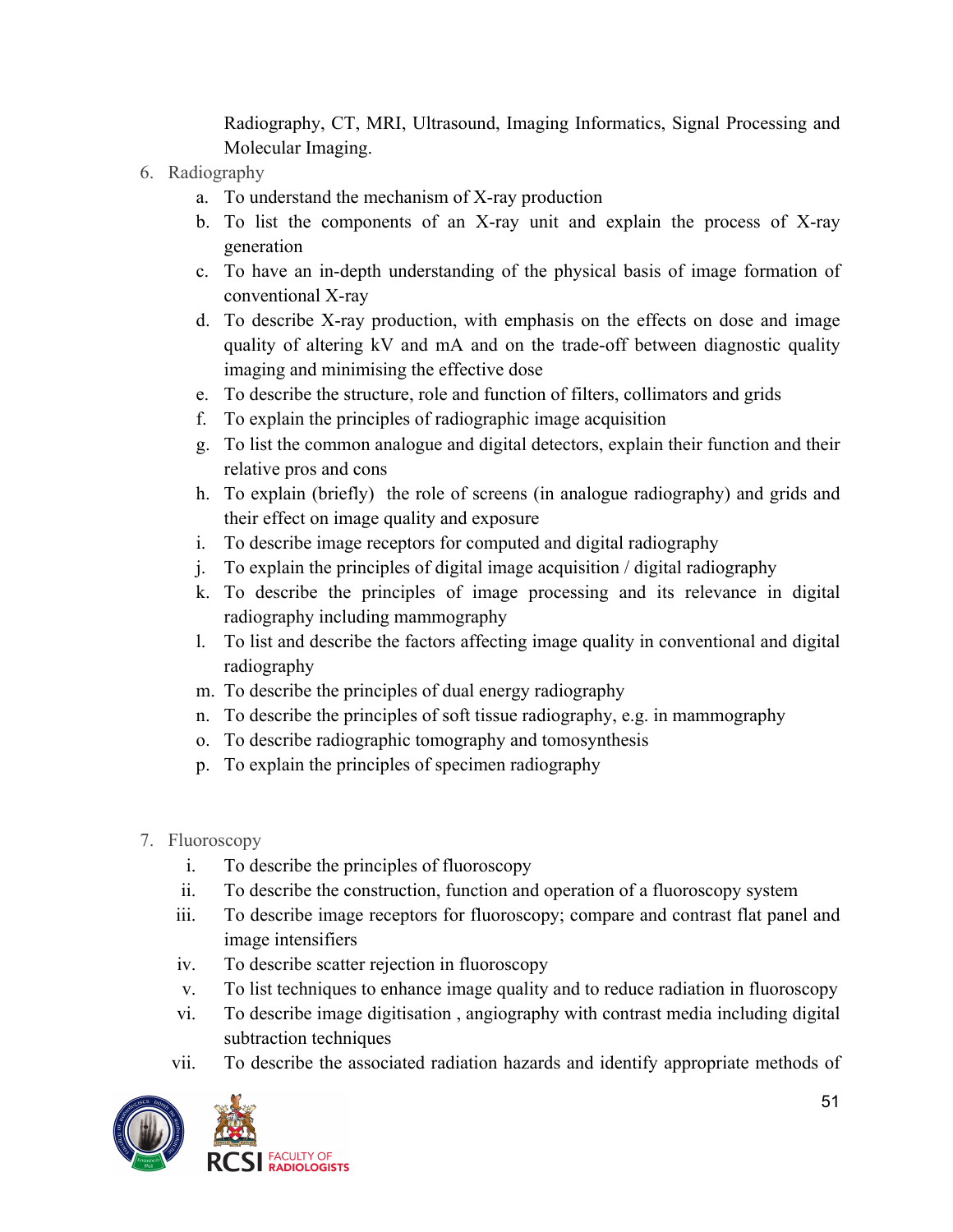Radiography, CT, MRI, Ultrasound, Imaging Informatics, Signal Processing and Molecular Imaging.

6. Radiography
    a. To understand the mechanism of X-ray production
    b. To list the components of an X-ray unit and explain the process of X-ray generation
    c. To have an in-depth understanding of the physical basis of image formation of conventional X-ray
    d. To describe X-ray production, with emphasis on the effects on dose and image quality of altering kV and mA and on the trade-off between diagnostic quality imaging and minimising the effective dose
    e. To describe the structure, role and function of filters, collimators and grids
    f. To explain the principles of radiographic image acquisition
    g. To list the common analogue and digital detectors, explain their function and their relative pros and cons
    h. To explain (briefly) the role of screens (in analogue radiography) and grids and their effect on image quality and exposure
    i. To describe image receptors for computed and digital radiography
    j. To explain the principles of digital image acquisition / digital radiography
    k. To describe the principles of image processing and its relevance in digital radiography including mammography
    l. To list and describe the factors affecting image quality in conventional and digital radiography
    m. To describe the principles of dual energy radiography
    n. To describe the principles of soft tissue radiography, e.g. in mammography
    o. To describe radiographic tomography and tomosynthesis
    p. To explain the principles of specimen radiography

7. Fluoroscopy
    i. To describe the principles of fluoroscopy
    ii. To describe the construction, function and operation of a fluoroscopy system
    iii. To describe image receptors for fluoroscopy; compare and contrast flat panel and image intensifiers
    iv. To describe scatter rejection in fluoroscopy
    v. To list techniques to enhance image quality and to reduce radiation in fluoroscopy
    vi. To describe image digitisation , angiography with contrast media including digital subtraction techniques
    vii. To describe the associated radiation hazards and identify appropriate methods of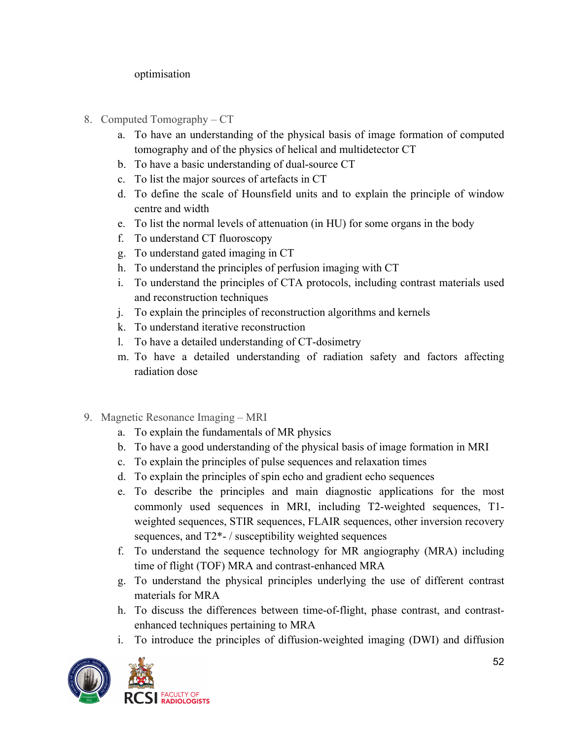optimisation

8. Computed Tomography – CT
    a. To have an understanding of the physical basis of image formation of computed tomography and of the physics of helical and multidetector CT
    b. To have a basic understanding of dual-source CT
    c. To list the major sources of artefacts in CT
    d. To define the scale of Hounsfield units and to explain the principle of window centre and width
    e. To list the normal levels of attenuation (in HU) for some organs in the body
    f. To understand CT fluoroscopy
    g. To understand gated imaging in CT
    h. To understand the principles of perfusion imaging with CT
    i. To understand the principles of CTA protocols, including contrast materials used and reconstruction techniques
    j. To explain the principles of reconstruction algorithms and kernels
    k. To understand iterative reconstruction
    l. To have a detailed understanding of CT-dosimetry
    m. To have a detailed understanding of radiation safety and factors affecting radiation dose

9. Magnetic Resonance Imaging – MRI
    a. To explain the fundamentals of MR physics
    b. To have a good understanding of the physical basis of image formation in MRI
    c. To explain the principles of pulse sequences and relaxation times
    d. To explain the principles of spin echo and gradient echo sequences
    e. To describe the principles and main diagnostic applications for the most commonly used sequences in MRI, including T2-weighted sequences, T1-weighted sequences, STIR sequences, FLAIR sequences, other inversion recovery sequences, and T2*- / susceptibility weighted sequences
    f. To understand the sequence technology for MR angiography (MRA) including time of flight (TOF) MRA and contrast-enhanced MRA
    g. To understand the physical principles underlying the use of different contrast materials for MRA
    h. To discuss the differences between time-of-flight, phase contrast, and contrast-enhanced techniques pertaining to MRA
    i. To introduce the principles of diffusion-weighted imaging (DWI) and diffusion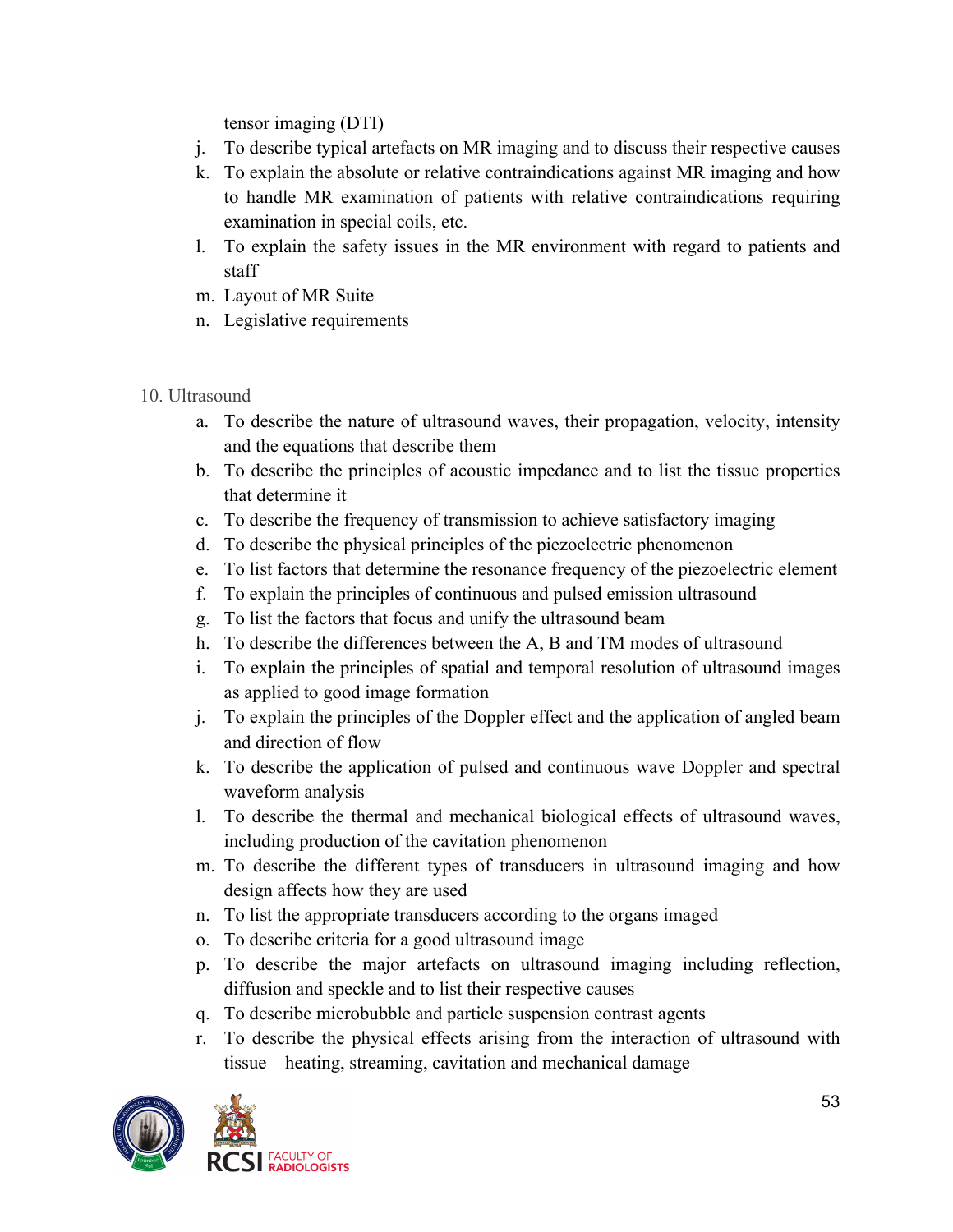tensor imaging (DTI)

j. To describe typical artefacts on MR imaging and to discuss their respective causes
k. To explain the absolute or relative contraindications against MR imaging and how to handle MR examination of patients with relative contraindications requiring examination in special coils, etc.
l. To explain the safety issues in the MR environment with regard to patients and staff
m. Layout of MR Suite
n. Legislative requirements

10. Ultrasound

a. To describe the nature of ultrasound waves, their propagation, velocity, intensity and the equations that describe them
b. To describe the principles of acoustic impedance and to list the tissue properties that determine it
c. To describe the frequency of transmission to achieve satisfactory imaging
d. To describe the physical principles of the piezoelectric phenomenon
e. To list factors that determine the resonance frequency of the piezoelectric element
f. To explain the principles of continuous and pulsed emission ultrasound
g. To list the factors that focus and unify the ultrasound beam
h. To describe the differences between the A, B and TM modes of ultrasound
i. To explain the principles of spatial and temporal resolution of ultrasound images as applied to good image formation
j. To explain the principles of the Doppler effect and the application of angled beam and direction of flow
k. To describe the application of pulsed and continuous wave Doppler and spectral waveform analysis
l. To describe the thermal and mechanical biological effects of ultrasound waves, including production of the cavitation phenomenon
m. To describe the different types of transducers in ultrasound imaging and how design affects how they are used
n. To list the appropriate transducers according to the organs imaged
o. To describe criteria for a good ultrasound image
p. To describe the major artefacts on ultrasound imaging including reflection, diffusion and speckle and to list their respective causes
q. To describe microbubble and particle suspension contrast agents
r. To describe the physical effects arising from the interaction of ultrasound with tissue – heating, streaming, cavitation and mechanical damage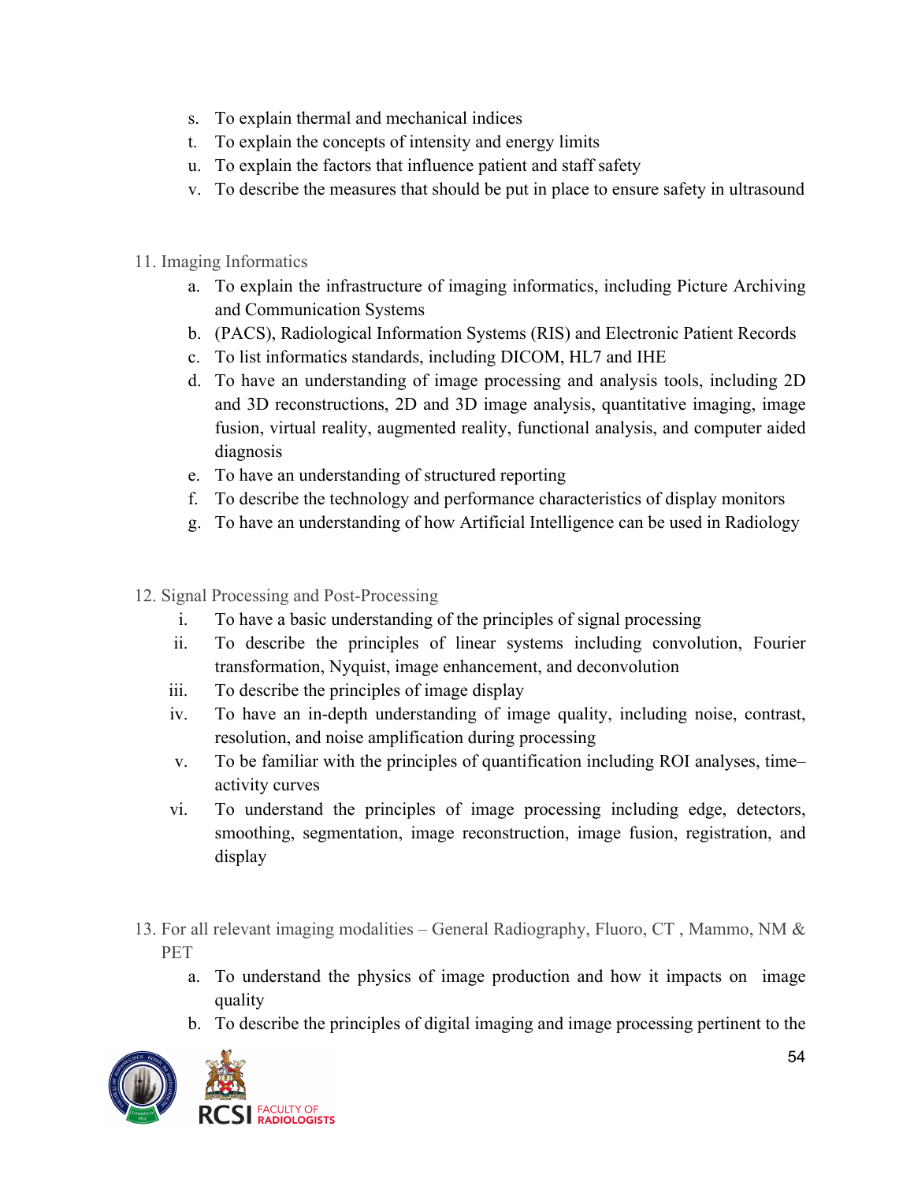s. To explain thermal and mechanical indices
t. To explain the concepts of intensity and energy limits
u. To explain the factors that influence patient and staff safety
v. To describe the measures that should be put in place to ensure safety in ultrasound

11. Imaging Informatics

a. To explain the infrastructure of imaging informatics, including Picture Archiving and Communication Systems
b. (PACS), Radiological Information Systems (RIS) and Electronic Patient Records
c. To list informatics standards, including DICOM, HL7 and IHE
d. To have an understanding of image processing and analysis tools, including 2D and 3D reconstructions, 2D and 3D image analysis, quantitative imaging, image fusion, virtual reality, augmented reality, functional analysis, and computer aided diagnosis
e. To have an understanding of structured reporting
f. To describe the technology and performance characteristics of display monitors
g. To have an understanding of how Artificial Intelligence can be used in Radiology

12. Signal Processing and Post-Processing

i. To have a basic understanding of the principles of signal processing
ii. To describe the principles of linear systems including convolution, Fourier transformation, Nyquist, image enhancement, and deconvolution
iii. To describe the principles of image display
iv. To have an in-depth understanding of image quality, including noise, contrast, resolution, and noise amplification during processing
v. To be familiar with the principles of quantification including ROI analyses, time–activity curves
vi. To understand the principles of image processing including edge, detectors, smoothing, segmentation, image reconstruction, image fusion, registration, and display

13. For all relevant imaging modalities – General Radiography, Fluoro, CT , Mammo, NM & PET

a. To understand the physics of image production and how it impacts on image quality
b. To describe the principles of digital imaging and image processing pertinent to the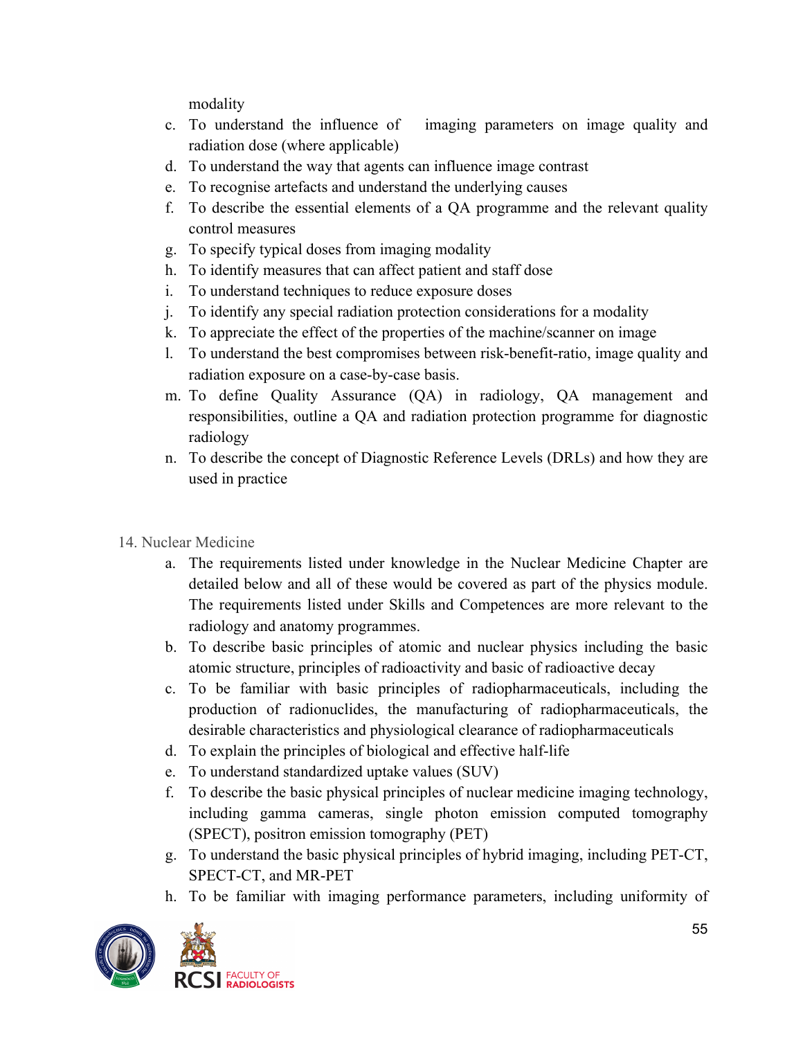modality

c. To understand the influence of imaging parameters on image quality and radiation dose (where applicable)
d. To understand the way that agents can influence image contrast
e. To recognise artefacts and understand the underlying causes
f. To describe the essential elements of a QA programme and the relevant quality control measures
g. To specify typical doses from imaging modality
h. To identify measures that can affect patient and staff dose
i. To understand techniques to reduce exposure doses
j. To identify any special radiation protection considerations for a modality
k. To appreciate the effect of the properties of the machine/scanner on image
l. To understand the best compromises between risk-benefit-ratio, image quality and radiation exposure on a case-by-case basis.
m. To define Quality Assurance (QA) in radiology, QA management and responsibilities, outline a QA and radiation protection programme for diagnostic radiology
n. To describe the concept of Diagnostic Reference Levels (DRLs) and how they are used in practice

14. Nuclear Medicine

a. The requirements listed under knowledge in the Nuclear Medicine Chapter are detailed below and all of these would be covered as part of the physics module. The requirements listed under Skills and Competences are more relevant to the radiology and anatomy programmes.
b. To describe basic principles of atomic and nuclear physics including the basic atomic structure, principles of radioactivity and basic of radioactive decay
c. To be familiar with basic principles of radiopharmaceuticals, including the production of radionuclides, the manufacturing of radiopharmaceuticals, the desirable characteristics and physiological clearance of radiopharmaceuticals
d. To explain the principles of biological and effective half-life
e. To understand standardized uptake values (SUV)
f. To describe the basic physical principles of nuclear medicine imaging technology, including gamma cameras, single photon emission computed tomography (SPECT), positron emission tomography (PET)
g. To understand the basic physical principles of hybrid imaging, including PET-CT, SPECT-CT, and MR-PET
h. To be familiar with imaging performance parameters, including uniformity of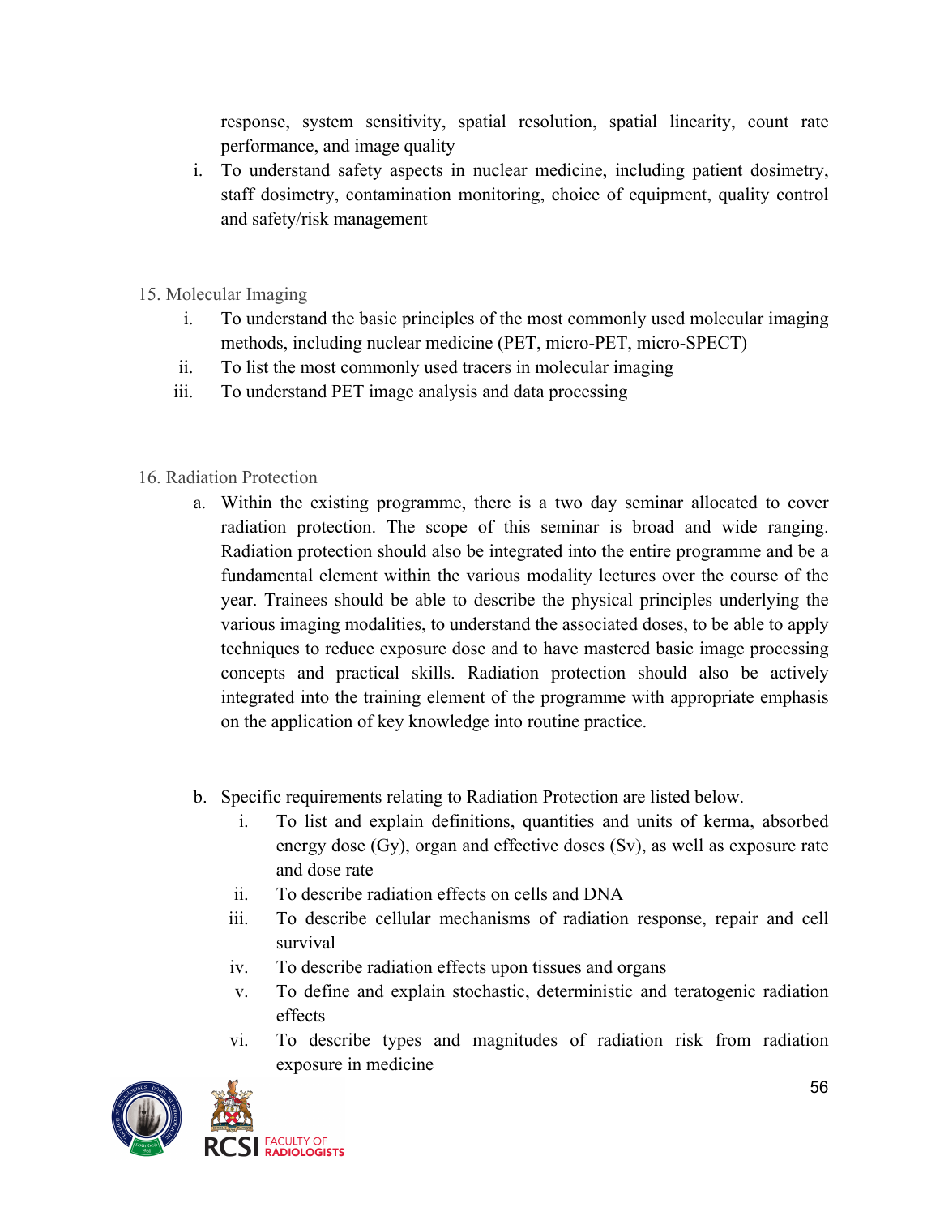response, system sensitivity, spatial resolution, spatial linearity, count rate performance, and image quality

i. To understand safety aspects in nuclear medicine, including patient dosimetry, staff dosimetry, contamination monitoring, choice of equipment, quality control and safety/risk management

## 15. Molecular Imaging

i. To understand the basic principles of the most commonly used molecular imaging methods, including nuclear medicine (PET, micro-PET, micro-SPECT)
ii. To list the most commonly used tracers in molecular imaging
iii. To understand PET image analysis and data processing

## 16. Radiation Protection

a. Within the existing programme, there is a two day seminar allocated to cover radiation protection. The scope of this seminar is broad and wide ranging. Radiation protection should also be integrated into the entire programme and be a fundamental element within the various modality lectures over the course of the year. Trainees should be able to describe the physical principles underlying the various imaging modalities, to understand the associated doses, to be able to apply techniques to reduce exposure dose and to have mastered basic image processing concepts and practical skills. Radiation protection should also be actively integrated into the training element of the programme with appropriate emphasis on the application of key knowledge into routine practice.

b. Specific requirements relating to Radiation Protection are listed below.
   i. To list and explain definitions, quantities and units of kerma, absorbed energy dose (Gy), organ and effective doses (Sv), as well as exposure rate and dose rate
   ii. To describe radiation effects on cells and DNA
   iii. To describe cellular mechanisms of radiation response, repair and cell survival
   iv. To describe radiation effects upon tissues and organs
   v. To define and explain stochastic, deterministic and teratogenic radiation effects
   vi. To describe types and magnitudes of radiation risk from radiation exposure in medicine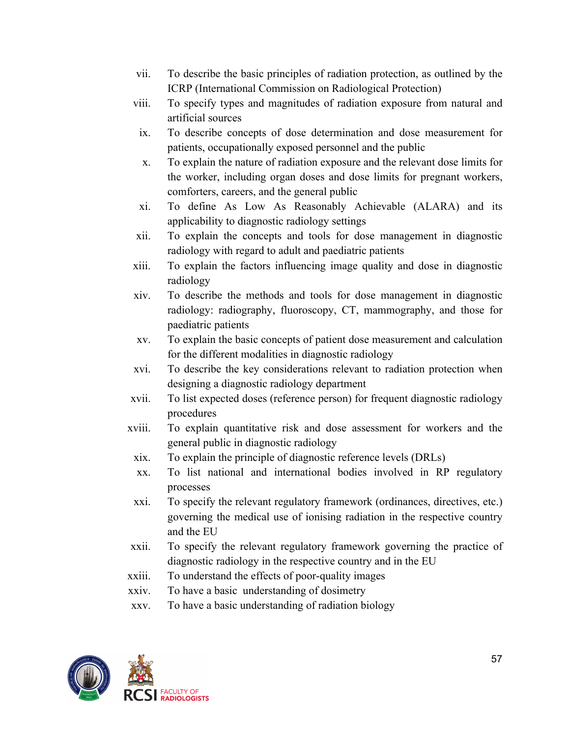vii. To describe the basic principles of radiation protection, as outlined by the ICRP (International Commission on Radiological Protection)

viii. To specify types and magnitudes of radiation exposure from natural and artificial sources

ix. To describe concepts of dose determination and dose measurement for patients, occupationally exposed personnel and the public

x. To explain the nature of radiation exposure and the relevant dose limits for the worker, including organ doses and dose limits for pregnant workers, comforters, careers, and the general public

xi. To define As Low As Reasonably Achievable (ALARA) and its applicability to diagnostic radiology settings

xii. To explain the concepts and tools for dose management in diagnostic radiology with regard to adult and paediatric patients

xiii. To explain the factors influencing image quality and dose in diagnostic radiology

xiv. To describe the methods and tools for dose management in diagnostic radiology: radiography, fluoroscopy, CT, mammography, and those for paediatric patients

xv. To explain the basic concepts of patient dose measurement and calculation for the different modalities in diagnostic radiology

xvi. To describe the key considerations relevant to radiation protection when designing a diagnostic radiology department

xvii. To list expected doses (reference person) for frequent diagnostic radiology procedures

xviii. To explain quantitative risk and dose assessment for workers and the general public in diagnostic radiology

xix. To explain the principle of diagnostic reference levels (DRLs)

xx. To list national and international bodies involved in RP regulatory processes

xxi. To specify the relevant regulatory framework (ordinances, directives, etc.) governing the medical use of ionising radiation in the respective country and the EU

xxii. To specify the relevant regulatory framework governing the practice of diagnostic radiology in the respective country and in the EU

xxiii. To understand the effects of poor-quality images

xxiv. To have a basic understanding of dosimetry

xxv. To have a basic understanding of radiation biology